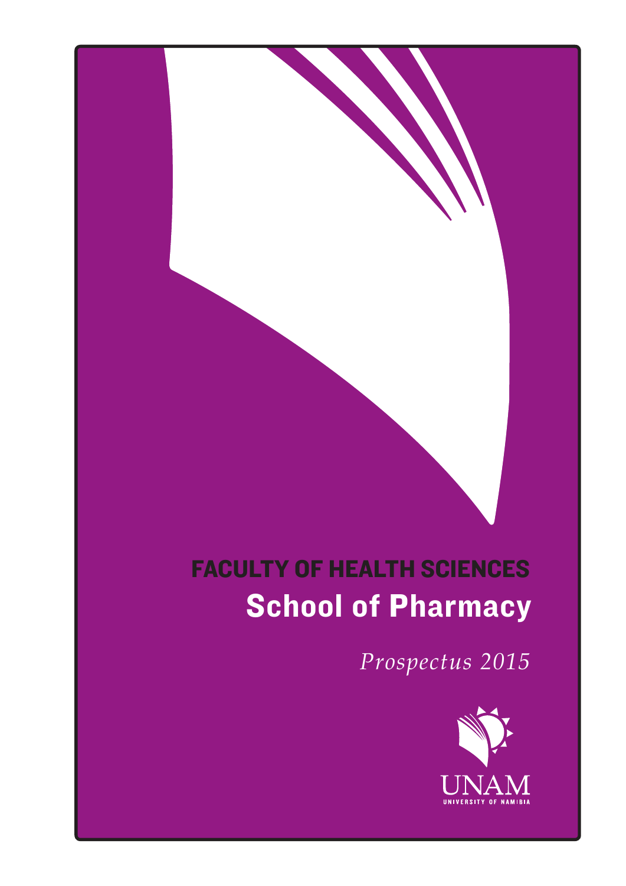# FACULTY OF HEALTH SCIENCES

## School of Pharmacy

*Prospectus 2015*

UNAM

UNIVERSITY OF NAMIBIA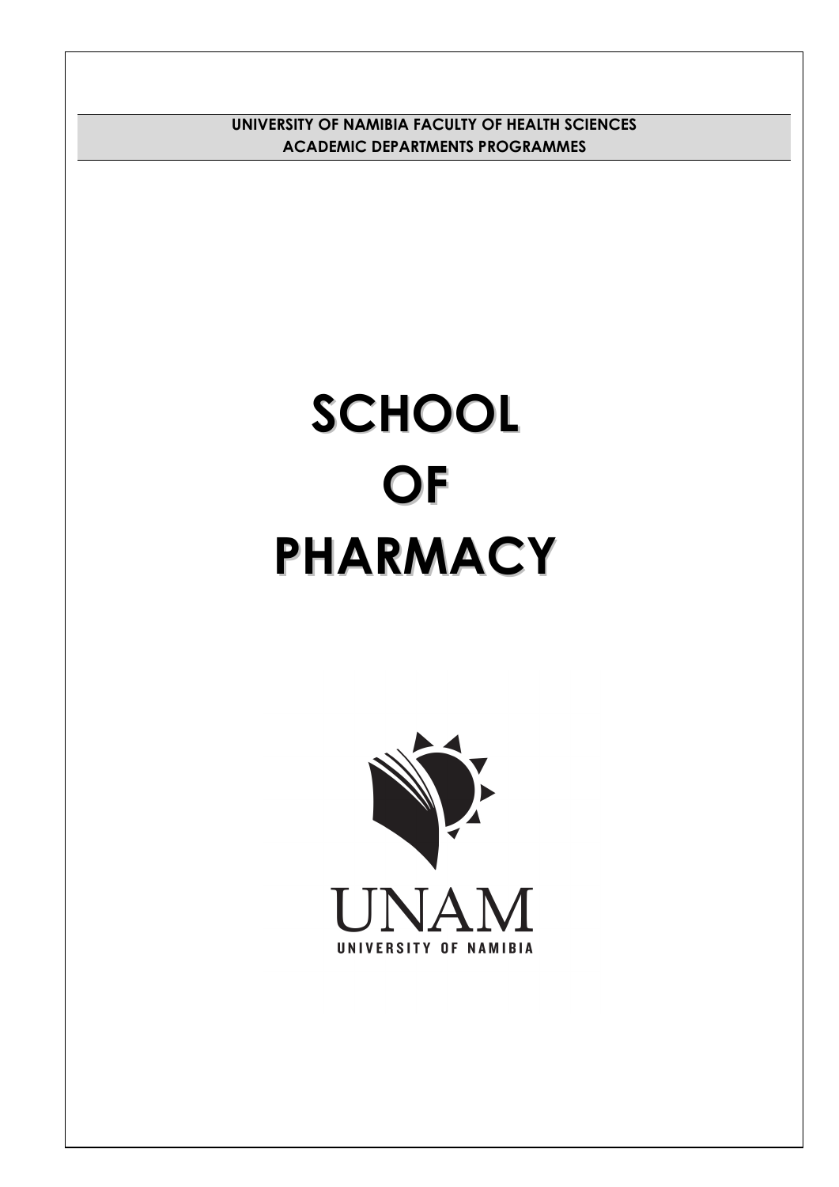**UNIVERSITY OF NAMIBIA FACULTY OF HEALTH SCIENCES**
**ACADEMIC DEPARTMENTS PROGRAMMES**

# SCHOOL OF PHARMACY

UNAM

UNIVERSITY OF NAMIBIA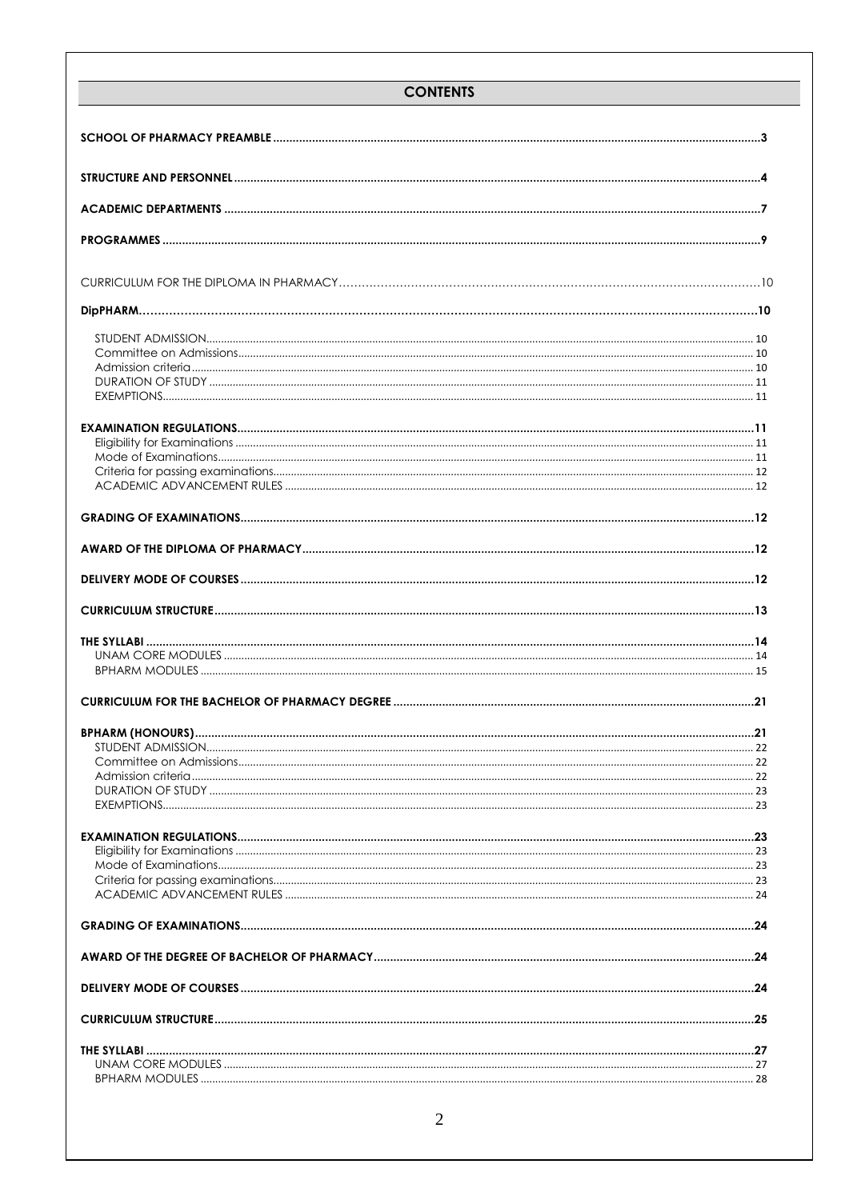# CONTENTS

**SCHOOL OF PHARMACY PREAMBLE** .......... **3**

**STRUCTURE AND PERSONNEL** .......... **4**

**ACADEMIC DEPARTMENTS** .......... **7**

**PROGRAMMES** .......... **9**

CURRICULUM FOR THE DIPLOMA IN PHARMACY .......... 10

**DipPHARM** .......... **10**

- STUDENT ADMISSION .......... 10
- Committee on Admissions .......... 10
- Admission criteria .......... 10
- DURATION OF STUDY .......... 11
- EXEMPTIONS .......... 11

**EXAMINATION REGULATIONS** .......... **11**

- Eligibility for Examinations .......... 11
- Mode of Examinations .......... 11
- Criteria for passing examinations .......... 12
- ACADEMIC ADVANCEMENT RULES .......... 12

**GRADING OF EXAMINATIONS** .......... **12**

**AWARD OF THE DIPLOMA OF PHARMACY** .......... **12**

**DELIVERY MODE OF COURSES** .......... **12**

**CURRICULUM STRUCTURE** .......... **13**

**THE SYLLABI** .......... **14**

- UNAM CORE MODULES .......... 14
- BPHARM MODULES .......... 15

**CURRICULUM FOR THE BACHELOR OF PHARMACY DEGREE** .......... **21**

**BPHARM (HONOURS)** .......... **21**

- STUDENT ADMISSION .......... 22
- Committee on Admissions .......... 22
- Admission criteria .......... 22
- DURATION OF STUDY .......... 23
- EXEMPTIONS .......... 23

**EXAMINATION REGULATIONS** .......... **23**

- Eligibility for Examinations .......... 23
- Mode of Examinations .......... 23
- Criteria for passing examinations .......... 23
- ACADEMIC ADVANCEMENT RULES .......... 24

**GRADING OF EXAMINATIONS** .......... **24**

**AWARD OF THE DEGREE OF BACHELOR OF PHARMACY** .......... **24**

**DELIVERY MODE OF COURSES** .......... **24**

**CURRICULUM STRUCTURE** .......... **25**

**THE SYLLABI** .......... **27**

- UNAM CORE MODULES .......... 27
- BPHARM MODULES .......... 28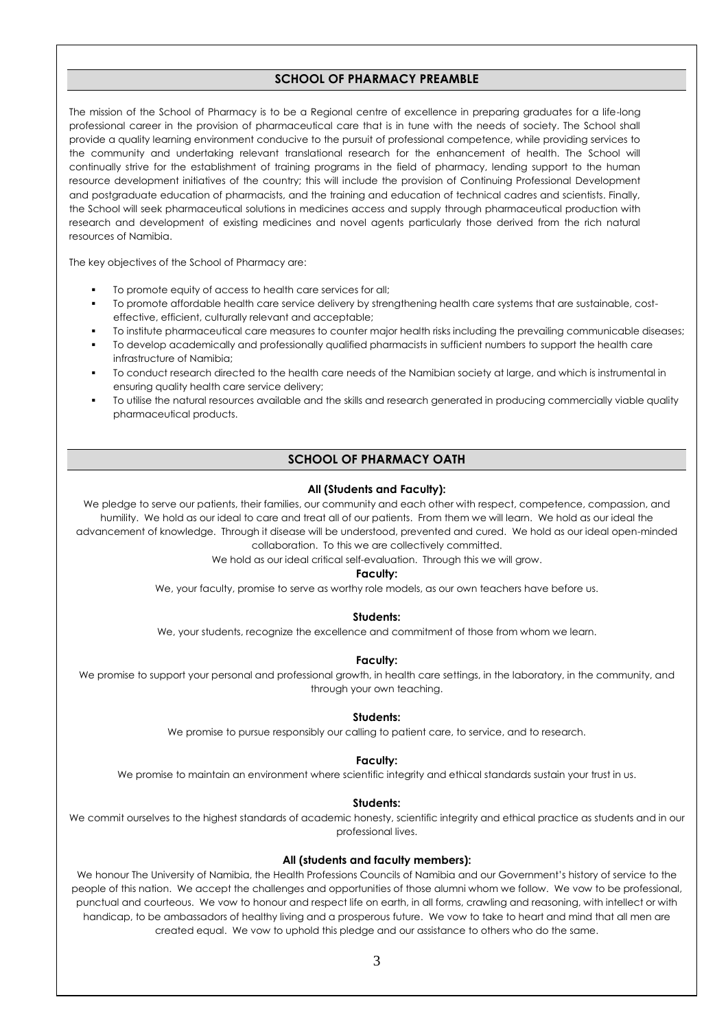## SCHOOL OF PHARMACY PREAMBLE

The mission of the School of Pharmacy is to be a Regional centre of excellence in preparing graduates for a life-long professional career in the provision of pharmaceutical care that is in tune with the needs of society. The School shall provide a quality learning environment conducive to the pursuit of professional competence, while providing services to the community and undertaking relevant translational research for the enhancement of health. The School will continually strive for the establishment of training programs in the field of pharmacy, lending support to the human resource development initiatives of the country; this will include the provision of Continuing Professional Development and postgraduate education of pharmacists, and the training and education of technical cadres and scientists. Finally, the School will seek pharmaceutical solutions in medicines access and supply through pharmaceutical production with research and development of existing medicines and novel agents particularly those derived from the rich natural resources of Namibia.

The key objectives of the School of Pharmacy are:

- To promote equity of access to health care services for all;
- To promote affordable health care service delivery by strengthening health care systems that are sustainable, cost-effective, efficient, culturally relevant and acceptable;
- To institute pharmaceutical care measures to counter major health risks including the prevailing communicable diseases;
- To develop academically and professionally qualified pharmacists in sufficient numbers to support the health care infrastructure of Namibia;
- To conduct research directed to the health care needs of the Namibian society at large, and which is instrumental in ensuring quality health care service delivery;
- To utilise the natural resources available and the skills and research generated in producing commercially viable quality pharmaceutical products.

## SCHOOL OF PHARMACY OATH

**All (Students and Faculty):**

We pledge to serve our patients, their families, our community and each other with respect, competence, compassion, and humility. We hold as our ideal to care and treat all of our patients. From them we will learn. We hold as our ideal the advancement of knowledge. Through it disease will be understood, prevented and cured. We hold as our ideal open-minded collaboration. To this we are collectively committed.

We hold as our ideal critical self-evaluation. Through this we will grow.

**Faculty:**

We, your faculty, promise to serve as worthy role models, as our own teachers have before us.

**Students:**

We, your students, recognize the excellence and commitment of those from whom we learn.

**Faculty:**

We promise to support your personal and professional growth, in health care settings, in the laboratory, in the community, and through your own teaching.

**Students:**

We promise to pursue responsibly our calling to patient care, to service, and to research.

**Faculty:**

We promise to maintain an environment where scientific integrity and ethical standards sustain your trust in us.

**Students:**

We commit ourselves to the highest standards of academic honesty, scientific integrity and ethical practice as students and in our professional lives.

**All (students and faculty members):**

We honour The University of Namibia, the Health Professions Councils of Namibia and our Government's history of service to the people of this nation. We accept the challenges and opportunities of those alumni whom we follow. We vow to be professional, punctual and courteous. We vow to honour and respect life on earth, in all forms, crawling and reasoning, with intellect or with handicap, to be ambassadors of healthy living and a prosperous future. We vow to take to heart and mind that all men are created equal. We vow to uphold this pledge and our assistance to others who do the same.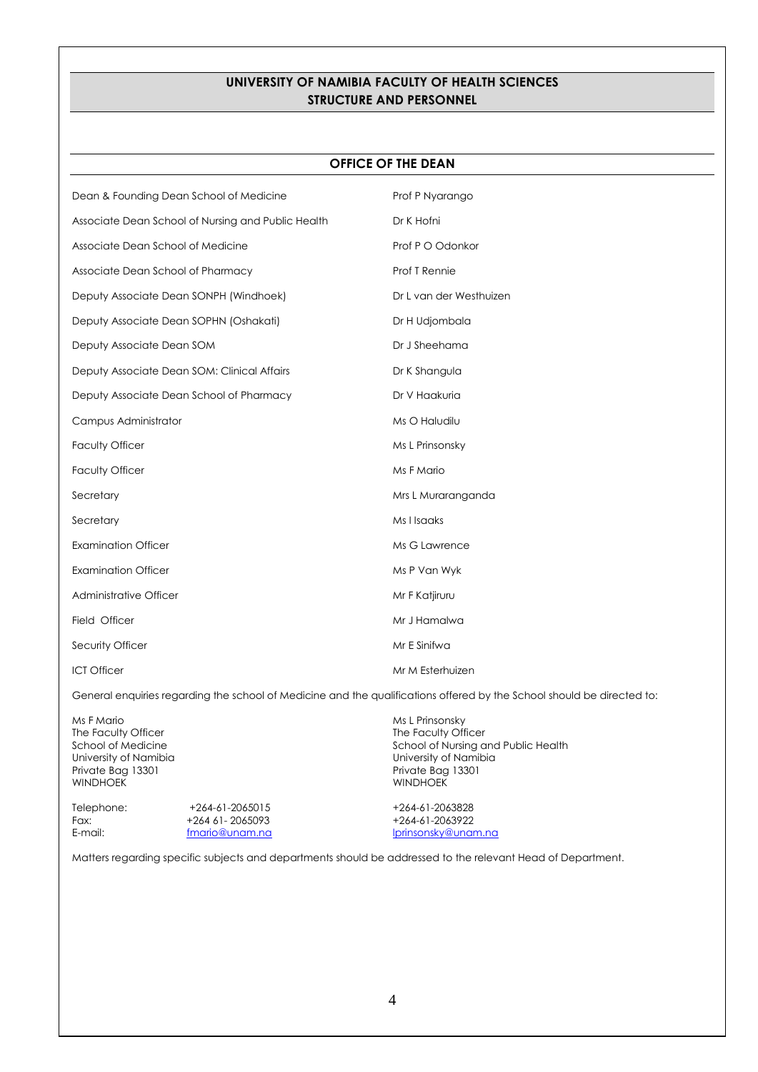## UNIVERSITY OF NAMIBIA FACULTY OF HEALTH SCIENCES STRUCTURE AND PERSONNEL

### OFFICE OF THE DEAN

| | |
|---|---|
| Dean & Founding Dean School of Medicine | Prof P Nyarango |
| Associate Dean School of Nursing and Public Health | Dr K Hofni |
| Associate Dean School of Medicine | Prof P O Odonkor |
| Associate Dean School of Pharmacy | Prof T Rennie |
| Deputy Associate Dean SONPH (Windhoek) | Dr L van der Westhuizen |
| Deputy Associate Dean SOPHN (Oshakati) | Dr H Udjombala |
| Deputy Associate Dean SOM | Dr J Sheehama |
| Deputy Associate Dean SOM: Clinical Affairs | Dr K Shangula |
| Deputy Associate Dean School of Pharmacy | Dr V Haakuria |
| Campus Administrator | Ms O Haludilu |
| Faculty Officer | Ms L Prinsonsky |
| Faculty Officer | Ms F Mario |
| Secretary | Mrs L Muraranganda |
| Secretary | Ms I Isaaks |
| Examination Officer | Ms G Lawrence |
| Examination Officer | Ms P Van Wyk |
| Administrative Officer | Mr F Katjiruru |
| Field Officer | Mr J Hamalwa |
| Security Officer | Mr E Sinifwa |
| ICT Officer | Mr M Esterhuizen |

General enquiries regarding the school of Medicine and the qualifications offered by the School should be directed to:

Ms F Mario
The Faculty Officer
School of Medicine
University of Namibia
Private Bag 13301
WINDHOEK

Telephone: +264-61-2065015
Fax: +264 61- 2065093
E-mail: fmario@unam.na

Ms L Prinsonsky
The Faculty Officer
School of Nursing and Public Health
University of Namibia
Private Bag 13301
WINDHOEK

Telephone: +264-61-2063828
Fax: +264-61-2063922
E-mail: lprinsonsky@unam.na

Matters regarding specific subjects and departments should be addressed to the relevant Head of Department.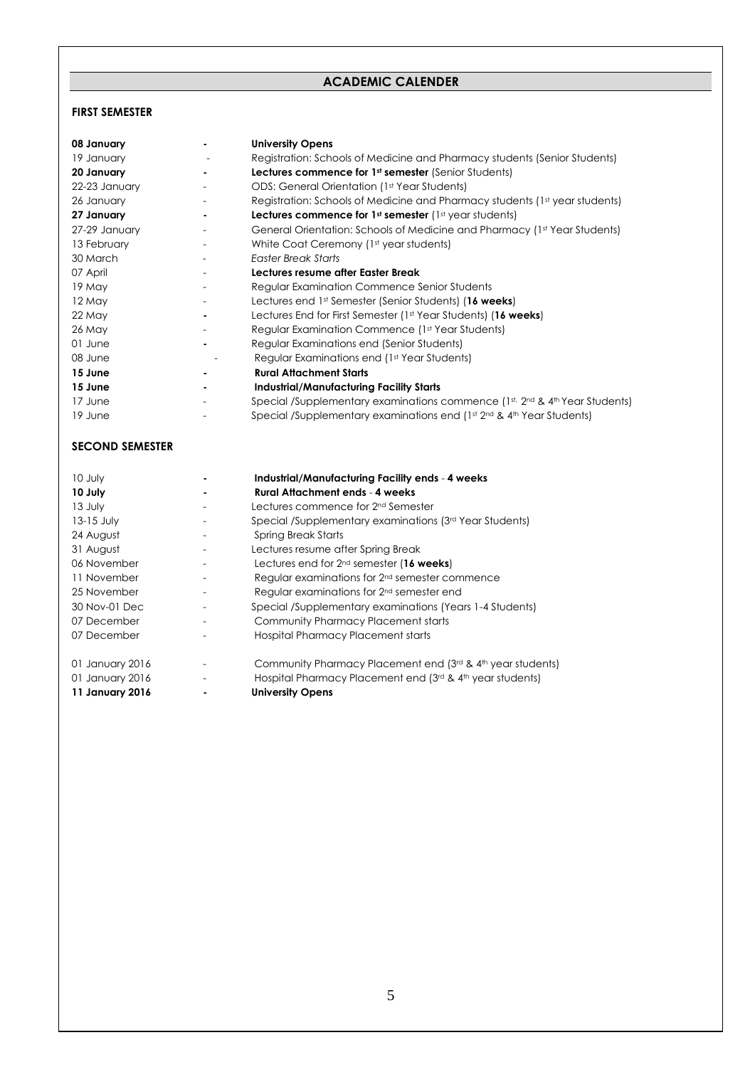## ACADEMIC CALENDER

### FIRST SEMESTER

| | | |
|---|---|---|
| **08 January** | **-** | **University Opens** |
| 19 January | - | Registration: Schools of Medicine and Pharmacy students (Senior Students) |
| **20 January** | **-** | **Lectures commence for 1st semester** (Senior Students) |
| 22-23 January | - | ODS: General Orientation (1st Year Students) |
| 26 January | - | Registration: Schools of Medicine and Pharmacy students (1st year students) |
| **27 January** | **-** | **Lectures commence for 1st semester** (1st year students) |
| 27-29 January | - | General Orientation: Schools of Medicine and Pharmacy (1st Year Students) |
| 13 February | - | White Coat Ceremony (1st year students) |
| 30 March | - | *Easter Break Starts* |
| 07 April | - | **Lectures resume after Easter Break** |
| 19 May | - | Regular Examination Commence Senior Students |
| 12 May | - | Lectures end 1st Semester (Senior Students) (**16 weeks**) |
| 22 May | - | Lectures End for First Semester (1st Year Students) (**16 weeks**) |
| 26 May | - | Regular Examination Commence (1st Year Students) |
| 01 June | - | Regular Examinations end (Senior Students) |
| 08 June | - | Regular Examinations end (1st Year Students) |
| **15 June** | **-** | **Rural Attachment Starts** |
| **15 June** | **-** | **Industrial/Manufacturing Facility Starts** |
| 17 June | - | Special /Supplementary examinations commence (1st, 2nd & 4th Year Students) |
| 19 June | - | Special /Supplementary examinations end (1st 2nd & 4th Year Students) |

### SECOND SEMESTER

| | | |
|---|---|---|
| 10 July | - | **Industrial/Manufacturing Facility ends - 4 weeks** |
| **10 July** | **-** | **Rural Attachment ends - 4 weeks** |
| 13 July | - | Lectures commence for 2nd Semester |
| 13-15 July | - | Special /Supplementary examinations (3rd Year Students) |
| 24 August | - | Spring Break Starts |
| 31 August | - | Lectures resume after Spring Break |
| 06 November | - | Lectures end for 2nd semester (**16 weeks**) |
| 11 November | - | Regular examinations for 2nd semester commence |
| 25 November | - | Regular examinations for 2nd semester end |
| 30 Nov-01 Dec | - | Special /Supplementary examinations (Years 1-4 Students) |
| 07 December | - | Community Pharmacy Placement starts |
| 07 December | - | Hospital Pharmacy Placement starts |
| 01 January 2016 | - | Community Pharmacy Placement end (3rd & 4th year students) |
| 01 January 2016 | - | Hospital Pharmacy Placement end (3rd & 4th year students) |
| **11 January 2016** | **-** | **University Opens** |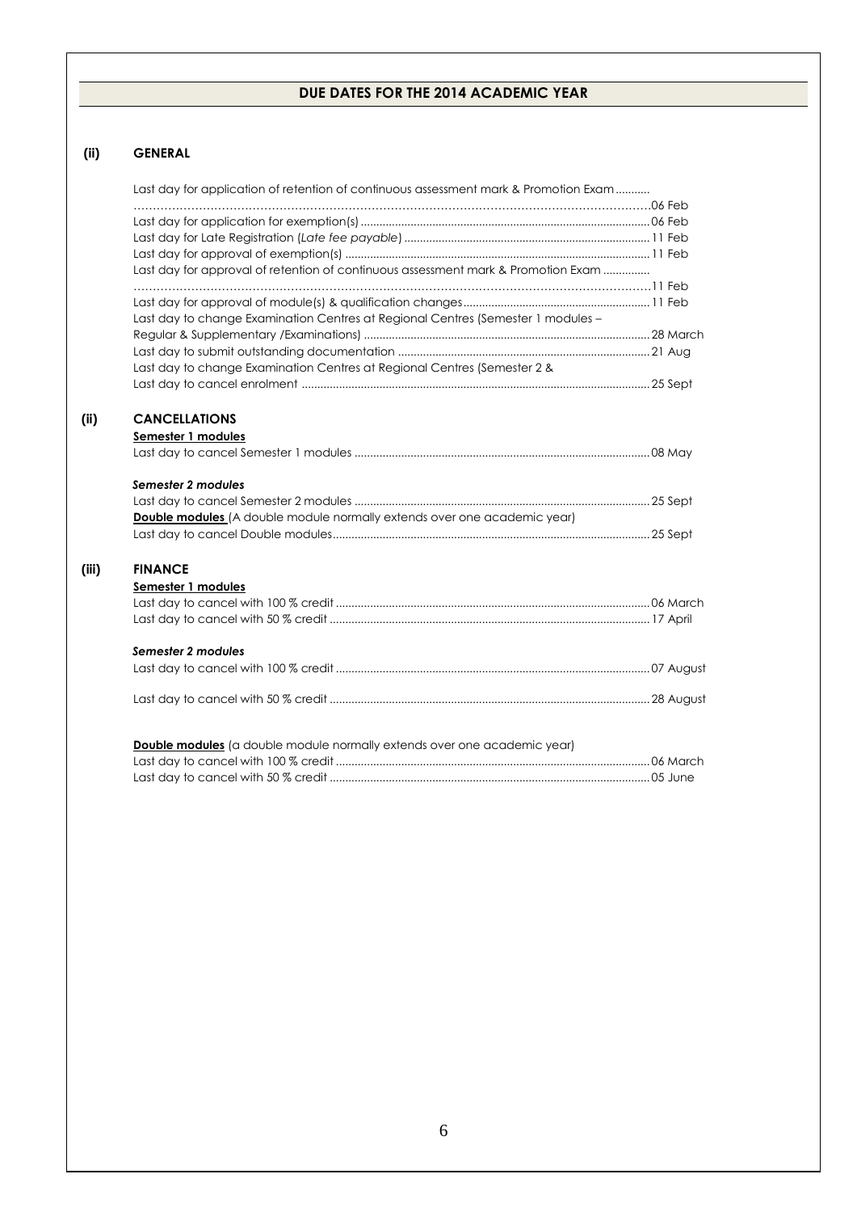## DUE DATES FOR THE 2014 ACADEMIC YEAR

### (ii) GENERAL

Last day for application of retention of continuous assessment mark & Promotion Exam ........... 06 Feb

Last day for application for exemption(s) ........ 06 Feb

Last day for Late Registration (*Late fee payable*) ........ 11 Feb

Last day for approval of exemption(s) ........ 11 Feb

Last day for approval of retention of continuous assessment mark & Promotion Exam ........ 11 Feb

Last day for approval of module(s) & qualification changes ........ 11 Feb

Last day to change Examination Centres at Regional Centres (Semester 1 modules – Regular & Supplementary /Examinations) ........ 28 March

Last day to submit outstanding documentation ........ 21 Aug

Last day to change Examination Centres at Regional Centres (Semester 2 & Last day to cancel enrolment ........ 25 Sept

### (ii) CANCELLATIONS

**Semester 1 modules**

Last day to cancel Semester 1 modules ........ 08 May

***Semester 2 modules***

Last day to cancel Semester 2 modules ........ 25 Sept

**Double modules** (A double module normally extends over one academic year)

Last day to cancel Double modules ........ 25 Sept

### (iii) FINANCE

**Semester 1 modules**

Last day to cancel with 100 % credit ........ 06 March

Last day to cancel with 50 % credit ........ 17 April

***Semester 2 modules***

Last day to cancel with 100 % credit ........ 07 August

Last day to cancel with 50 % credit ........ 28 August

**Double modules** (a double module normally extends over one academic year)

Last day to cancel with 100 % credit ........ 06 March

Last day to cancel with 50 % credit ........ 05 June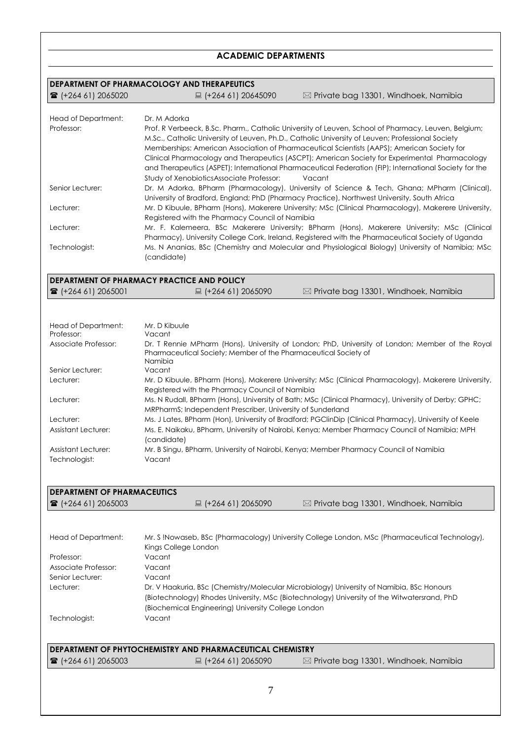## ACADEMIC DEPARTMENTS

### DEPARTMENT OF PHARMACOLOGY AND THERAPEUTICS

☎ (+264 61) 2065020 | 🖷 (+264 61) 20645090 | ✉ Private bag 13301, Windhoek, Namibia

| | |
|---|---|
| Head of Department: | Dr. M Adorka |
| Professor: | Prof. R Verbeeck, B.Sc. Pharm., Catholic University of Leuven, School of Pharmacy, Leuven, Belgium; M.Sc., Catholic University of Leuven, Ph.D., Catholic University of Leuven; Professional Society Memberships: American Association of Pharmaceutical Scientists (AAPS); American Society for Clinical Pharmacology and Therapeutics (ASCPT); American Society for Experimental Pharmacology and Therapeutics (ASPET); International Pharmaceutical Federation (FIP); International Society for the Study of XenobioticsAssociate Professor: Vacant |
| Senior Lecturer: | Dr. M Adorka, BPharm (Pharmacology), University of Science & Tech, Ghana; MPharm (Clinical), University of Bradford, England; PhD (Pharmacy Practice), Northwest University, South Africa |
| Lecturer: | Mr. D Kibuule, BPharm (Hons), Makerere University; MSc (Clinical Pharmacology), Makerere University, Registered with the Pharmacy Council of Namibia |
| Lecturer: | Mr. F. Kalemeera, BSc Makerere University; BPharm (Hons), Makerere University; MSc (Clinical Pharmacy), University College Cork, Ireland, Registered with the Pharmaceutical Society of Uganda |
| Technologist: | Ms. N Ananias, BSc (Chemistry and Molecular and Physiological Biology) University of Namibia; MSc (candidate) |

### DEPARTMENT OF PHARMACY PRACTICE AND POLICY

☎ (+264 61) 2065001 | 🖷 (+264 61) 2065090 | ✉ Private bag 13301, Windhoek, Namibia

| | |
|---|---|
| Head of Department: | Mr. D Kibuule |
| Professor: | Vacant |
| Associate Professor: | Dr. T Rennie MPharm (Hons), University of London; PhD, University of London; Member of the Royal Pharmaceutical Society; Member of the Pharmaceutical Society of Namibia |
| Senior Lecturer: | Vacant |
| Lecturer: | Mr. D Kibuule, BPharm (Hons), Makerere University; MSc (Clinical Pharmacology), Makerere University, Registered with the Pharmacy Council of Namibia |
| Lecturer: | Ms. N Rudall, BPharm (Hons), University of Bath; MSc (Clinical Pharmacy), University of Derby; GPHC; MRPharmS; Independent Prescriber, University of Sunderland |
| Lecturer: | Ms. J Lates, BPharm (Hon), University of Bradford; PGClinDip (Clinical Pharmacy), University of Keele |
| Assistant Lecturer: | Ms. E. Naikaku, BPharm, University of Nairobi, Kenya; Member Pharmacy Council of Namibia; MPH (candidate) |
| Assistant Lecturer: | Mr. B Singu, BPharm, University of Nairobi, Kenya; Member Pharmacy Council of Namibia |
| Technologist: | Vacant |

### DEPARTMENT OF PHARMACEUTICS

☎ (+264 61) 2065003 | 🖷 (+264 61) 2065090 | ✉ Private bag 13301, Windhoek, Namibia

| | |
|---|---|
| Head of Department: | Mr. S !Nowaseb, BSc (Pharmacology) University College London, MSc (Pharmaceutical Technology), Kings College London |
| Professor: | Vacant |
| Associate Professor: | Vacant |
| Senior Lecturer: | Vacant |
| Lecturer: | Dr. V Haakuria, BSc (Chemistry/Molecular Microbiology) University of Namibia, BSc Honours (Biotechnology) Rhodes University, MSc (Biotechnology) University of the Witwatersrand, PhD (Biochemical Engineering) University College London |
| Technologist: | Vacant |

### DEPARTMENT OF PHYTOCHEMISTRY AND PHARMACEUTICAL CHEMISTRY

☎ (+264 61) 2065003 | 🖷 (+264 61) 2065090 | ✉ Private bag 13301, Windhoek, Namibia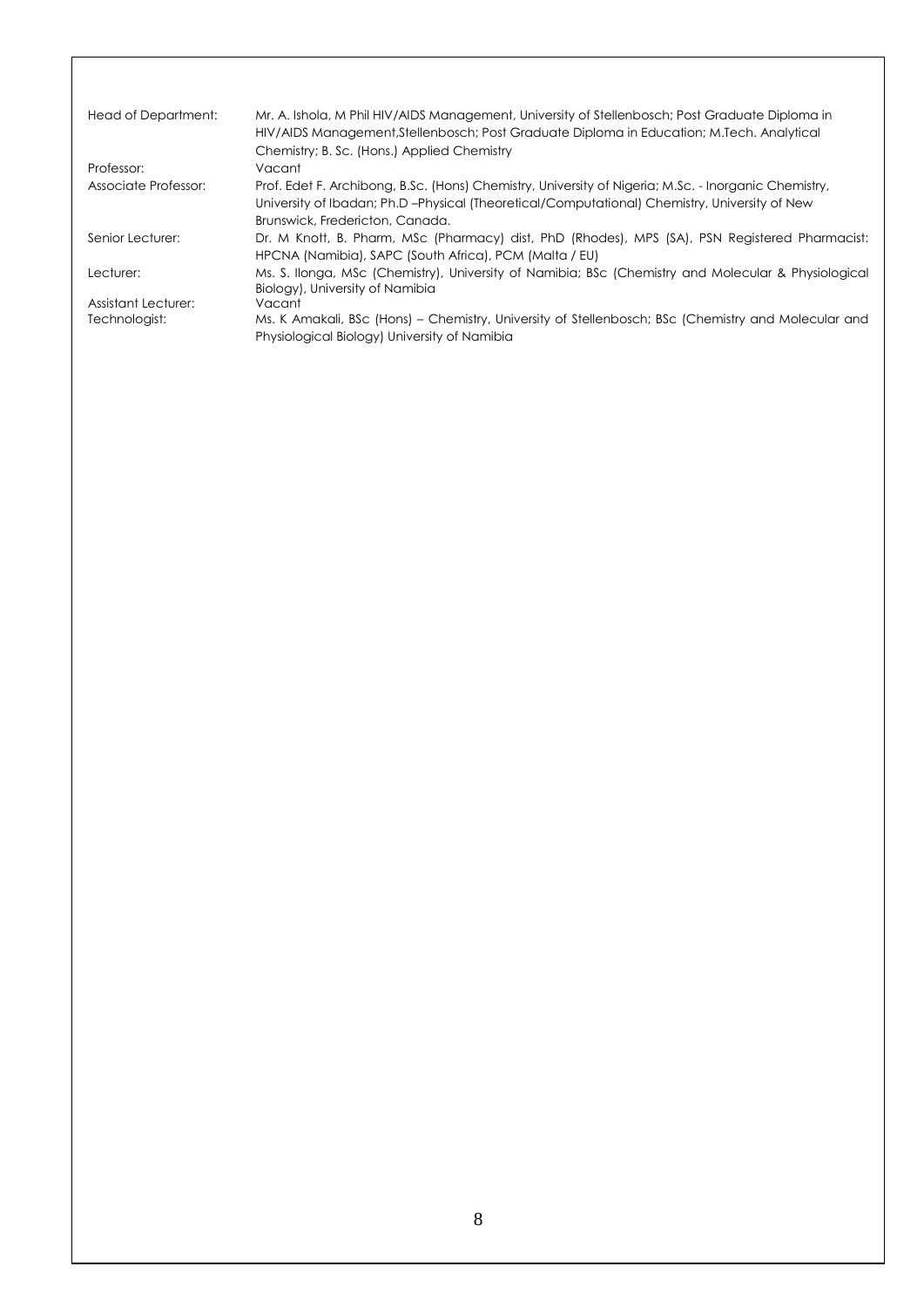| | |
|---|---|
| Head of Department: | Mr. A. Ishola, M Phil HIV/AIDS Management, University of Stellenbosch; Post Graduate Diploma in HIV/AIDS Management,Stellenbosch; Post Graduate Diploma in Education; M.Tech. Analytical Chemistry; B. Sc. (Hons.) Applied Chemistry |
| Professor: | Vacant |
| Associate Professor: | Prof. Edet F. Archibong, B.Sc. (Hons) Chemistry, University of Nigeria; M.Sc. - Inorganic Chemistry, University of Ibadan; Ph.D –Physical (Theoretical/Computational) Chemistry, University of New Brunswick, Fredericton, Canada. |
| Senior Lecturer: | Dr. M Knott, B. Pharm, MSc (Pharmacy) dist, PhD (Rhodes), MPS (SA), PSN Registered Pharmacist: HPCNA (Namibia), SAPC (South Africa), PCM (Malta / EU) |
| Lecturer: | Ms. S. Ilonga, MSc (Chemistry), University of Namibia; BSc (Chemistry and Molecular & Physiological Biology), University of Namibia |
| Assistant Lecturer: | Vacant |
| Technologist: | Ms. K Amakali, BSc (Hons) – Chemistry, University of Stellenbosch; BSc (Chemistry and Molecular and Physiological Biology) University of Namibia |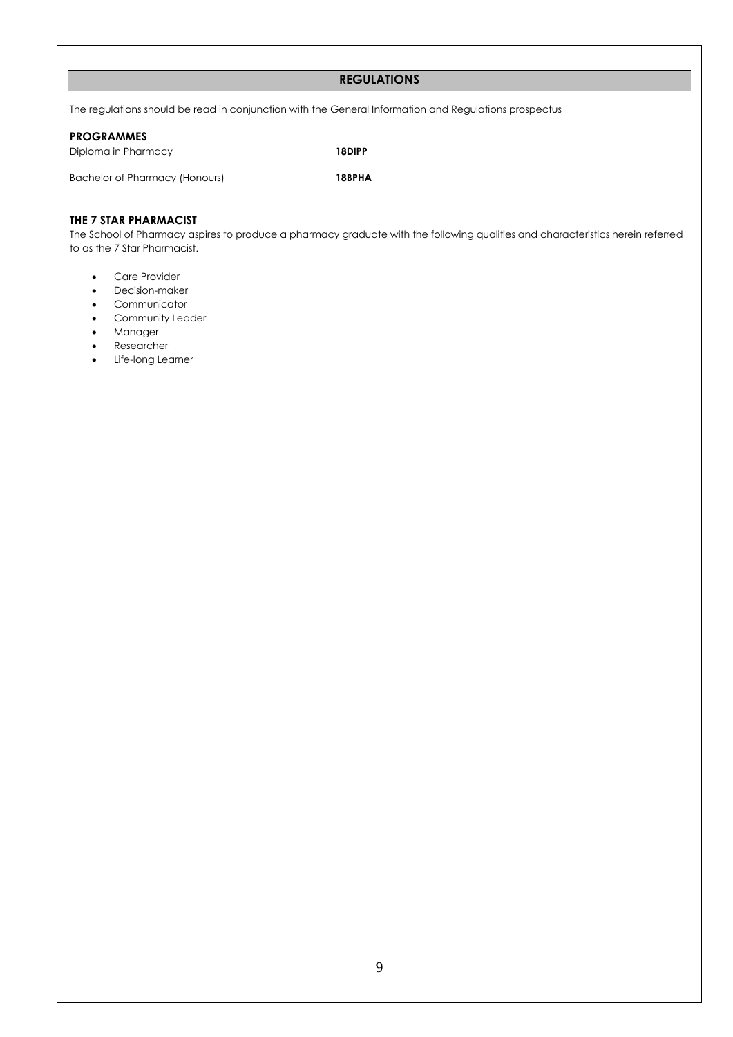## REGULATIONS

The regulations should be read in conjunction with the General Information and Regulations prospectus

### PROGRAMMES

| | |
|---|---|
| Diploma in Pharmacy | **18DIPP** |
| Bachelor of Pharmacy (Honours) | **18BPHA** |

### THE 7 STAR PHARMACIST

The School of Pharmacy aspires to produce a pharmacy graduate with the following qualities and characteristics herein referred to as the 7 Star Pharmacist.

- Care Provider
- Decision-maker
- Communicator
- Community Leader
- Manager
- Researcher
- Life-long Learner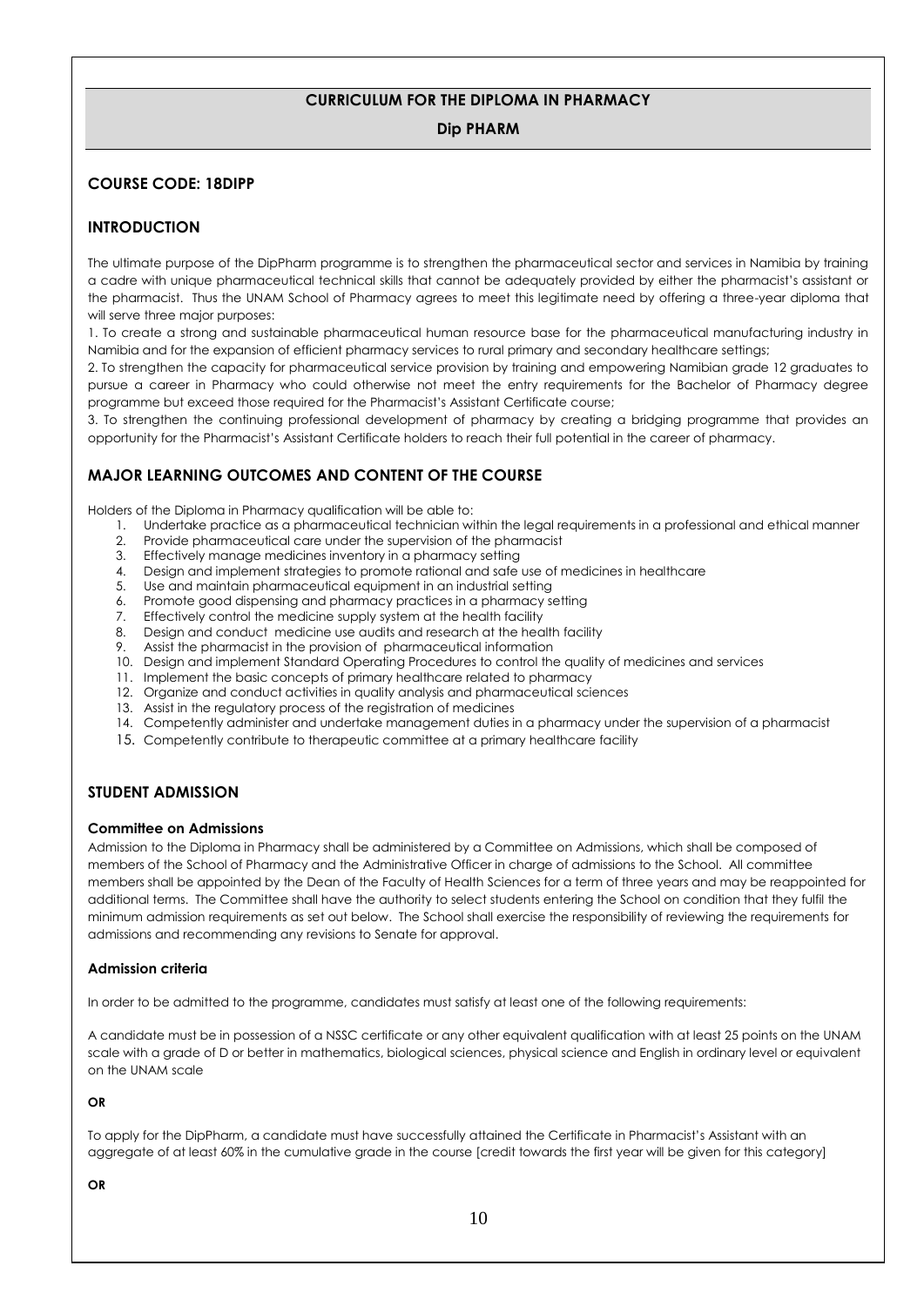# CURRICULUM FOR THE DIPLOMA IN PHARMACY

## Dip PHARM

### COURSE CODE: 18DIPP

### INTRODUCTION

The ultimate purpose of the DipPharm programme is to strengthen the pharmaceutical sector and services in Namibia by training a cadre with unique pharmaceutical technical skills that cannot be adequately provided by either the pharmacist's assistant or the pharmacist. Thus the UNAM School of Pharmacy agrees to meet this legitimate need by offering a three-year diploma that will serve three major purposes:

1. To create a strong and sustainable pharmaceutical human resource base for the pharmaceutical manufacturing industry in Namibia and for the expansion of efficient pharmacy services to rural primary and secondary healthcare settings;
2. To strengthen the capacity for pharmaceutical service provision by training and empowering Namibian grade 12 graduates to pursue a career in Pharmacy who could otherwise not meet the entry requirements for the Bachelor of Pharmacy degree programme but exceed those required for the Pharmacist's Assistant Certificate course;
3. To strengthen the continuing professional development of pharmacy by creating a bridging programme that provides an opportunity for the Pharmacist's Assistant Certificate holders to reach their full potential in the career of pharmacy.

### MAJOR LEARNING OUTCOMES AND CONTENT OF THE COURSE

Holders of the Diploma in Pharmacy qualification will be able to:

1. Undertake practice as a pharmaceutical technician within the legal requirements in a professional and ethical manner
2. Provide pharmaceutical care under the supervision of the pharmacist
3. Effectively manage medicines inventory in a pharmacy setting
4. Design and implement strategies to promote rational and safe use of medicines in healthcare
5. Use and maintain pharmaceutical equipment in an industrial setting
6. Promote good dispensing and pharmacy practices in a pharmacy setting
7. Effectively control the medicine supply system at the health facility
8. Design and conduct medicine use audits and research at the health facility
9. Assist the pharmacist in the provision of pharmaceutical information
10. Design and implement Standard Operating Procedures to control the quality of medicines and services
11. Implement the basic concepts of primary healthcare related to pharmacy
12. Organize and conduct activities in quality analysis and pharmaceutical sciences
13. Assist in the regulatory process of the registration of medicines
14. Competently administer and undertake management duties in a pharmacy under the supervision of a pharmacist
15. Competently contribute to therapeutic committee at a primary healthcare facility

### STUDENT ADMISSION

#### Committee on Admissions

Admission to the Diploma in Pharmacy shall be administered by a Committee on Admissions, which shall be composed of members of the School of Pharmacy and the Administrative Officer in charge of admissions to the School. All committee members shall be appointed by the Dean of the Faculty of Health Sciences for a term of three years and may be reappointed for additional terms. The Committee shall have the authority to select students entering the School on condition that they fulfil the minimum admission requirements as set out below. The School shall exercise the responsibility of reviewing the requirements for admissions and recommending any revisions to Senate for approval.

#### Admission criteria

In order to be admitted to the programme, candidates must satisfy at least one of the following requirements:

A candidate must be in possession of a NSSC certificate or any other equivalent qualification with at least 25 points on the UNAM scale with a grade of D or better in mathematics, biological sciences, physical science and English in ordinary level or equivalent on the UNAM scale

**OR**

To apply for the DipPharm, a candidate must have successfully attained the Certificate in Pharmacist's Assistant with an aggregate of at least 60% in the cumulative grade in the course [credit towards the first year will be given for this category]

**OR**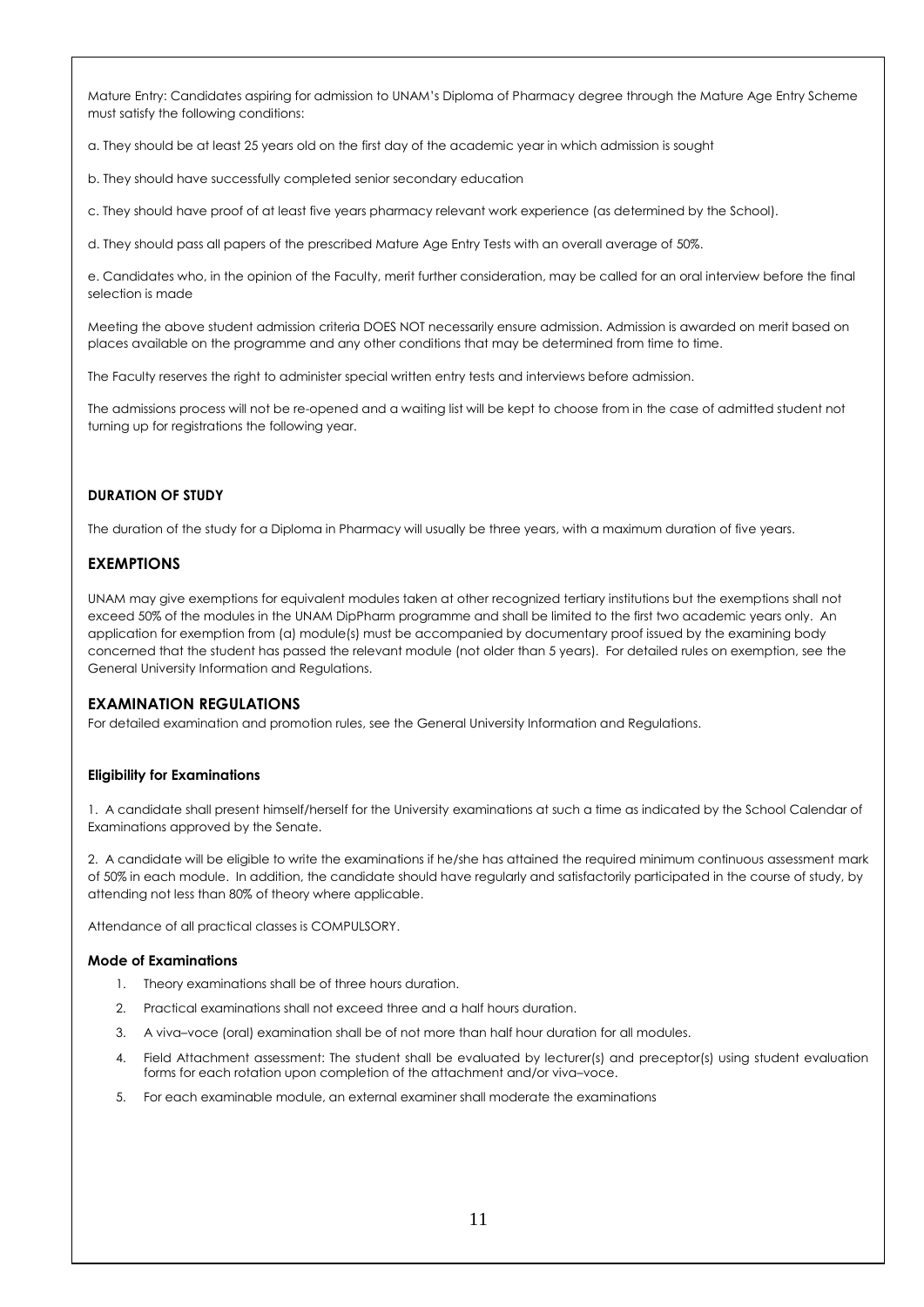Mature Entry: Candidates aspiring for admission to UNAM's Diploma of Pharmacy degree through the Mature Age Entry Scheme must satisfy the following conditions:

a. They should be at least 25 years old on the first day of the academic year in which admission is sought

b. They should have successfully completed senior secondary education

c. They should have proof of at least five years pharmacy relevant work experience (as determined by the School).

d. They should pass all papers of the prescribed Mature Age Entry Tests with an overall average of 50%.

e. Candidates who, in the opinion of the Faculty, merit further consideration, may be called for an oral interview before the final selection is made

Meeting the above student admission criteria DOES NOT necessarily ensure admission. Admission is awarded on merit based on places available on the programme and any other conditions that may be determined from time to time.

The Faculty reserves the right to administer special written entry tests and interviews before admission.

The admissions process will not be re-opened and a waiting list will be kept to choose from in the case of admitted student not turning up for registrations the following year.

### DURATION OF STUDY

The duration of the study for a Diploma in Pharmacy will usually be three years, with a maximum duration of five years.

## EXEMPTIONS

UNAM may give exemptions for equivalent modules taken at other recognized tertiary institutions but the exemptions shall not exceed 50% of the modules in the UNAM DipPharm programme and shall be limited to the first two academic years only. An application for exemption from (a) module(s) must be accompanied by documentary proof issued by the examining body concerned that the student has passed the relevant module (not older than 5 years). For detailed rules on exemption, see the General University Information and Regulations.

## EXAMINATION REGULATIONS

For detailed examination and promotion rules, see the General University Information and Regulations.

### Eligibility for Examinations

1. A candidate shall present himself/herself for the University examinations at such a time as indicated by the School Calendar of Examinations approved by the Senate.

2. A candidate will be eligible to write the examinations if he/she has attained the required minimum continuous assessment mark of 50% in each module. In addition, the candidate should have regularly and satisfactorily participated in the course of study, by attending not less than 80% of theory where applicable.

Attendance of all practical classes is COMPULSORY.

### Mode of Examinations

1. Theory examinations shall be of three hours duration.
2. Practical examinations shall not exceed three and a half hours duration.
3. A viva–voce (oral) examination shall be of not more than half hour duration for all modules.
4. Field Attachment assessment: The student shall be evaluated by lecturer(s) and preceptor(s) using student evaluation forms for each rotation upon completion of the attachment and/or viva–voce.
5. For each examinable module, an external examiner shall moderate the examinations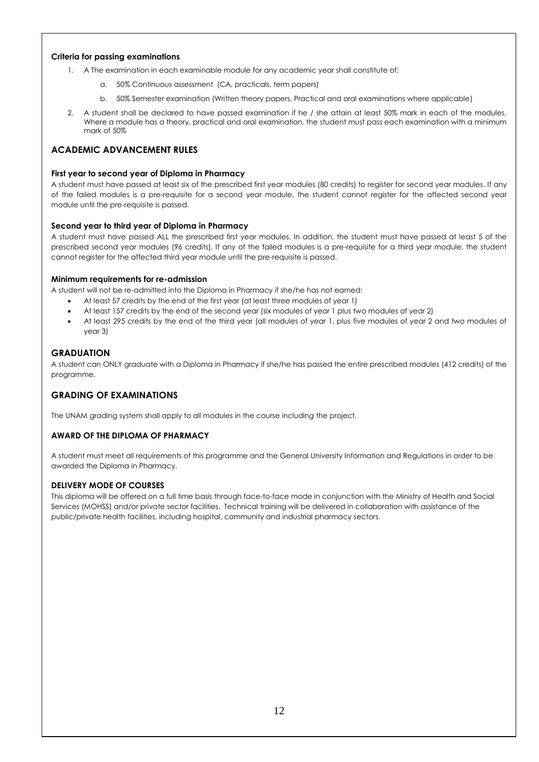#### Criteria for passing examinations

1. A The examination in each examinable module for any academic year shall constitute of:
    a. 50% Continuous assessment (CA, practicals, term papers)
    b. 50% Semester examination (Written theory papers, Practical and oral examinations where applicable)
2. A student shall be declared to have passed examination if he / she attain at least 50% mark in each of the modules. Where a module has a theory, practical and oral examination, the student must pass each examination with a minimum mark of 50%

## ACADEMIC ADVANCEMENT RULES

#### First year to second year of Diploma in Pharmacy

A student must have passed at least six of the prescribed first year modules (80 credits) to register for second year modules. If any of the failed modules is a pre-requisite for a second year module, the student cannot register for the affected second year module until the pre-requisite is passed.

#### Second year to third year of Diploma in Pharmacy

A student must have passed ALL the prescribed first year modules. In addition, the student must have passed at least 5 of the prescribed second year modules (96 credits). If any of the failed modules is a pre-requisite for a third year module, the student cannot register for the affected third year module until the pre-requisite is passed.

#### Minimum requirements for re-admission

A student will not be re-admitted into the Diploma in Pharmacy if she/he has not earned:

- At least 57 credits by the end of the first year (at least three modules of year 1)
- At least 157 credits by the end of the second year (six modules of year 1 plus two modules of year 2)
- At least 295 credits by the end of the third year (all modules of year 1, plus five modules of year 2 and two modules of year 3)

## GRADUATION

A student can ONLY graduate with a Diploma in Pharmacy if she/he has passed the entire prescribed modules (412 credits) of the programme.

## GRADING OF EXAMINATIONS

The UNAM grading system shall apply to all modules in the course including the project.

#### AWARD OF THE DIPLOMA OF PHARMACY

A student must meet all requirements of this programme and the General University Information and Regulations in order to be awarded the Diploma in Pharmacy.

#### DELIVERY MODE OF COURSES

This diploma will be offered on a full time basis through face-to-face mode in conjunction with the Ministry of Health and Social Services (MOHSS) and/or private sector facilities. Technical training will be delivered in collaboration with assistance of the public/private health facilities, including hospital, community and industrial pharmacy sectors.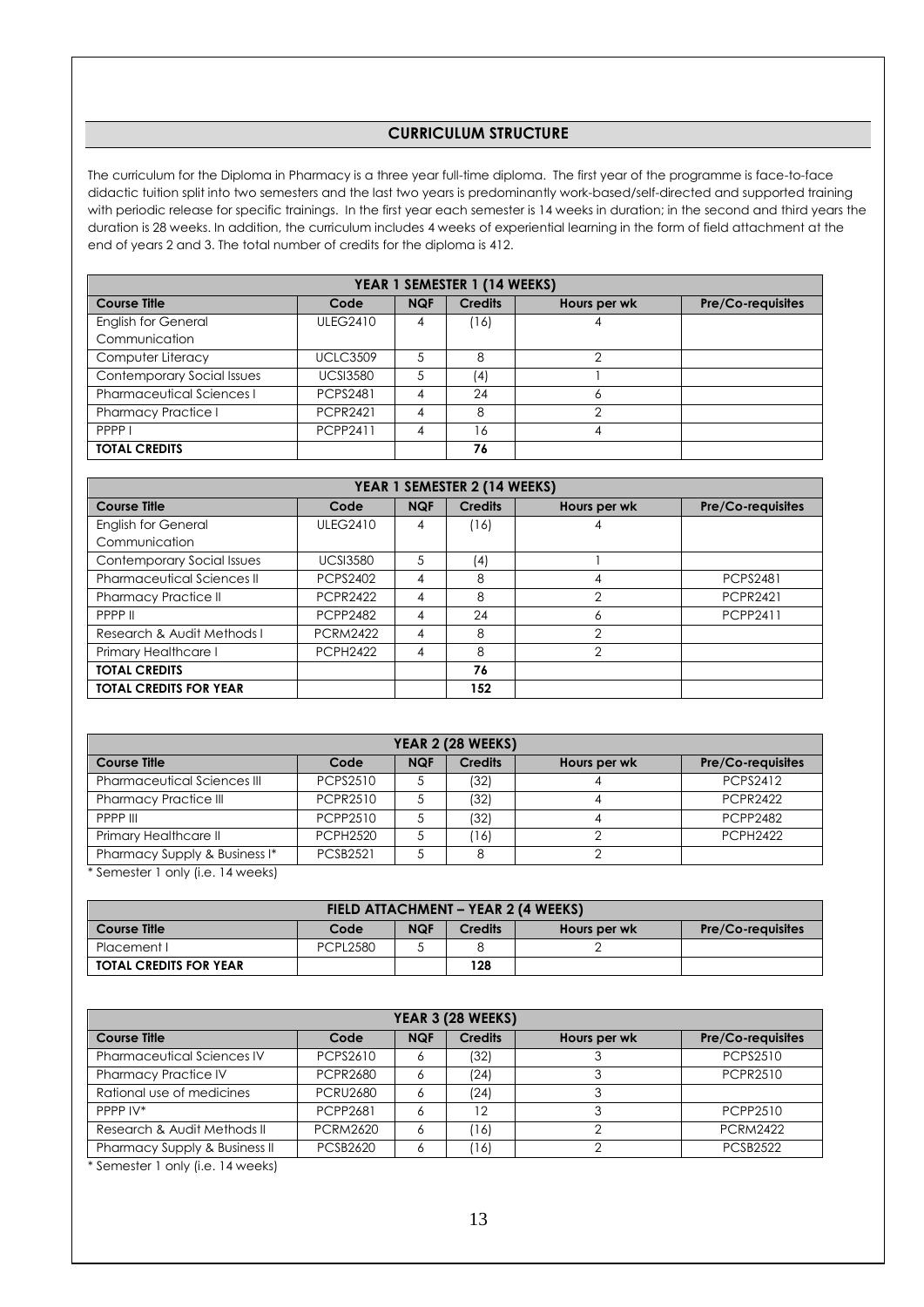## CURRICULUM STRUCTURE

The curriculum for the Diploma in Pharmacy is a three year full-time diploma. The first year of the programme is face-to-face didactic tuition split into two semesters and the last two years is predominantly work-based/self-directed and supported training with periodic release for specific trainings. In the first year each semester is 14 weeks in duration; in the second and third years the duration is 28 weeks. In addition, the curriculum includes 4 weeks of experiential learning in the form of field attachment at the end of years 2 and 3. The total number of credits for the diploma is 412.

| YEAR 1 SEMESTER 1 (14 WEEKS) | | | | | |
|---|---|---|---|---|---|
| **Course Title** | **Code** | **NQF** | **Credits** | **Hours per wk** | **Pre/Co-requisites** |
| English for General Communication | ULEG2410 | 4 | (16) | 4 | |
| Computer Literacy | UCLC3509 | 5 | 8 | 2 | |
| Contemporary Social Issues | UCSI3580 | 5 | (4) | 1 | |
| Pharmaceutical Sciences I | PCPS2481 | 4 | 24 | 6 | |
| Pharmacy Practice I | PCPR2421 | 4 | 8 | 2 | |
| PPPP I | PCPP2411 | 4 | 16 | 4 | |
| **TOTAL CREDITS** | | | **76** | | |

| YEAR 1 SEMESTER 2 (14 WEEKS) | | | | | |
|---|---|---|---|---|---|
| **Course Title** | **Code** | **NQF** | **Credits** | **Hours per wk** | **Pre/Co-requisites** |
| English for General Communication | ULEG2410 | 4 | (16) | 4 | |
| Contemporary Social Issues | UCSI3580 | 5 | (4) | 1 | |
| Pharmaceutical Sciences II | PCPS2402 | 4 | 8 | 4 | PCPS2481 |
| Pharmacy Practice II | PCPR2422 | 4 | 8 | 2 | PCPR2421 |
| PPPP II | PCPP2482 | 4 | 24 | 6 | PCPP2411 |
| Research & Audit Methods I | PCRM2422 | 4 | 8 | 2 | |
| Primary Healthcare I | PCPH2422 | 4 | 8 | 2 | |
| **TOTAL CREDITS** | | | **76** | | |
| **TOTAL CREDITS FOR YEAR** | | | **152** | | |

| YEAR 2 (28 WEEKS) | | | | | |
|---|---|---|---|---|---|
| **Course Title** | **Code** | **NQF** | **Credits** | **Hours per wk** | **Pre/Co-requisites** |
| Pharmaceutical Sciences III | PCPS2510 | 5 | (32) | 4 | PCPS2412 |
| Pharmacy Practice III | PCPR2510 | 5 | (32) | 4 | PCPR2422 |
| PPPP III | PCPP2510 | 5 | (32) | 4 | PCPP2482 |
| Primary Healthcare II | PCPH2520 | 5 | (16) | 2 | PCPH2422 |
| Pharmacy Supply & Business I* | PCSB2521 | 5 | 8 | 2 | |

\* Semester 1 only (i.e. 14 weeks)

| FIELD ATTACHMENT – YEAR 2 (4 WEEKS) | | | | | |
|---|---|---|---|---|---|
| **Course Title** | **Code** | **NQF** | **Credits** | **Hours per wk** | **Pre/Co-requisites** |
| Placement I | PCPL2580 | 5 | 8 | 2 | |
| **TOTAL CREDITS FOR YEAR** | | | **128** | | |

| YEAR 3 (28 WEEKS) | | | | | |
|---|---|---|---|---|---|
| **Course Title** | **Code** | **NQF** | **Credits** | **Hours per wk** | **Pre/Co-requisites** |
| Pharmaceutical Sciences IV | PCPS2610 | 6 | (32) | 3 | PCPS2510 |
| Pharmacy Practice IV | PCPR2680 | 6 | (24) | 3 | PCPR2510 |
| Rational use of medicines | PCRU2680 | 6 | (24) | 3 | |
| PPPP IV* | PCPP2681 | 6 | 12 | 3 | PCPP2510 |
| Research & Audit Methods II | PCRM2620 | 6 | (16) | 2 | PCRM2422 |
| Pharmacy Supply & Business II | PCSB2620 | 6 | (16) | 2 | PCSB2522 |

\* Semester 1 only (i.e. 14 weeks)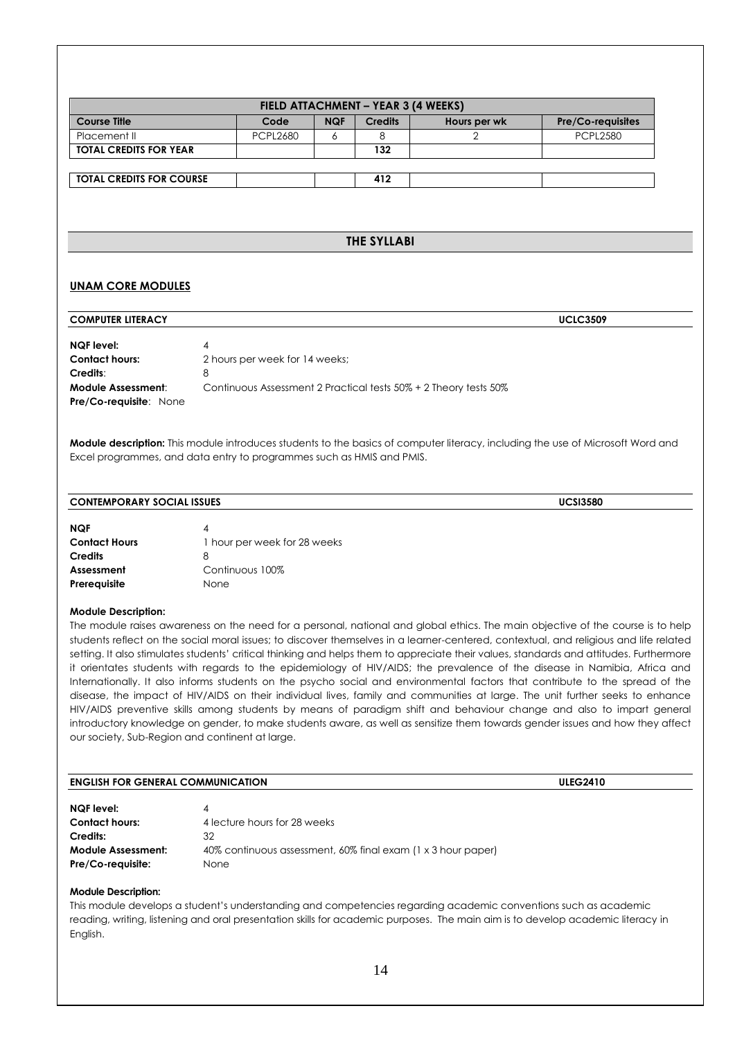| FIELD ATTACHMENT – YEAR 3 (4 WEEKS) | | | | | |
|---|---|---|---|---|---|
| **Course Title** | **Code** | **NQF** | **Credits** | **Hours per wk** | **Pre/Co-requisites** |
| Placement II | PCPL2680 | 6 | 8 | 2 | PCPL2580 |
| **TOTAL CREDITS FOR YEAR** | | | **132** | | |
| | | | | | |
| **TOTAL CREDITS FOR COURSE** | | | **412** | | |

## THE SYLLABI

### UNAM CORE MODULES

**COMPUTER LITERACY** **UCLC3509**

**NQF level:** 4
**Contact hours:** 2 hours per week for 14 weeks;
**Credits**: 8
**Module Assessment**: Continuous Assessment 2 Practical tests 50% + 2 Theory tests 50%
**Pre/Co-requisite**: None

**Module description:** This module introduces students to the basics of computer literacy, including the use of Microsoft Word and Excel programmes, and data entry to programmes such as HMIS and PMIS.

**CONTEMPORARY SOCIAL ISSUES** **UCSI3580**

**NQF** 4
**Contact Hours** 1 hour per week for 28 weeks
**Credits** 8
**Assessment** Continuous 100%
**Prerequisite** None

**Module Description:**
The module raises awareness on the need for a personal, national and global ethics. The main objective of the course is to help students reflect on the social moral issues; to discover themselves in a learner-centered, contextual, and religious and life related setting. It also stimulates students' critical thinking and helps them to appreciate their values, standards and attitudes. Furthermore it orientates students with regards to the epidemiology of HIV/AIDS; the prevalence of the disease in Namibia, Africa and Internationally. It also informs students on the psycho social and environmental factors that contribute to the spread of the disease, the impact of HIV/AIDS on their individual lives, family and communities at large. The unit further seeks to enhance HIV/AIDS preventive skills among students by means of paradigm shift and behaviour change and also to impart general introductory knowledge on gender, to make students aware, as well as sensitize them towards gender issues and how they affect our society, Sub-Region and continent at large.

**ENGLISH FOR GENERAL COMMUNICATION** **ULEG2410**

**NQF level:** 4
**Contact hours:** 4 lecture hours for 28 weeks
**Credits:** 32
**Module Assessment:** 40% continuous assessment, 60% final exam (1 x 3 hour paper)
**Pre/Co-requisite:** None

**Module Description:**
This module develops a student's understanding and competencies regarding academic conventions such as academic reading, writing, listening and oral presentation skills for academic purposes. The main aim is to develop academic literacy in English.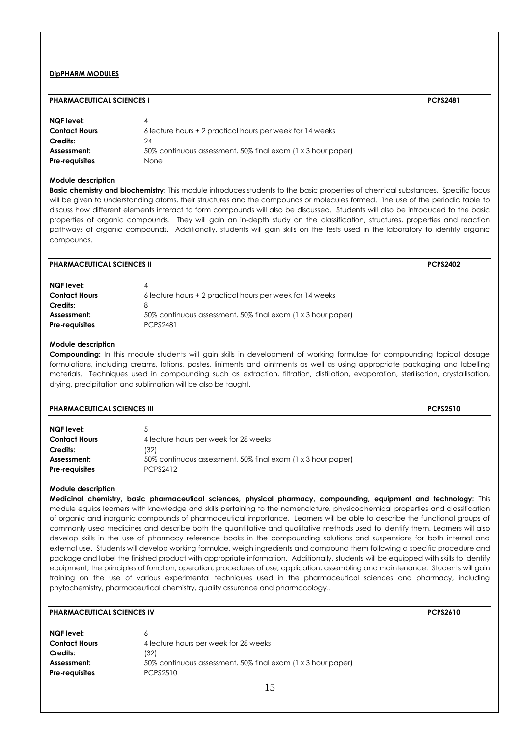**DipPHARM MODULES**

## PHARMACEUTICAL SCIENCES I — PCPS2481

| | |
|---|---|
| **NQF level:** | 4 |
| **Contact Hours** | 6 lecture hours + 2 practical hours per week for 14 weeks |
| **Credits:** | 24 |
| **Assessment:** | 50% continuous assessment, 50% final exam (1 x 3 hour paper) |
| **Pre-requisites** | None |

### Module description

**Basic chemistry and biochemistry:** This module introduces students to the basic properties of chemical substances. Specific focus will be given to understanding atoms, their structures and the compounds or molecules formed. The use of the periodic table to discuss how different elements interact to form compounds will also be discussed. Students will also be introduced to the basic properties of organic compounds. They will gain an in-depth study on the classification, structures, properties and reaction pathways of organic compounds. Additionally, students will gain skills on the tests used in the laboratory to identify organic compounds.

## PHARMACEUTICAL SCIENCES II — PCPS2402

| | |
|---|---|
| **NQF level:** | 4 |
| **Contact Hours** | 6 lecture hours + 2 practical hours per week for 14 weeks |
| **Credits:** | 8 |
| **Assessment:** | 50% continuous assessment, 50% final exam (1 x 3 hour paper) |
| **Pre-requisites** | PCPS2481 |

### Module description

**Compounding:** In this module students will gain skills in development of working formulae for compounding topical dosage formulations, including creams, lotions, pastes, liniments and ointments as well as using appropriate packaging and labelling materials. Techniques used in compounding such as extraction, filtration, distillation, evaporation, sterilisation, crystallisation, drying, precipitation and sublimation will be also be taught.

## PHARMACEUTICAL SCIENCES III — PCPS2510

| | |
|---|---|
| **NQF level:** | 5 |
| **Contact Hours** | 4 lecture hours per week for 28 weeks |
| **Credits:** | (32) |
| **Assessment:** | 50% continuous assessment, 50% final exam (1 x 3 hour paper) |
| **Pre-requisites** | PCPS2412 |

### Module description

**Medicinal chemistry, basic pharmaceutical sciences, physical pharmacy, compounding, equipment and technology:** This module equips learners with knowledge and skills pertaining to the nomenclature, physicochemical properties and classification of organic and inorganic compounds of pharmaceutical importance. Learners will be able to describe the functional groups of commonly used medicines and describe both the quantitative and qualitative methods used to identify them. Learners will also develop skills in the use of pharmacy reference books in the compounding solutions and suspensions for both internal and external use. Students will develop working formulae, weigh ingredients and compound them following a specific procedure and package and label the finished product with appropriate information. Additionally, students will be equipped with skills to identify equipment, the principles of function, operation, procedures of use, application, assembling and maintenance. Students will gain training on the use of various experimental techniques used in the pharmaceutical sciences and pharmacy, including phytochemistry, pharmaceutical chemistry, quality assurance and pharmacology..

## PHARMACEUTICAL SCIENCES IV — PCPS2610

| | |
|---|---|
| **NQF level:** | 6 |
| **Contact Hours** | 4 lecture hours per week for 28 weeks |
| **Credits:** | (32) |
| **Assessment:** | 50% continuous assessment, 50% final exam (1 x 3 hour paper) |
| **Pre-requisites** | PCPS2510 |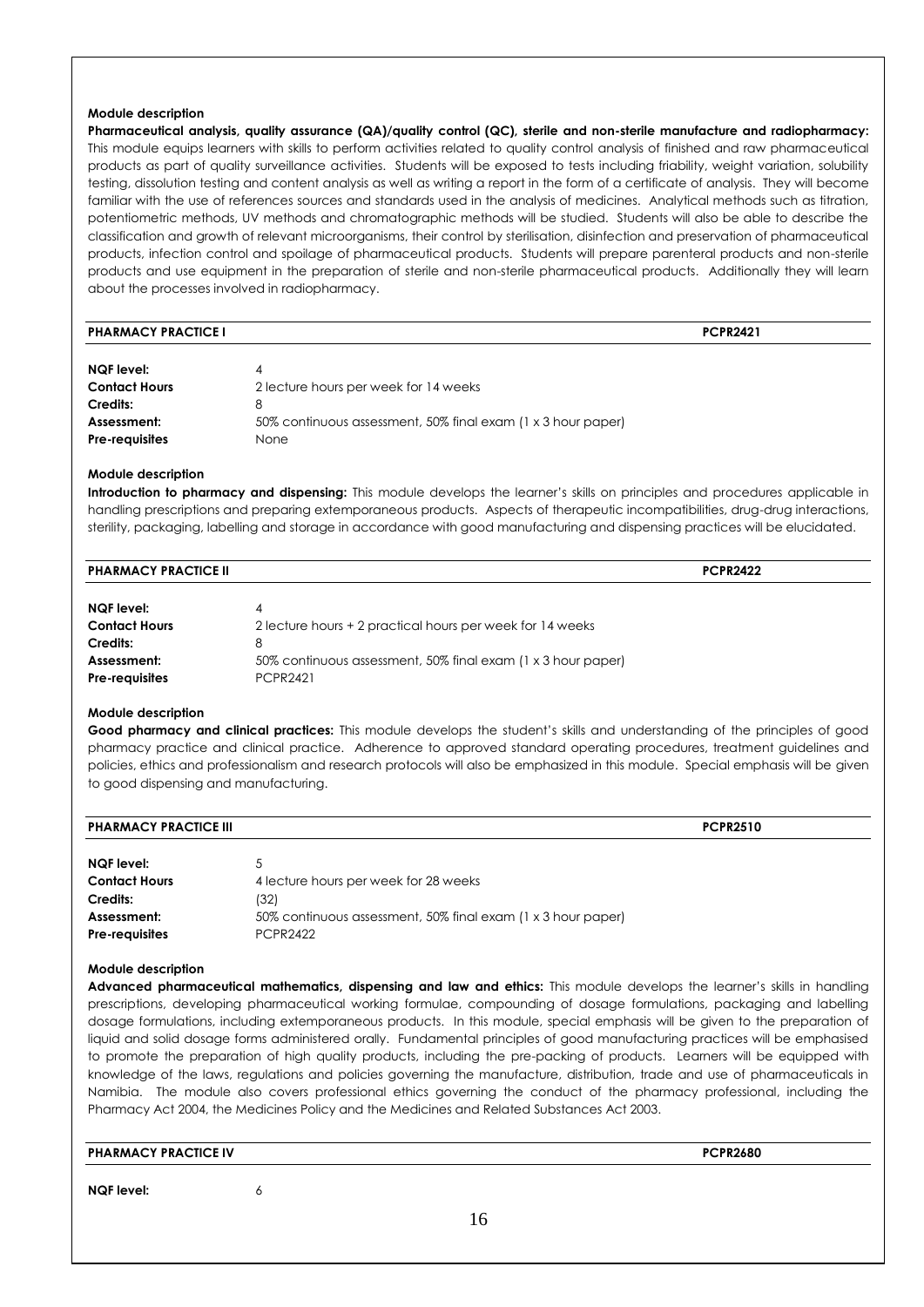**Module description**

**Pharmaceutical analysis, quality assurance (QA)/quality control (QC), sterile and non-sterile manufacture and radiopharmacy:** This module equips learners with skills to perform activities related to quality control analysis of finished and raw pharmaceutical products as part of quality surveillance activities. Students will be exposed to tests including friability, weight variation, solubility testing, dissolution testing and content analysis as well as writing a report in the form of a certificate of analysis. They will become familiar with the use of references sources and standards used in the analysis of medicines. Analytical methods such as titration, potentiometric methods, UV methods and chromatographic methods will be studied. Students will also be able to describe the classification and growth of relevant microorganisms, their control by sterilisation, disinfection and preservation of pharmaceutical products, infection control and spoilage of pharmaceutical products. Students will prepare parenteral products and non-sterile products and use equipment in the preparation of sterile and non-sterile pharmaceutical products. Additionally they will learn about the processes involved in radiopharmacy.

**PHARMACY PRACTICE I** **PCPR2421**

| | |
|---|---|
| **NQF level:** | 4 |
| **Contact Hours** | 2 lecture hours per week for 14 weeks |
| **Credits:** | 8 |
| **Assessment:** | 50% continuous assessment, 50% final exam (1 x 3 hour paper) |
| **Pre-requisites** | None |

**Module description**

**Introduction to pharmacy and dispensing:** This module develops the learner's skills on principles and procedures applicable in handling prescriptions and preparing extemporaneous products. Aspects of therapeutic incompatibilities, drug-drug interactions, sterility, packaging, labelling and storage in accordance with good manufacturing and dispensing practices will be elucidated.

**PHARMACY PRACTICE II** **PCPR2422**

| | |
|---|---|
| **NQF level:** | 4 |
| **Contact Hours** | 2 lecture hours + 2 practical hours per week for 14 weeks |
| **Credits:** | 8 |
| **Assessment:** | 50% continuous assessment, 50% final exam (1 x 3 hour paper) |
| **Pre-requisites** | PCPR2421 |

**Module description**

**Good pharmacy and clinical practices:** This module develops the student's skills and understanding of the principles of good pharmacy practice and clinical practice. Adherence to approved standard operating procedures, treatment guidelines and policies, ethics and professionalism and research protocols will also be emphasized in this module. Special emphasis will be given to good dispensing and manufacturing.

**PHARMACY PRACTICE III** **PCPR2510**

| | |
|---|---|
| **NQF level:** | 5 |
| **Contact Hours** | 4 lecture hours per week for 28 weeks |
| **Credits:** | (32) |
| **Assessment:** | 50% continuous assessment, 50% final exam (1 x 3 hour paper) |
| **Pre-requisites** | PCPR2422 |

**Module description**

**Advanced pharmaceutical mathematics, dispensing and law and ethics:** This module develops the learner's skills in handling prescriptions, developing pharmaceutical working formulae, compounding of dosage formulations, packaging and labelling dosage formulations, including extemporaneous products. In this module, special emphasis will be given to the preparation of liquid and solid dosage forms administered orally. Fundamental principles of good manufacturing practices will be emphasised to promote the preparation of high quality products, including the pre-packing of products. Learners will be equipped with knowledge of the laws, regulations and policies governing the manufacture, distribution, trade and use of pharmaceuticals in Namibia. The module also covers professional ethics governing the conduct of the pharmacy professional, including the Pharmacy Act 2004, the Medicines Policy and the Medicines and Related Substances Act 2003.

**PHARMACY PRACTICE IV** **PCPR2680**

| | |
|---|---|
| **NQF level:** | 6 |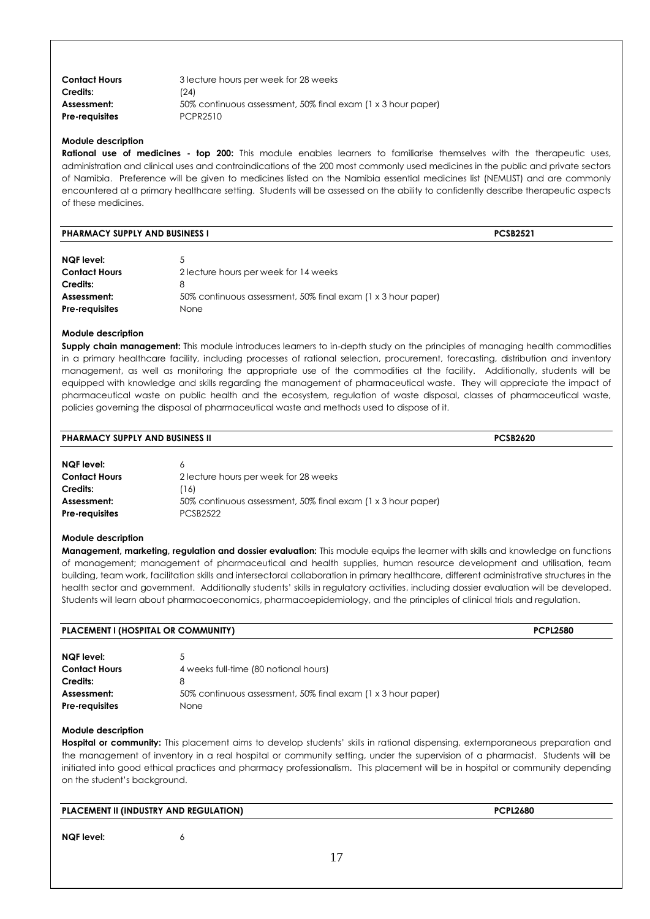| | |
|---|---|
| **Contact Hours** | 3 lecture hours per week for 28 weeks |
| **Credits:** | (24) |
| **Assessment:** | 50% continuous assessment, 50% final exam (1 x 3 hour paper) |
| **Pre-requisites** | PCPR2510 |

**Module description**

**Rational use of medicines - top 200:** This module enables learners to familiarise themselves with the therapeutic uses, administration and clinical uses and contraindications of the 200 most commonly used medicines in the public and private sectors of Namibia. Preference will be given to medicines listed on the Namibia essential medicines list (NEMLIST) and are commonly encountered at a primary healthcare setting. Students will be assessed on the ability to confidently describe therapeutic aspects of these medicines.

## PHARMACY SUPPLY AND BUSINESS I — PCSB2521

| | |
|---|---|
| **NQF level:** | 5 |
| **Contact Hours** | 2 lecture hours per week for 14 weeks |
| **Credits:** | 8 |
| **Assessment:** | 50% continuous assessment, 50% final exam (1 x 3 hour paper) |
| **Pre-requisites** | None |

**Module description**

**Supply chain management:** This module introduces learners to in-depth study on the principles of managing health commodities in a primary healthcare facility, including processes of rational selection, procurement, forecasting, distribution and inventory management, as well as monitoring the appropriate use of the commodities at the facility. Additionally, students will be equipped with knowledge and skills regarding the management of pharmaceutical waste. They will appreciate the impact of pharmaceutical waste on public health and the ecosystem, regulation of waste disposal, classes of pharmaceutical waste, policies governing the disposal of pharmaceutical waste and methods used to dispose of it.

## PHARMACY SUPPLY AND BUSINESS II — PCSB2620

| | |
|---|---|
| **NQF level:** | 6 |
| **Contact Hours** | 2 lecture hours per week for 28 weeks |
| **Credits:** | (16) |
| **Assessment:** | 50% continuous assessment, 50% final exam (1 x 3 hour paper) |
| **Pre-requisites** | PCSB2522 |

**Module description**

**Management, marketing, regulation and dossier evaluation:** This module equips the learner with skills and knowledge on functions of management; management of pharmaceutical and health supplies, human resource development and utilisation, team building, team work, facilitation skills and intersectoral collaboration in primary healthcare, different administrative structures in the health sector and government. Additionally students' skills in regulatory activities, including dossier evaluation will be developed. Students will learn about pharmacoeconomics, pharmacoepidemiology, and the principles of clinical trials and regulation.

## PLACEMENT I (HOSPITAL OR COMMUNITY) — PCPL2580

| | |
|---|---|
| **NQF level:** | 5 |
| **Contact Hours** | 4 weeks full-time (80 notional hours) |
| **Credits:** | 8 |
| **Assessment:** | 50% continuous assessment, 50% final exam (1 x 3 hour paper) |
| **Pre-requisites** | None |

**Module description**

**Hospital or community:** This placement aims to develop students' skills in rational dispensing, extemporaneous preparation and the management of inventory in a real hospital or community setting, under the supervision of a pharmacist. Students will be initiated into good ethical practices and pharmacy professionalism. This placement will be in hospital or community depending on the student's background.

## PLACEMENT II (INDUSTRY AND REGULATION) — PCPL2680

| | |
|---|---|
| **NQF level:** | 6 |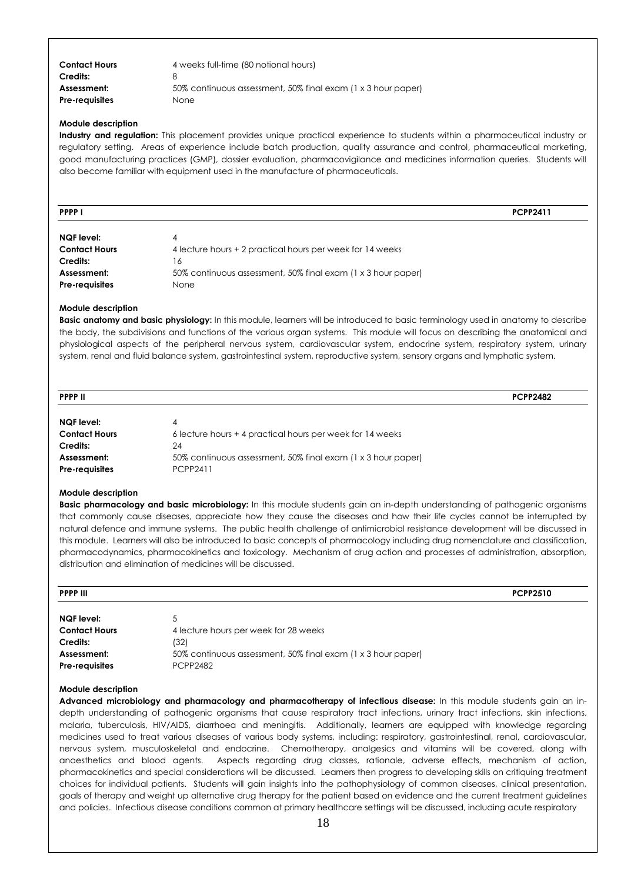| | |
|---|---|
| **Contact Hours** | 4 weeks full-time (80 notional hours) |
| **Credits:** | 8 |
| **Assessment:** | 50% continuous assessment, 50% final exam (1 x 3 hour paper) |
| **Pre-requisites** | None |

**Module description**

**Industry and regulation:** This placement provides unique practical experience to students within a pharmaceutical industry or regulatory setting. Areas of experience include batch production, quality assurance and control, pharmaceutical marketing, good manufacturing practices (GMP), dossier evaluation, pharmacovigilance and medicines information queries. Students will also become familiar with equipment used in the manufacture of pharmaceuticals.

## PPPP I — PCPP2411

| | |
|---|---|
| **NQF level:** | 4 |
| **Contact Hours** | 4 lecture hours + 2 practical hours per week for 14 weeks |
| **Credits:** | 16 |
| **Assessment:** | 50% continuous assessment, 50% final exam (1 x 3 hour paper) |
| **Pre-requisites** | None |

**Module description**

**Basic anatomy and basic physiology:** In this module, learners will be introduced to basic terminology used in anatomy to describe the body, the subdivisions and functions of the various organ systems. This module will focus on describing the anatomical and physiological aspects of the peripheral nervous system, cardiovascular system, endocrine system, respiratory system, urinary system, renal and fluid balance system, gastrointestinal system, reproductive system, sensory organs and lymphatic system.

## PPPP II — PCPP2482

| | |
|---|---|
| **NQF level:** | 4 |
| **Contact Hours** | 6 lecture hours + 4 practical hours per week for 14 weeks |
| **Credits:** | 24 |
| **Assessment:** | 50% continuous assessment, 50% final exam (1 x 3 hour paper) |
| **Pre-requisites** | PCPP2411 |

**Module description**

**Basic pharmacology and basic microbiology:** In this module students gain an in-depth understanding of pathogenic organisms that commonly cause diseases, appreciate how they cause the diseases and how their life cycles cannot be interrupted by natural defence and immune systems. The public health challenge of antimicrobial resistance development will be discussed in this module. Learners will also be introduced to basic concepts of pharmacology including drug nomenclature and classification, pharmacodynamics, pharmacokinetics and toxicology. Mechanism of drug action and processes of administration, absorption, distribution and elimination of medicines will be discussed.

## PPPP III — PCPP2510

| | |
|---|---|
| **NQF level:** | 5 |
| **Contact Hours** | 4 lecture hours per week for 28 weeks |
| **Credits:** | (32) |
| **Assessment:** | 50% continuous assessment, 50% final exam (1 x 3 hour paper) |
| **Pre-requisites** | PCPP2482 |

**Module description**

**Advanced microbiology and pharmacology and pharmacotherapy of infectious disease:** In this module students gain an in-depth understanding of pathogenic organisms that cause respiratory tract infections, urinary tract infections, skin infections, malaria, tuberculosis, HIV/AIDS, diarrhoea and meningitis. Additionally, learners are equipped with knowledge regarding medicines used to treat various diseases of various body systems, including: respiratory, gastrointestinal, renal, cardiovascular, nervous system, musculoskeletal and endocrine. Chemotherapy, analgesics and vitamins will be covered, along with anaesthetics and blood agents. Aspects regarding drug classes, rationale, adverse effects, mechanism of action, pharmacokinetics and special considerations will be discussed. Learners then progress to developing skills on critiquing treatment choices for individual patients. Students will gain insights into the pathophysiology of common diseases, clinical presentation, goals of therapy and weight up alternative drug therapy for the patient based on evidence and the current treatment guidelines and policies. Infectious disease conditions common at primary healthcare settings will be discussed, including acute respiratory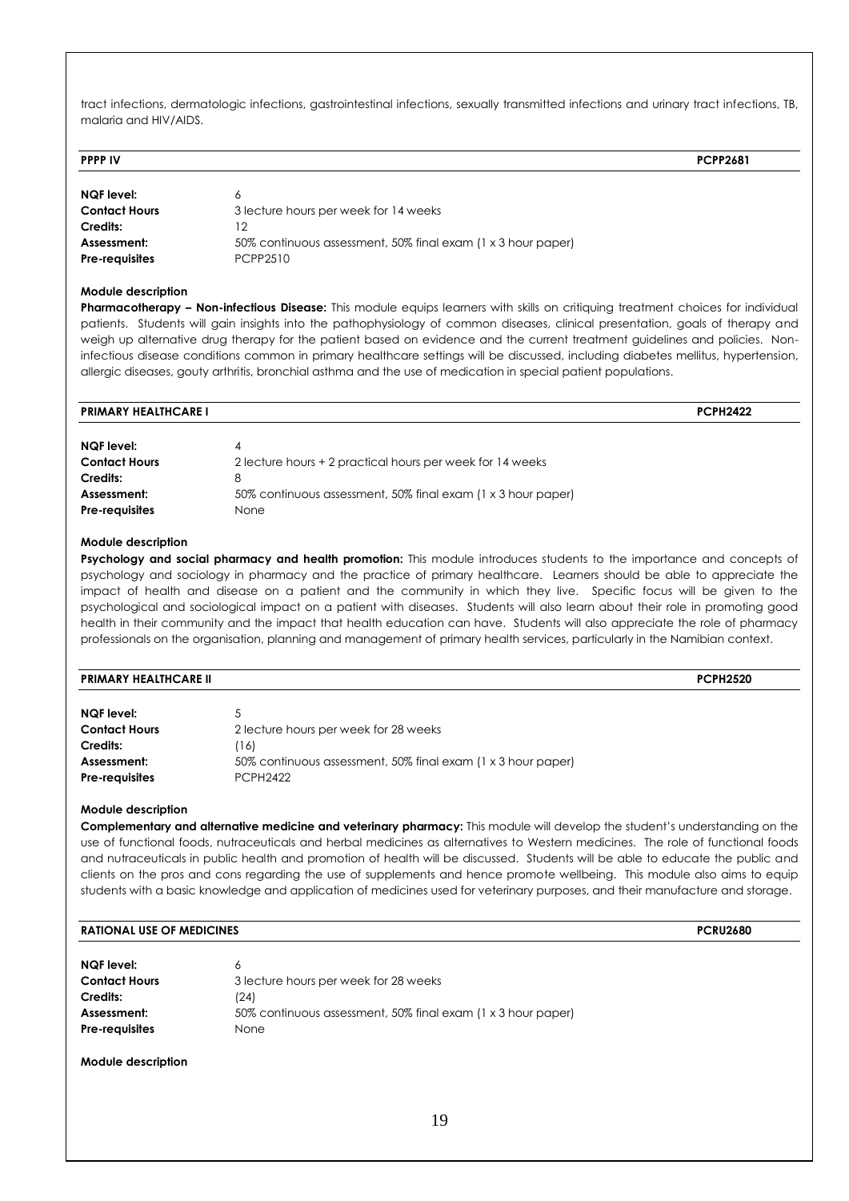tract infections, dermatologic infections, gastrointestinal infections, sexually transmitted infections and urinary tract infections, TB, malaria and HIV/AIDS.

| **PPPP IV** | **PCPP2681** |
|---|---|

| | |
|---|---|
| **NQF level:** | 6 |
| **Contact Hours** | 3 lecture hours per week for 14 weeks |
| **Credits:** | 12 |
| **Assessment:** | 50% continuous assessment, 50% final exam (1 x 3 hour paper) |
| **Pre-requisites** | PCPP2510 |

**Module description**

**Pharmacotherapy – Non-infectious Disease:** This module equips learners with skills on critiquing treatment choices for individual patients. Students will gain insights into the pathophysiology of common diseases, clinical presentation, goals of therapy and weigh up alternative drug therapy for the patient based on evidence and the current treatment guidelines and policies. Non-infectious disease conditions common in primary healthcare settings will be discussed, including diabetes mellitus, hypertension, allergic diseases, gouty arthritis, bronchial asthma and the use of medication in special patient populations.

| **PRIMARY HEALTHCARE I** | **PCPH2422** |
|---|---|

| | |
|---|---|
| **NQF level:** | 4 |
| **Contact Hours** | 2 lecture hours + 2 practical hours per week for 14 weeks |
| **Credits:** | 8 |
| **Assessment:** | 50% continuous assessment, 50% final exam (1 x 3 hour paper) |
| **Pre-requisites** | None |

**Module description**

**Psychology and social pharmacy and health promotion:** This module introduces students to the importance and concepts of psychology and sociology in pharmacy and the practice of primary healthcare. Learners should be able to appreciate the impact of health and disease on a patient and the community in which they live. Specific focus will be given to the psychological and sociological impact on a patient with diseases. Students will also learn about their role in promoting good health in their community and the impact that health education can have. Students will also appreciate the role of pharmacy professionals on the organisation, planning and management of primary health services, particularly in the Namibian context.

| **PRIMARY HEALTHCARE II** | **PCPH2520** |
|---|---|

| | |
|---|---|
| **NQF level:** | 5 |
| **Contact Hours** | 2 lecture hours per week for 28 weeks |
| **Credits:** | (16) |
| **Assessment:** | 50% continuous assessment, 50% final exam (1 x 3 hour paper) |
| **Pre-requisites** | PCPH2422 |

**Module description**

**Complementary and alternative medicine and veterinary pharmacy:** This module will develop the student's understanding on the use of functional foods, nutraceuticals and herbal medicines as alternatives to Western medicines. The role of functional foods and nutraceuticals in public health and promotion of health will be discussed. Students will be able to educate the public and clients on the pros and cons regarding the use of supplements and hence promote wellbeing. This module also aims to equip students with a basic knowledge and application of medicines used for veterinary purposes, and their manufacture and storage.

| **RATIONAL USE OF MEDICINES** | **PCRU2680** |
|---|---|

| | |
|---|---|
| **NQF level:** | 6 |
| **Contact Hours** | 3 lecture hours per week for 28 weeks |
| **Credits:** | (24) |
| **Assessment:** | 50% continuous assessment, 50% final exam (1 x 3 hour paper) |
| **Pre-requisites** | None |

**Module description**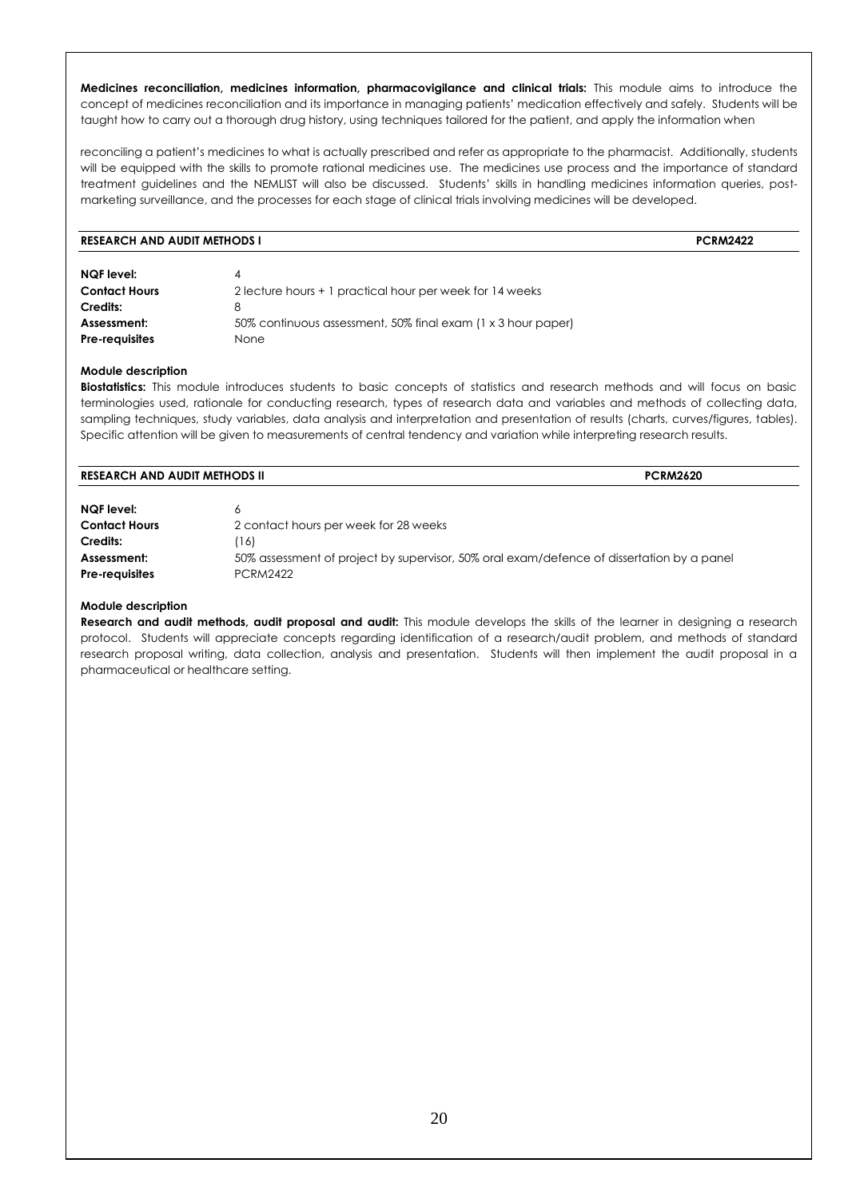**Medicines reconciliation, medicines information, pharmacovigilance and clinical trials:** This module aims to introduce the concept of medicines reconciliation and its importance in managing patients' medication effectively and safely. Students will be taught how to carry out a thorough drug history, using techniques tailored for the patient, and apply the information when

reconciling a patient's medicines to what is actually prescribed and refer as appropriate to the pharmacist. Additionally, students will be equipped with the skills to promote rational medicines use. The medicines use process and the importance of standard treatment guidelines and the NEMLIST will also be discussed. Students' skills in handling medicines information queries, post-marketing surveillance, and the processes for each stage of clinical trials involving medicines will be developed.

## RESEARCH AND AUDIT METHODS I — PCRM2422

| | |
|---|---|
| **NQF level:** | 4 |
| **Contact Hours** | 2 lecture hours + 1 practical hour per week for 14 weeks |
| **Credits:** | 8 |
| **Assessment:** | 50% continuous assessment, 50% final exam (1 x 3 hour paper) |
| **Pre-requisites** | None |

### Module description

**Biostatistics:** This module introduces students to basic concepts of statistics and research methods and will focus on basic terminologies used, rationale for conducting research, types of research data and variables and methods of collecting data, sampling techniques, study variables, data analysis and interpretation and presentation of results (charts, curves/figures, tables). Specific attention will be given to measurements of central tendency and variation while interpreting research results.

## RESEARCH AND AUDIT METHODS II — PCRM2620

| | |
|---|---|
| **NQF level:** | 6 |
| **Contact Hours** | 2 contact hours per week for 28 weeks |
| **Credits:** | (16) |
| **Assessment:** | 50% assessment of project by supervisor, 50% oral exam/defence of dissertation by a panel |
| **Pre-requisites** | PCRM2422 |

### Module description

**Research and audit methods, audit proposal and audit:** This module develops the skills of the learner in designing a research protocol. Students will appreciate concepts regarding identification of a research/audit problem, and methods of standard research proposal writing, data collection, analysis and presentation. Students will then implement the audit proposal in a pharmaceutical or healthcare setting.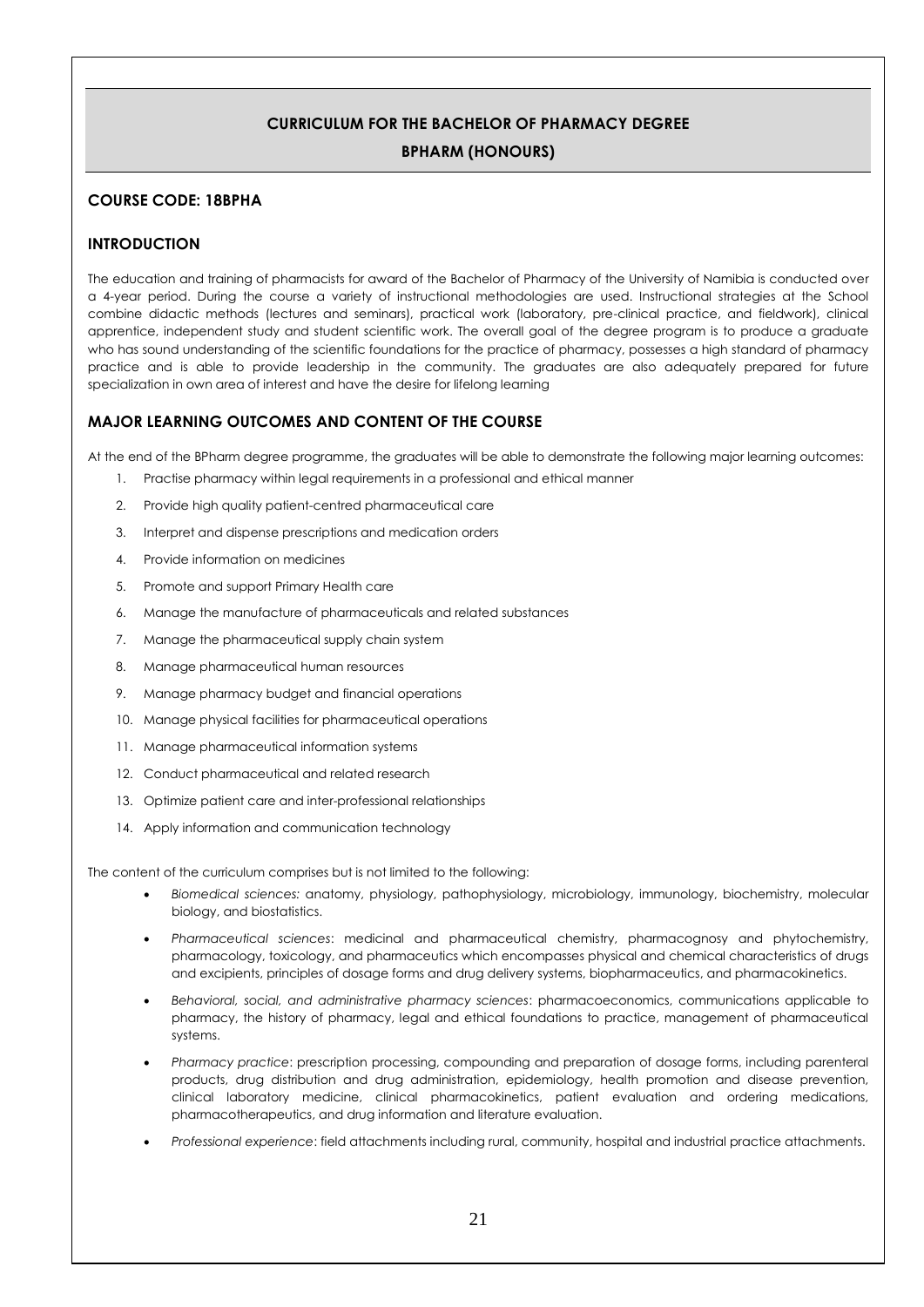## CURRICULUM FOR THE BACHELOR OF PHARMACY DEGREE

## BPHARM (HONOURS)

### COURSE CODE: 18BPHA

### INTRODUCTION

The education and training of pharmacists for award of the Bachelor of Pharmacy of the University of Namibia is conducted over a 4-year period. During the course a variety of instructional methodologies are used. Instructional strategies at the School combine didactic methods (lectures and seminars), practical work (laboratory, pre-clinical practice, and fieldwork), clinical apprentice, independent study and student scientific work. The overall goal of the degree program is to produce a graduate who has sound understanding of the scientific foundations for the practice of pharmacy, possesses a high standard of pharmacy practice and is able to provide leadership in the community. The graduates are also adequately prepared for future specialization in own area of interest and have the desire for lifelong learning

### MAJOR LEARNING OUTCOMES AND CONTENT OF THE COURSE

At the end of the BPharm degree programme, the graduates will be able to demonstrate the following major learning outcomes:

1. Practise pharmacy within legal requirements in a professional and ethical manner
2. Provide high quality patient-centred pharmaceutical care
3. Interpret and dispense prescriptions and medication orders
4. Provide information on medicines
5. Promote and support Primary Health care
6. Manage the manufacture of pharmaceuticals and related substances
7. Manage the pharmaceutical supply chain system
8. Manage pharmaceutical human resources
9. Manage pharmacy budget and financial operations
10. Manage physical facilities for pharmaceutical operations
11. Manage pharmaceutical information systems
12. Conduct pharmaceutical and related research
13. Optimize patient care and inter-professional relationships
14. Apply information and communication technology

The content of the curriculum comprises but is not limited to the following:

- *Biomedical sciences:* anatomy, physiology, pathophysiology, microbiology, immunology, biochemistry, molecular biology, and biostatistics.
- *Pharmaceutical sciences*: medicinal and pharmaceutical chemistry, pharmacognosy and phytochemistry, pharmacology, toxicology, and pharmaceutics which encompasses physical and chemical characteristics of drugs and excipients, principles of dosage forms and drug delivery systems, biopharmaceutics, and pharmacokinetics.
- *Behavioral, social, and administrative pharmacy sciences*: pharmacoeconomics, communications applicable to pharmacy, the history of pharmacy, legal and ethical foundations to practice, management of pharmaceutical systems.
- *Pharmacy practice*: prescription processing, compounding and preparation of dosage forms, including parenteral products, drug distribution and drug administration, epidemiology, health promotion and disease prevention, clinical laboratory medicine, clinical pharmacokinetics, patient evaluation and ordering medications, pharmacotherapeutics, and drug information and literature evaluation.
- *Professional experience*: field attachments including rural, community, hospital and industrial practice attachments.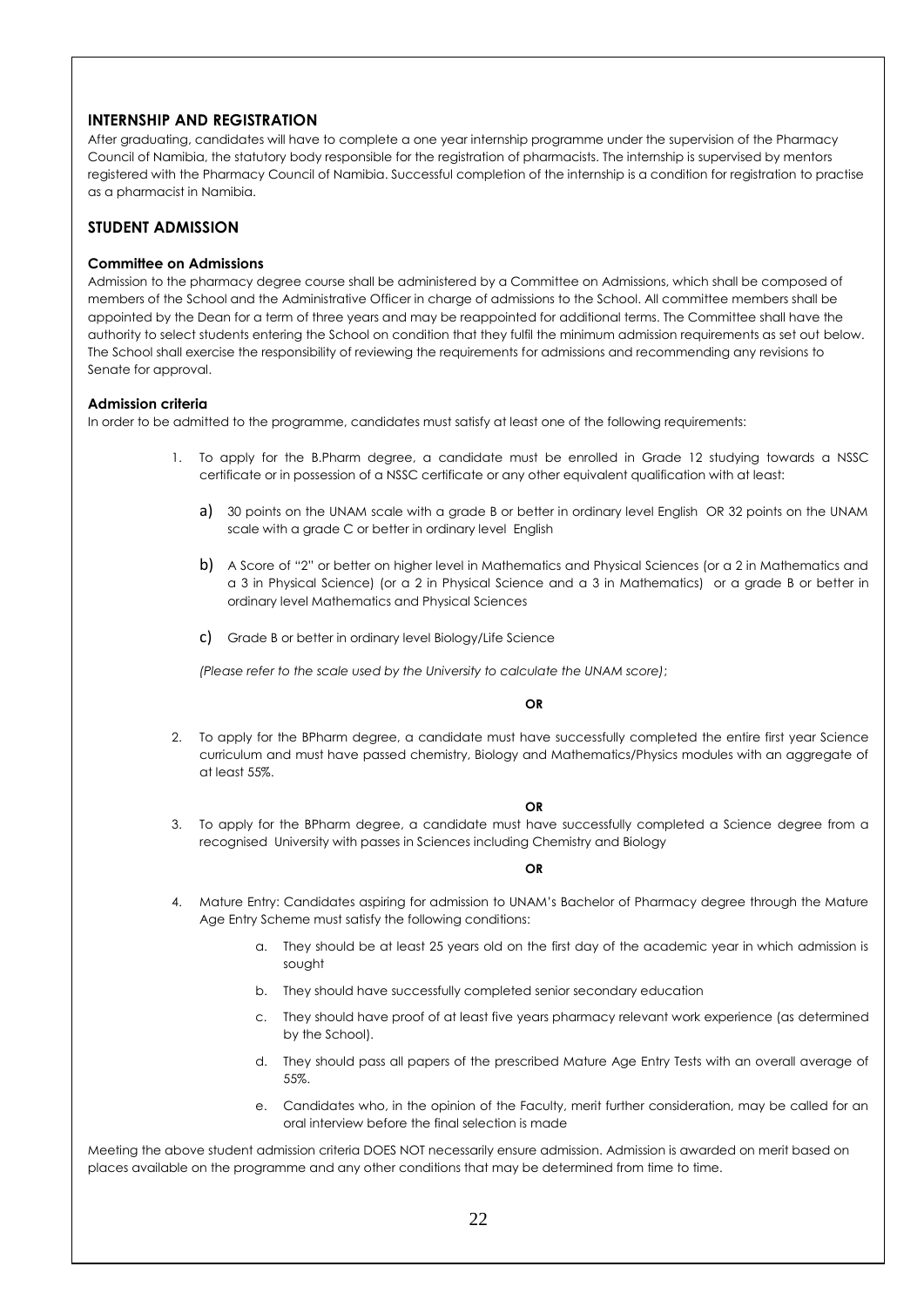## INTERNSHIP AND REGISTRATION

After graduating, candidates will have to complete a one year internship programme under the supervision of the Pharmacy Council of Namibia, the statutory body responsible for the registration of pharmacists. The internship is supervised by mentors registered with the Pharmacy Council of Namibia. Successful completion of the internship is a condition for registration to practise as a pharmacist in Namibia.

## STUDENT ADMISSION

### Committee on Admissions

Admission to the pharmacy degree course shall be administered by a Committee on Admissions, which shall be composed of members of the School and the Administrative Officer in charge of admissions to the School. All committee members shall be appointed by the Dean for a term of three years and may be reappointed for additional terms. The Committee shall have the authority to select students entering the School on condition that they fulfil the minimum admission requirements as set out below. The School shall exercise the responsibility of reviewing the requirements for admissions and recommending any revisions to Senate for approval.

### Admission criteria

In order to be admitted to the programme, candidates must satisfy at least one of the following requirements:

1. To apply for the B.Pharm degree, a candidate must be enrolled in Grade 12 studying towards a NSSC certificate or in possession of a NSSC certificate or any other equivalent qualification with at least:

   a) 30 points on the UNAM scale with a grade B or better in ordinary level English OR 32 points on the UNAM scale with a grade C or better in ordinary level English

   b) A Score of "2" or better on higher level in Mathematics and Physical Sciences (or a 2 in Mathematics and a 3 in Physical Science) (or a 2 in Physical Science and a 3 in Mathematics) or a grade B or better in ordinary level Mathematics and Physical Sciences

   c) Grade B or better in ordinary level Biology/Life Science

   *(Please refer to the scale used by the University to calculate the UNAM score)*;

   **OR**

2. To apply for the BPharm degree, a candidate must have successfully completed the entire first year Science curriculum and must have passed chemistry, Biology and Mathematics/Physics modules with an aggregate of at least 55%.

   **OR**

3. To apply for the BPharm degree, a candidate must have successfully completed a Science degree from a recognised University with passes in Sciences including Chemistry and Biology

   **OR**

4. Mature Entry: Candidates aspiring for admission to UNAM's Bachelor of Pharmacy degree through the Mature Age Entry Scheme must satisfy the following conditions:

   a. They should be at least 25 years old on the first day of the academic year in which admission is sought

   b. They should have successfully completed senior secondary education

   c. They should have proof of at least five years pharmacy relevant work experience (as determined by the School).

   d. They should pass all papers of the prescribed Mature Age Entry Tests with an overall average of 55%.

   e. Candidates who, in the opinion of the Faculty, merit further consideration, may be called for an oral interview before the final selection is made

Meeting the above student admission criteria DOES NOT necessarily ensure admission. Admission is awarded on merit based on places available on the programme and any other conditions that may be determined from time to time.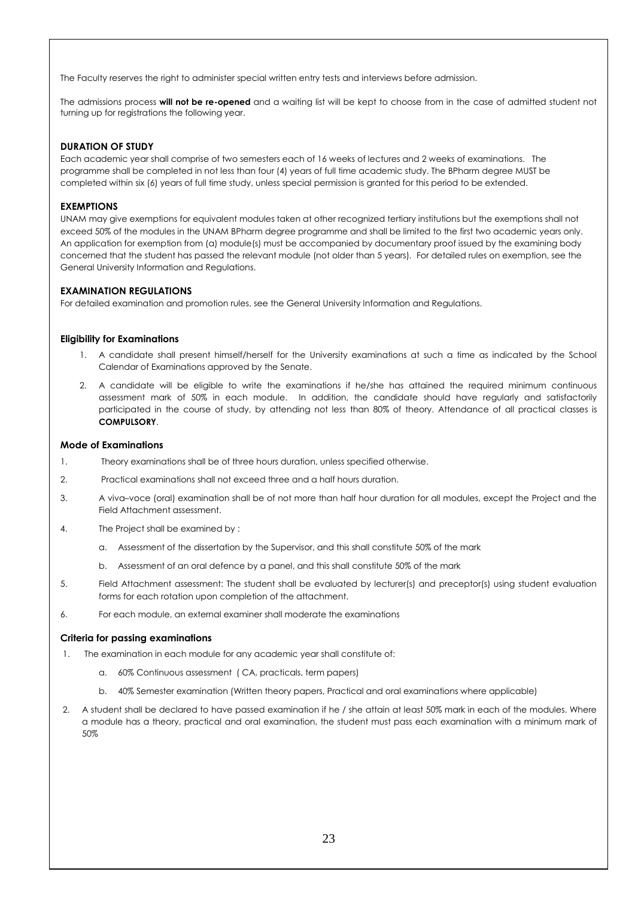The Faculty reserves the right to administer special written entry tests and interviews before admission.

The admissions process **will not be re-opened** and a waiting list will be kept to choose from in the case of admitted student not turning up for registrations the following year.

### DURATION OF STUDY

Each academic year shall comprise of two semesters each of 16 weeks of lectures and 2 weeks of examinations. The programme shall be completed in not less than four (4) years of full time academic study. The BPharm degree MUST be completed within six (6) years of full time study, unless special permission is granted for this period to be extended.

### EXEMPTIONS

UNAM may give exemptions for equivalent modules taken at other recognized tertiary institutions but the exemptions shall not exceed 50% of the modules in the UNAM BPharm degree programme and shall be limited to the first two academic years only. An application for exemption from (a) module(s) must be accompanied by documentary proof issued by the examining body concerned that the student has passed the relevant module (not older than 5 years). For detailed rules on exemption, see the General University Information and Regulations.

### EXAMINATION REGULATIONS

For detailed examination and promotion rules, see the General University Information and Regulations.

#### Eligibility for Examinations

1. A candidate shall present himself/herself for the University examinations at such a time as indicated by the School Calendar of Examinations approved by the Senate.
2. A candidate will be eligible to write the examinations if he/she has attained the required minimum continuous assessment mark of 50% in each module. In addition, the candidate should have regularly and satisfactorily participated in the course of study, by attending not less than 80% of theory. Attendance of all practical classes is **COMPULSORY**.

#### Mode of Examinations

1. Theory examinations shall be of three hours duration, unless specified otherwise.
2. Practical examinations shall not exceed three and a half hours duration.
3. A viva–voce (oral) examination shall be of not more than half hour duration for all modules, except the Project and the Field Attachment assessment.
4. The Project shall be examined by :
   a. Assessment of the dissertation by the Supervisor, and this shall constitute 50% of the mark
   b. Assessment of an oral defence by a panel, and this shall constitute 50% of the mark
5. Field Attachment assessment: The student shall be evaluated by lecturer(s) and preceptor(s) using student evaluation forms for each rotation upon completion of the attachment.
6. For each module, an external examiner shall moderate the examinations

#### Criteria for passing examinations

1. The examination in each module for any academic year shall constitute of:
   a. 60% Continuous assessment ( CA, practicals, term papers)
   b. 40% Semester examination (Written theory papers, Practical and oral examinations where applicable)
2. A student shall be declared to have passed examination if he / she attain at least 50% mark in each of the modules. Where a module has a theory, practical and oral examination, the student must pass each examination with a minimum mark of 50%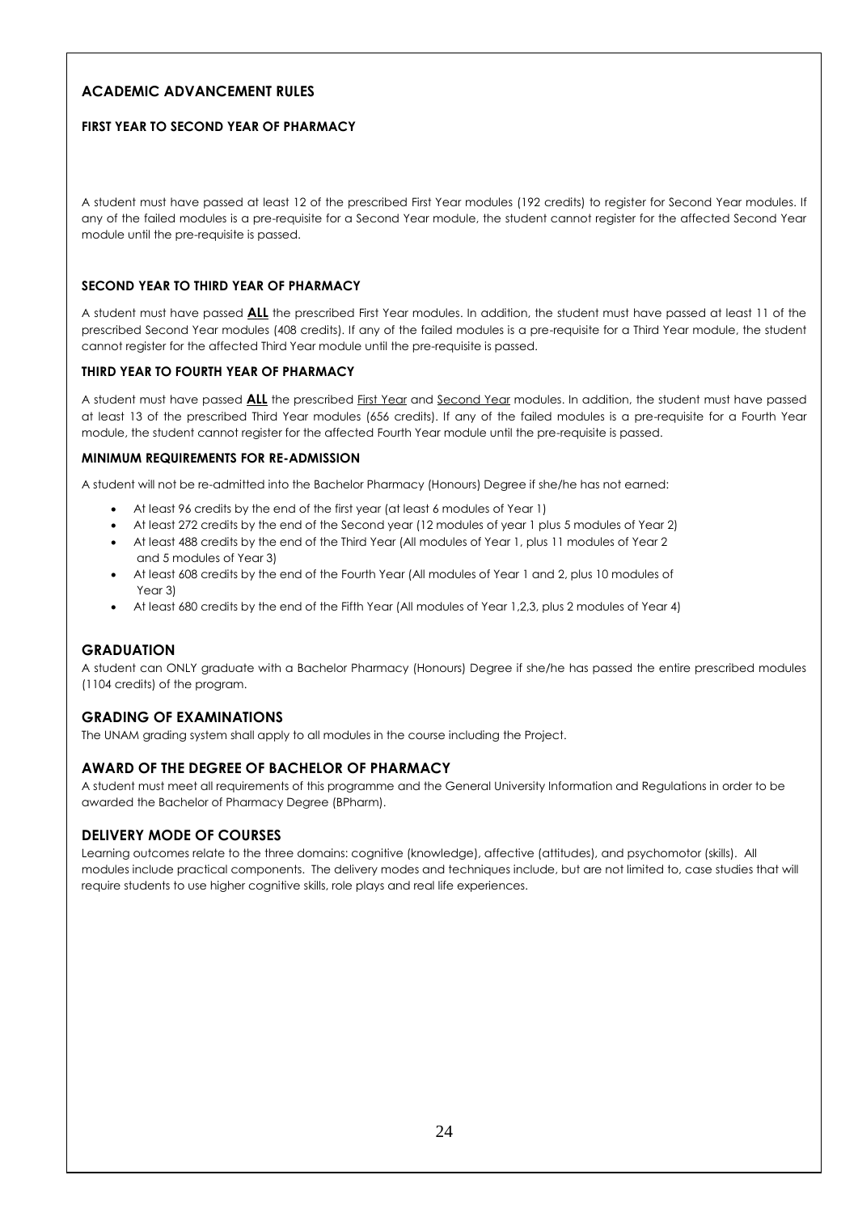## ACADEMIC ADVANCEMENT RULES

### FIRST YEAR TO SECOND YEAR OF PHARMACY

A student must have passed at least 12 of the prescribed First Year modules (192 credits) to register for Second Year modules. If any of the failed modules is a pre-requisite for a Second Year module, the student cannot register for the affected Second Year module until the pre-requisite is passed.

### SECOND YEAR TO THIRD YEAR OF PHARMACY

A student must have passed **ALL** the prescribed First Year modules. In addition, the student must have passed at least 11 of the prescribed Second Year modules (408 credits). If any of the failed modules is a pre-requisite for a Third Year module, the student cannot register for the affected Third Year module until the pre-requisite is passed.

### THIRD YEAR TO FOURTH YEAR OF PHARMACY

A student must have passed **ALL** the prescribed First Year and Second Year modules. In addition, the student must have passed at least 13 of the prescribed Third Year modules (656 credits). If any of the failed modules is a pre-requisite for a Fourth Year module, the student cannot register for the affected Fourth Year module until the pre-requisite is passed.

### MINIMUM REQUIREMENTS FOR RE-ADMISSION

A student will not be re-admitted into the Bachelor Pharmacy (Honours) Degree if she/he has not earned:

- At least 96 credits by the end of the first year (at least 6 modules of Year 1)
- At least 272 credits by the end of the Second year (12 modules of year 1 plus 5 modules of Year 2)
- At least 488 credits by the end of the Third Year (All modules of Year 1, plus 11 modules of Year 2 and 5 modules of Year 3)
- At least 608 credits by the end of the Fourth Year (All modules of Year 1 and 2, plus 10 modules of Year 3)
- At least 680 credits by the end of the Fifth Year (All modules of Year 1,2,3, plus 2 modules of Year 4)

## GRADUATION

A student can ONLY graduate with a Bachelor Pharmacy (Honours) Degree if she/he has passed the entire prescribed modules (1104 credits) of the program.

## GRADING OF EXAMINATIONS

The UNAM grading system shall apply to all modules in the course including the Project.

## AWARD OF THE DEGREE OF BACHELOR OF PHARMACY

A student must meet all requirements of this programme and the General University Information and Regulations in order to be awarded the Bachelor of Pharmacy Degree (BPharm).

## DELIVERY MODE OF COURSES

Learning outcomes relate to the three domains: cognitive (knowledge), affective (attitudes), and psychomotor (skills). All modules include practical components. The delivery modes and techniques include, but are not limited to, case studies that will require students to use higher cognitive skills, role plays and real life experiences.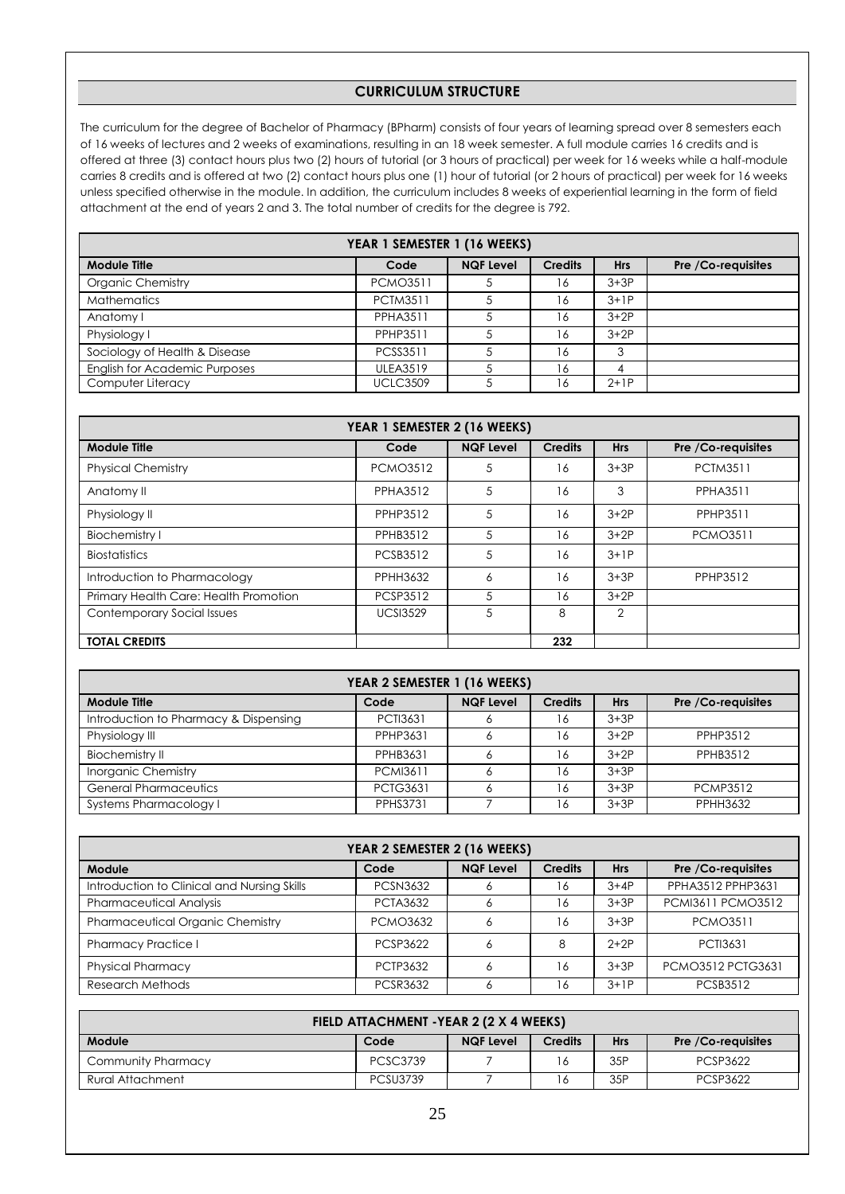## CURRICULUM STRUCTURE

The curriculum for the degree of Bachelor of Pharmacy (BPharm) consists of four years of learning spread over 8 semesters each of 16 weeks of lectures and 2 weeks of examinations, resulting in an 18 week semester. A full module carries 16 credits and is offered at three (3) contact hours plus two (2) hours of tutorial (or 3 hours of practical) per week for 16 weeks while a half-module carries 8 credits and is offered at two (2) contact hours plus one (1) hour of tutorial (or 2 hours of practical) per week for 16 weeks unless specified otherwise in the module. In addition, the curriculum includes 8 weeks of experiential learning in the form of field attachment at the end of years 2 and 3. The total number of credits for the degree is 792.

| YEAR 1 SEMESTER 1 (16 WEEKS) | | | | | |
|---|---|---|---|---|---|
| **Module Title** | **Code** | **NQF Level** | **Credits** | **Hrs** | **Pre /Co-requisites** |
| Organic Chemistry | PCMO3511 | 5 | 16 | 3+3P | |
| Mathematics | PCTM3511 | 5 | 16 | 3+1P | |
| Anatomy I | PPHA3511 | 5 | 16 | 3+2P | |
| Physiology I | PPHP3511 | 5 | 16 | 3+2P | |
| Sociology of Health & Disease | PCSS3511 | 5 | 16 | 3 | |
| English for Academic Purposes | ULEA3519 | 5 | 16 | 4 | |
| Computer Literacy | UCLC3509 | 5 | 16 | 2+1P | |

| YEAR 1 SEMESTER 2 (16 WEEKS) | | | | | |
|---|---|---|---|---|---|
| **Module Title** | **Code** | **NQF Level** | **Credits** | **Hrs** | **Pre /Co-requisites** |
| Physical Chemistry | PCMO3512 | 5 | 16 | 3+3P | PCTM3511 |
| Anatomy II | PPHA3512 | 5 | 16 | 3 | PPHA3511 |
| Physiology II | PPHP3512 | 5 | 16 | 3+2P | PPHP3511 |
| Biochemistry I | PPHB3512 | 5 | 16 | 3+2P | PCMO3511 |
| Biostatistics | PCSB3512 | 5 | 16 | 3+1P | |
| Introduction to Pharmacology | PPHH3632 | 6 | 16 | 3+3P | PPHP3512 |
| Primary Health Care: Health Promotion | PCSP3512 | 5 | 16 | 3+2P | |
| Contemporary Social Issues | UCSI3529 | 5 | 8 | 2 | |
| **TOTAL CREDITS** | | | **232** | | |

| YEAR 2 SEMESTER 1 (16 WEEKS) | | | | | |
|---|---|---|---|---|---|
| **Module Title** | **Code** | **NQF Level** | **Credits** | **Hrs** | **Pre /Co-requisites** |
| Introduction to Pharmacy & Dispensing | PCTI3631 | 6 | 16 | 3+3P | |
| Physiology III | PPHP3631 | 6 | 16 | 3+2P | PPHP3512 |
| Biochemistry II | PPHB3631 | 6 | 16 | 3+2P | PPHB3512 |
| Inorganic Chemistry | PCMI3611 | 6 | 16 | 3+3P | |
| General Pharmaceutics | PCTG3631 | 6 | 16 | 3+3P | PCMP3512 |
| Systems Pharmacology I | PPHS3731 | 7 | 16 | 3+3P | PPHH3632 |

| YEAR 2 SEMESTER 2 (16 WEEKS) | | | | | |
|---|---|---|---|---|---|
| **Module** | **Code** | **NQF Level** | **Credits** | **Hrs** | **Pre /Co-requisites** |
| Introduction to Clinical and Nursing Skills | PCSN3632 | 6 | 16 | 3+4P | PPHA3512 PPHP3631 |
| Pharmaceutical Analysis | PCTA3632 | 6 | 16 | 3+3P | PCMI3611 PCMO3512 |
| Pharmaceutical Organic Chemistry | PCMO3632 | 6 | 16 | 3+3P | PCMO3511 |
| Pharmacy Practice I | PCSP3622 | 6 | 8 | 2+2P | PCTI3631 |
| Physical Pharmacy | PCTP3632 | 6 | 16 | 3+3P | PCMO3512 PCTG3631 |
| Research Methods | PCSR3632 | 6 | 16 | 3+1P | PCSB3512 |

| FIELD ATTACHMENT -YEAR 2 (2 X 4 WEEKS) | | | | | |
|---|---|---|---|---|---|
| **Module** | **Code** | **NQF Level** | **Credits** | **Hrs** | **Pre /Co-requisites** |
| Community Pharmacy | PCSC3739 | 7 | 16 | 35P | PCSP3622 |
| Rural Attachment | PCSU3739 | 7 | 16 | 35P | PCSP3622 |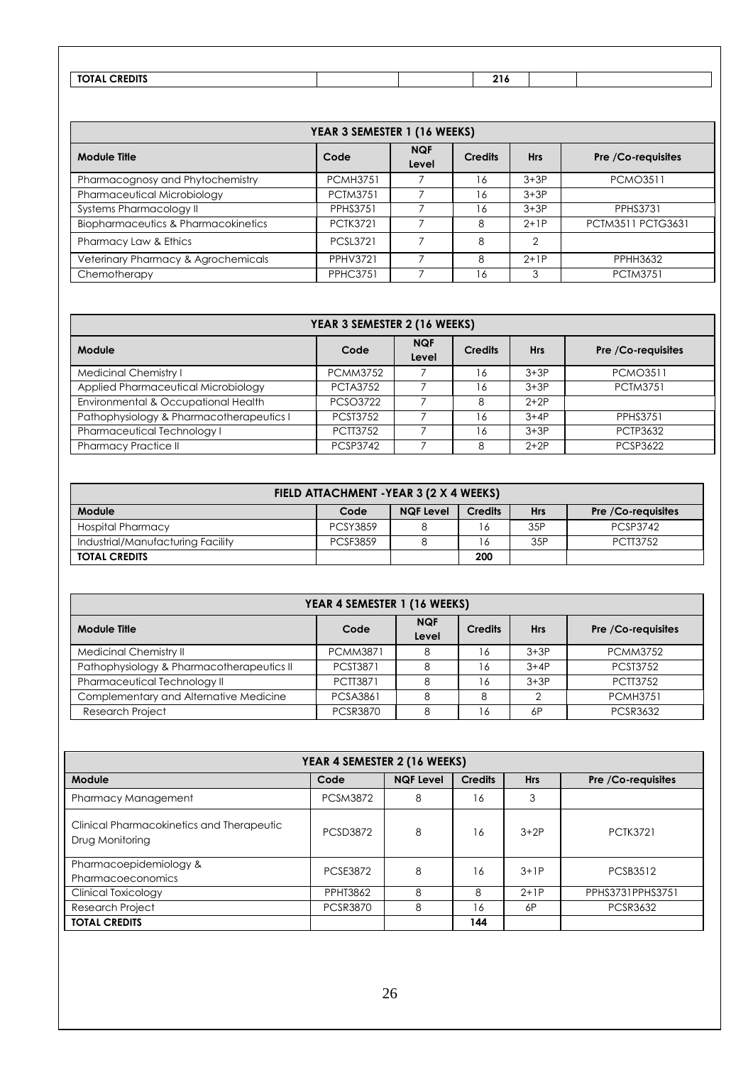| TOTAL CREDITS | | | 216 | | |
|---|---|---|---|---|---|

| YEAR 3 SEMESTER 1 (16 WEEKS) | | | | | |
|---|---|---|---|---|---|
| **Module Title** | **Code** | **NQF Level** | **Credits** | **Hrs** | **Pre /Co-requisites** |
| Pharmacognosy and Phytochemistry | PCMH3751 | 7 | 16 | 3+3P | PCMO3511 |
| Pharmaceutical Microbiology | PCTM3751 | 7 | 16 | 3+3P | |
| Systems Pharmacology II | PPHS3751 | 7 | 16 | 3+3P | PPHS3731 |
| Biopharmaceutics & Pharmacokinetics | PCTK3721 | 7 | 8 | 2+1P | PCTM3511 PCTG3631 |
| Pharmacy Law & Ethics | PCSL3721 | 7 | 8 | 2 | |
| Veterinary Pharmacy & Agrochemicals | PPHV3721 | 7 | 8 | 2+1P | PPHH3632 |
| Chemotherapy | PPHC3751 | 7 | 16 | 3 | PCTM3751 |

| YEAR 3 SEMESTER 2 (16 WEEKS) | | | | | |
|---|---|---|---|---|---|
| **Module** | **Code** | **NQF Level** | **Credits** | **Hrs** | **Pre /Co-requisites** |
| Medicinal Chemistry I | PCMM3752 | 7 | 16 | 3+3P | PCMO3511 |
| Applied Pharmaceutical Microbiology | PCTA3752 | 7 | 16 | 3+3P | PCTM3751 |
| Environmental & Occupational Health | PCSO3722 | 7 | 8 | 2+2P | |
| Pathophysiology & Pharmacotherapeutics I | PCST3752 | 7 | 16 | 3+4P | PPHS3751 |
| Pharmaceutical Technology I | PCTT3752 | 7 | 16 | 3+3P | PCTP3632 |
| Pharmacy Practice II | PCSP3742 | 7 | 8 | 2+2P | PCSP3622 |

| FIELD ATTACHMENT -YEAR 3 (2 X 4 WEEKS) | | | | | |
|---|---|---|---|---|---|
| **Module** | **Code** | **NQF Level** | **Credits** | **Hrs** | **Pre /Co-requisites** |
| Hospital Pharmacy | PCSY3859 | 8 | 16 | 35P | PCSP3742 |
| Industrial/Manufacturing Facility | PCSF3859 | 8 | 16 | 35P | PCTT3752 |
| **TOTAL CREDITS** | | | **200** | | |

| YEAR 4 SEMESTER 1 (16 WEEKS) | | | | | |
|---|---|---|---|---|---|
| **Module Title** | **Code** | **NQF Level** | **Credits** | **Hrs** | **Pre /Co-requisites** |
| Medicinal Chemistry II | PCMM3871 | 8 | 16 | 3+3P | PCMM3752 |
| Pathophysiology & Pharmacotherapeutics II | PCST3871 | 8 | 16 | 3+4P | PCST3752 |
| Pharmaceutical Technology II | PCTT3871 | 8 | 16 | 3+3P | PCTT3752 |
| Complementary and Alternative Medicine | PCSA3861 | 8 | 8 | 2 | PCMH3751 |
| Research Project | PCSR3870 | 8 | 16 | 6P | PCSR3632 |

| YEAR 4 SEMESTER 2 (16 WEEKS) | | | | | |
|---|---|---|---|---|---|
| **Module** | **Code** | **NQF Level** | **Credits** | **Hrs** | **Pre /Co-requisites** |
| Pharmacy Management | PCSM3872 | 8 | 16 | 3 | |
| Clinical Pharmacokinetics and Therapeutic Drug Monitoring | PCSD3872 | 8 | 16 | 3+2P | PCTK3721 |
| Pharmacoepidemiology & Pharmacoeconomics | PCSE3872 | 8 | 16 | 3+1P | PCSB3512 |
| Clinical Toxicology | PPHT3862 | 8 | 8 | 2+1P | PPHS3731PPHS3751 |
| Research Project | PCSR3870 | 8 | 16 | 6P | PCSR3632 |
| **TOTAL CREDITS** | | | **144** | | |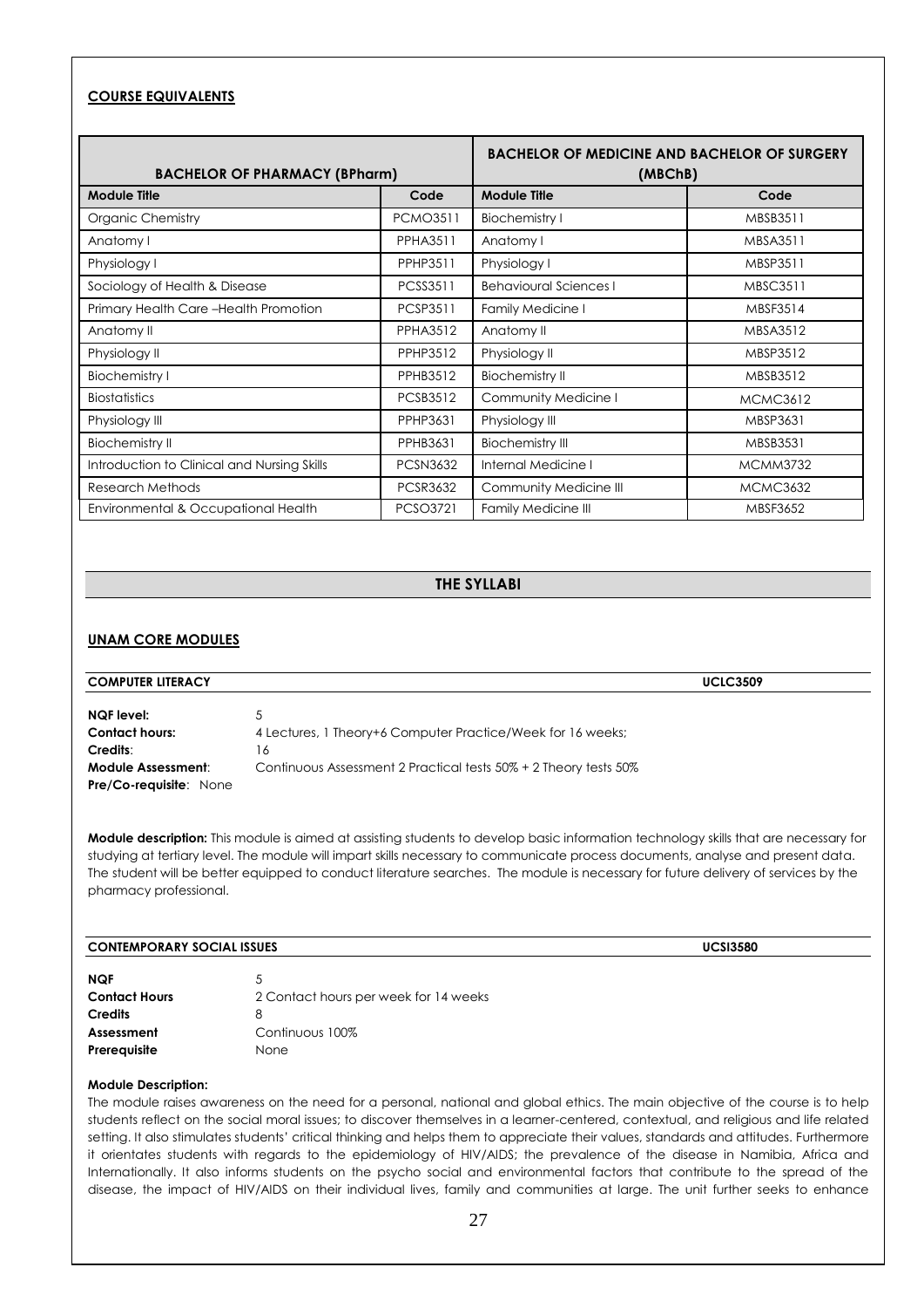**COURSE EQUIVALENTS**

| BACHELOR OF PHARMACY (BPharm) | | BACHELOR OF MEDICINE AND BACHELOR OF SURGERY (MBChB) | |
|---|---|---|---|
| **Module Title** | **Code** | **Module Title** | **Code** |
| Organic Chemistry | PCMO3511 | Biochemistry I | MBSB3511 |
| Anatomy I | PPHA3511 | Anatomy I | MBSA3511 |
| Physiology I | PPHP3511 | Physiology I | MBSP3511 |
| Sociology of Health & Disease | PCSS3511 | Behavioural Sciences I | MBSC3511 |
| Primary Health Care –Health Promotion | PCSP3511 | Family Medicine I | MBSF3514 |
| Anatomy II | PPHA3512 | Anatomy II | MBSA3512 |
| Physiology II | PPHP3512 | Physiology II | MBSP3512 |
| Biochemistry I | PPHB3512 | Biochemistry II | MBSB3512 |
| Biostatistics | PCSB3512 | Community Medicine I | MCMC3612 |
| Physiology III | PPHP3631 | Physiology III | MBSP3631 |
| Biochemistry II | PPHB3631 | Biochemistry III | MBSB3531 |
| Introduction to Clinical and Nursing Skills | PCSN3632 | Internal Medicine I | MCMM3732 |
| Research Methods | PCSR3632 | Community Medicine III | MCMC3632 |
| Environmental & Occupational Health | PCSO3721 | Family Medicine III | MBSF3652 |

## THE SYLLABI

### UNAM CORE MODULES

**COMPUTER LITERACY** **UCLC3509**

**NQF level:** 5
**Contact hours:** 4 Lectures, 1 Theory+6 Computer Practice/Week for 16 weeks;
**Credits**: 16
**Module Assessment**: Continuous Assessment 2 Practical tests 50% + 2 Theory tests 50%
**Pre/Co-requisite**: None

**Module description:** This module is aimed at assisting students to develop basic information technology skills that are necessary for studying at tertiary level. The module will impart skills necessary to communicate process documents, analyse and present data. The student will be better equipped to conduct literature searches. The module is necessary for future delivery of services by the pharmacy professional.

**CONTEMPORARY SOCIAL ISSUES** **UCSI3580**

**NQF** 5
**Contact Hours** 2 Contact hours per week for 14 weeks
**Credits** 8
**Assessment** Continuous 100%
**Prerequisite** None

**Module Description:**
The module raises awareness on the need for a personal, national and global ethics. The main objective of the course is to help students reflect on the social moral issues; to discover themselves in a learner-centered, contextual, and religious and life related setting. It also stimulates students' critical thinking and helps them to appreciate their values, standards and attitudes. Furthermore it orientates students with regards to the epidemiology of HIV/AIDS; the prevalence of the disease in Namibia, Africa and Internationally. It also informs students on the psycho social and environmental factors that contribute to the spread of the disease, the impact of HIV/AIDS on their individual lives, family and communities at large. The unit further seeks to enhance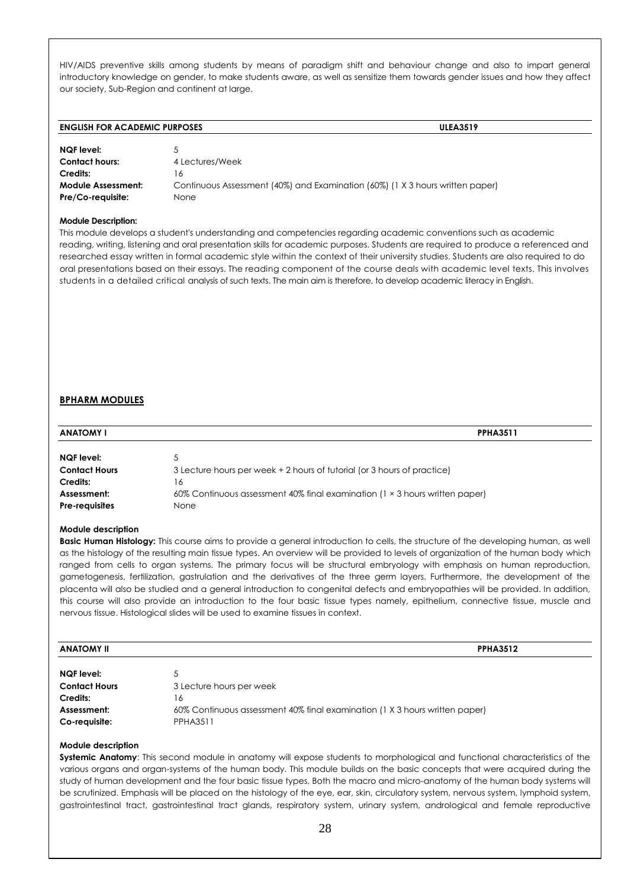HIV/AIDS preventive skills among students by means of paradigm shift and behaviour change and also to impart general introductory knowledge on gender, to make students aware, as well as sensitize them towards gender issues and how they affect our society, Sub-Region and continent at large.

### ENGLISH FOR ACADEMIC PURPOSES — ULEA3519

| | |
|---|---|
| **NQF level:** | 5 |
| **Contact hours:** | 4 Lectures/Week |
| **Credits:** | 16 |
| **Module Assessment:** | Continuous Assessment (40%) and Examination (60%) (1 X 3 hours written paper) |
| **Pre/Co-requisite:** | None |

**Module Description:**

This module develops a student's understanding and competencies regarding academic conventions such as academic reading, writing, listening and oral presentation skills for academic purposes. Students are required to produce a referenced and researched essay written in formal academic style within the context of their university studies. Students are also required to do oral presentations based on their essays. The reading component of the course deals with academic level texts. This involves students in a detailed critical analysis of such texts. The main aim is therefore, to develop academic literacy in English.

## BPHARM MODULES

### ANATOMY I — PPHA3511

| | |
|---|---|
| **NQF level:** | 5 |
| **Contact Hours** | 3 Lecture hours per week + 2 hours of tutorial (or 3 hours of practice) |
| **Credits:** | 16 |
| **Assessment:** | 60% Continuous assessment 40% final examination (1 × 3 hours written paper) |
| **Pre-requisites** | None |

**Module description**

**Basic Human Histology:** This course aims to provide a general introduction to cells, the structure of the developing human, as well as the histology of the resulting main tissue types. An overview will be provided to levels of organization of the human body which ranged from cells to organ systems. The primary focus will be structural embryology with emphasis on human reproduction, gametogenesis, fertilization, gastrulation and the derivatives of the three germ layers. Furthermore, the development of the placenta will also be studied and a general introduction to congenital defects and embryopathies will be provided. In addition, this course will also provide an introduction to the four basic tissue types namely, epithelium, connective tissue, muscle and nervous tissue. Histological slides will be used to examine tissues in context.

### ANATOMY II — PPHA3512

| | |
|---|---|
| **NQF level:** | 5 |
| **Contact Hours** | 3 Lecture hours per week |
| **Credits:** | 16 |
| **Assessment:** | 60% Continuous assessment 40% final examination (1 X 3 hours written paper) |
| **Co-requisite:** | PPHA3511 |

**Module description**

**Systemic Anatomy**: This second module in anatomy will expose students to morphological and functional characteristics of the various organs and organ-systems of the human body. This module builds on the basic concepts that were acquired during the study of human development and the four basic tissue types. Both the macro and micro-anatomy of the human body systems will be scrutinized. Emphasis will be placed on the histology of the eye, ear, skin, circulatory system, nervous system, lymphoid system, gastrointestinal tract, gastrointestinal tract glands, respiratory system, urinary system, andrological and female reproductive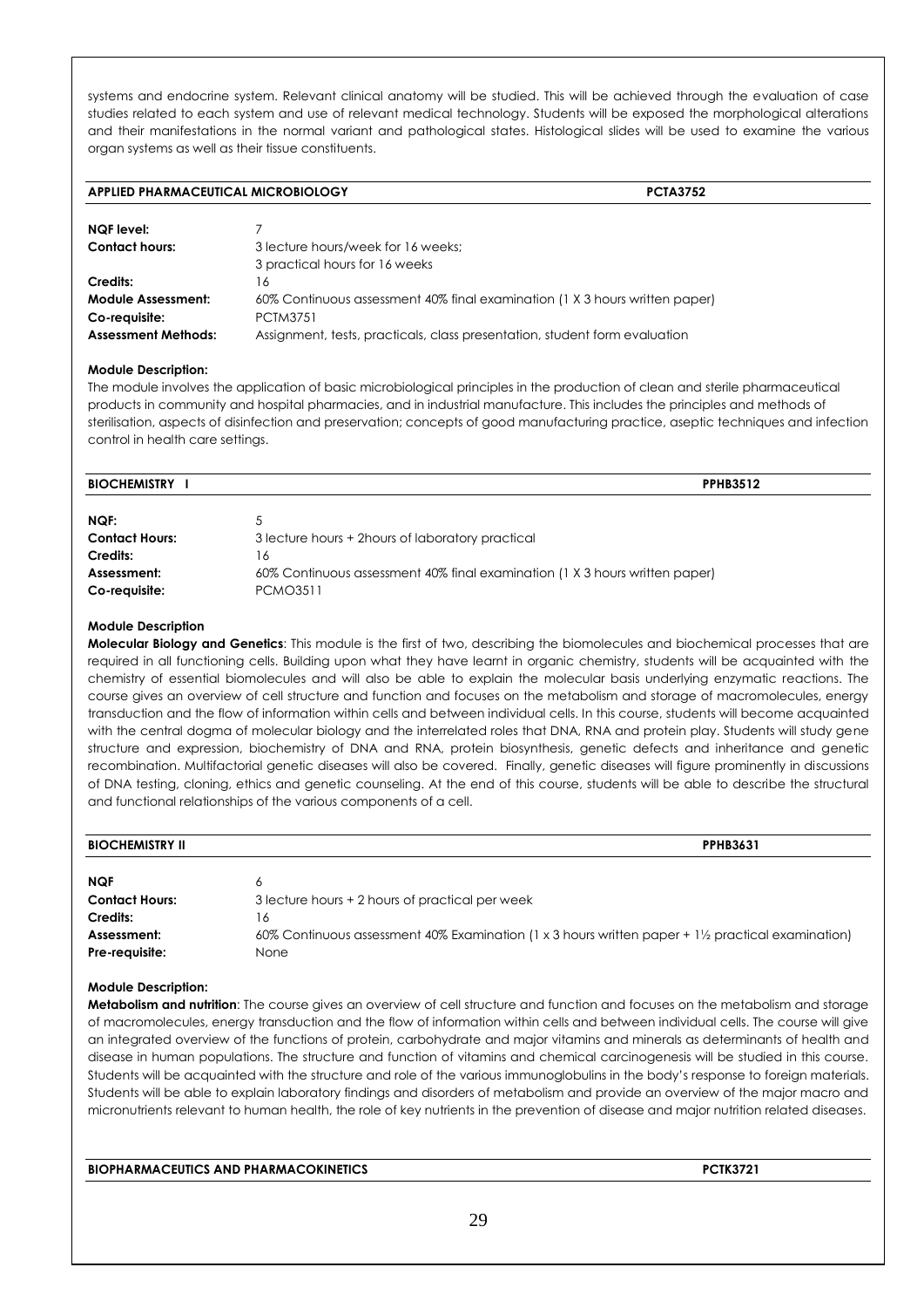systems and endocrine system. Relevant clinical anatomy will be studied. This will be achieved through the evaluation of case studies related to each system and use of relevant medical technology. Students will be exposed the morphological alterations and their manifestations in the normal variant and pathological states. Histological slides will be used to examine the various organ systems as well as their tissue constituents.

## APPLIED PHARMACEUTICAL MICROBIOLOGY — PCTA3752

| | |
|---|---|
| **NQF level:** | 7 |
| **Contact hours:** | 3 lecture hours/week for 16 weeks; 3 practical hours for 16 weeks |
| **Credits:** | 16 |
| **Module Assessment:** | 60% Continuous assessment 40% final examination (1 X 3 hours written paper) |
| **Co-requisite:** | PCTM3751 |
| **Assessment Methods:** | Assignment, tests, practicals, class presentation, student form evaluation |

**Module Description:**

The module involves the application of basic microbiological principles in the production of clean and sterile pharmaceutical products in community and hospital pharmacies, and in industrial manufacture. This includes the principles and methods of sterilisation, aspects of disinfection and preservation; concepts of good manufacturing practice, aseptic techniques and infection control in health care settings.

## BIOCHEMISTRY I — PPHB3512

| | |
|---|---|
| **NQF:** | 5 |
| **Contact Hours:** | 3 lecture hours + 2hours of laboratory practical |
| **Credits:** | 16 |
| **Assessment:** | 60% Continuous assessment 40% final examination (1 X 3 hours written paper) |
| **Co-requisite:** | PCMO3511 |

**Module Description**

**Molecular Biology and Genetics**: This module is the first of two, describing the biomolecules and biochemical processes that are required in all functioning cells. Building upon what they have learnt in organic chemistry, students will be acquainted with the chemistry of essential biomolecules and will also be able to explain the molecular basis underlying enzymatic reactions. The course gives an overview of cell structure and function and focuses on the metabolism and storage of macromolecules, energy transduction and the flow of information within cells and between individual cells. In this course, students will become acquainted with the central dogma of molecular biology and the interrelated roles that DNA, RNA and protein play. Students will study gene structure and expression, biochemistry of DNA and RNA, protein biosynthesis, genetic defects and inheritance and genetic recombination. Multifactorial genetic diseases will also be covered. Finally, genetic diseases will figure prominently in discussions of DNA testing, cloning, ethics and genetic counseling. At the end of this course, students will be able to describe the structural and functional relationships of the various components of a cell.

## BIOCHEMISTRY II — PPHB3631

| | |
|---|---|
| **NQF** | 6 |
| **Contact Hours:** | 3 lecture hours + 2 hours of practical per week |
| **Credits:** | 16 |
| **Assessment:** | 60% Continuous assessment 40% Examination (1 x 3 hours written paper + 1½ practical examination) |
| **Pre-requisite:** | None |

**Module Description:**

**Metabolism and nutrition**: The course gives an overview of cell structure and function and focuses on the metabolism and storage of macromolecules, energy transduction and the flow of information within cells and between individual cells. The course will give an integrated overview of the functions of protein, carbohydrate and major vitamins and minerals as determinants of health and disease in human populations. The structure and function of vitamins and chemical carcinogenesis will be studied in this course. Students will be acquainted with the structure and role of the various immunoglobulins in the body's response to foreign materials. Students will be able to explain laboratory findings and disorders of metabolism and provide an overview of the major macro and micronutrients relevant to human health, the role of key nutrients in the prevention of disease and major nutrition related diseases.

## BIOPHARMACEUTICS AND PHARMACOKINETICS — PCTK3721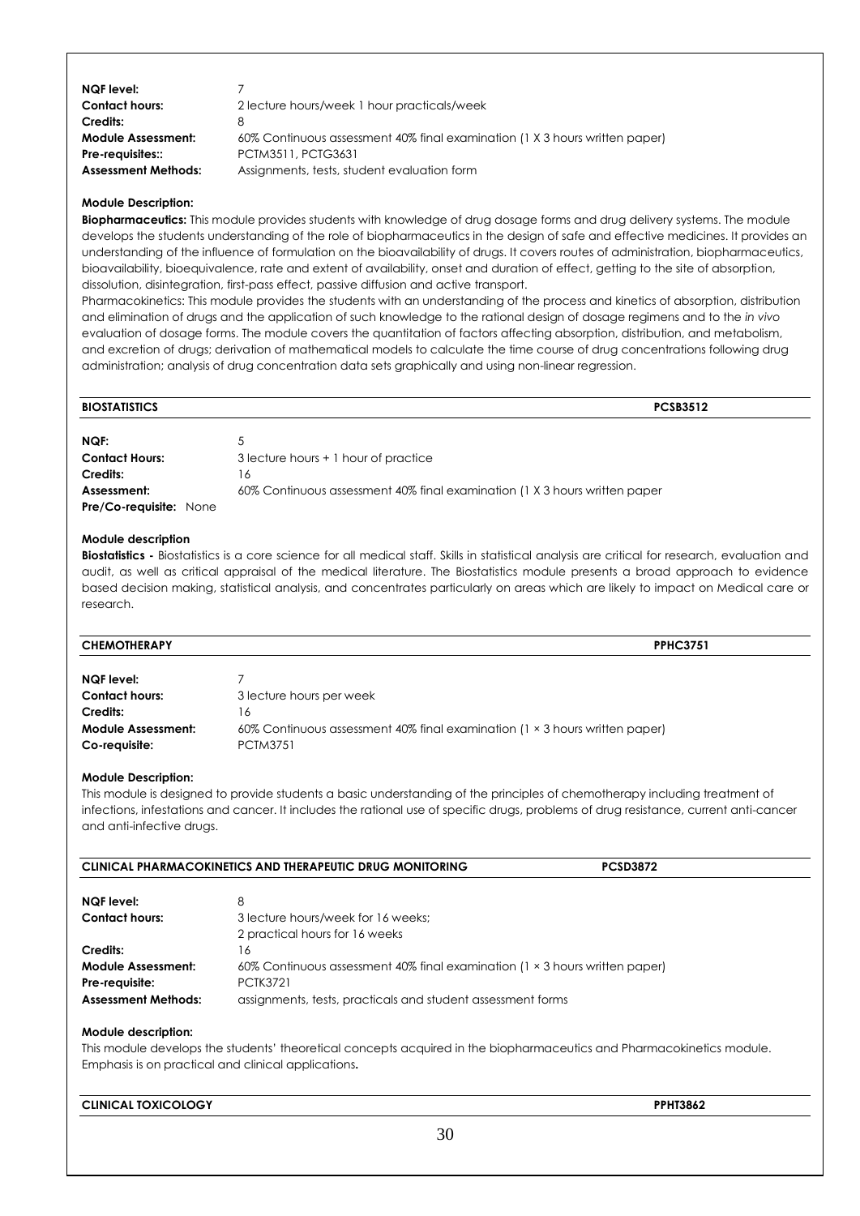| | |
|---|---|
| **NQF level:** | 7 |
| **Contact hours:** | 2 lecture hours/week 1 hour practicals/week |
| **Credits:** | 8 |
| **Module Assessment:** | 60% Continuous assessment 40% final examination (1 X 3 hours written paper) |
| **Pre-requisites::** | PCTM3511, PCTG3631 |
| **Assessment Methods:** | Assignments, tests, student evaluation form |

**Module Description:**

**Biopharmaceutics:** This module provides students with knowledge of drug dosage forms and drug delivery systems. The module develops the students understanding of the role of biopharmaceutics in the design of safe and effective medicines. It provides an understanding of the influence of formulation on the bioavailability of drugs. It covers routes of administration, biopharmaceutics, bioavailability, bioequivalence, rate and extent of availability, onset and duration of effect, getting to the site of absorption, dissolution, disintegration, first-pass effect, passive diffusion and active transport.

Pharmacokinetics: This module provides the students with an understanding of the process and kinetics of absorption, distribution and elimination of drugs and the application of such knowledge to the rational design of dosage regimens and to the *in vivo* evaluation of dosage forms. The module covers the quantitation of factors affecting absorption, distribution, and metabolism, and excretion of drugs; derivation of mathematical models to calculate the time course of drug concentrations following drug administration; analysis of drug concentration data sets graphically and using non-linear regression.

## BIOSTATISTICS — PCSB3512

| | |
|---|---|
| **NQF:** | 5 |
| **Contact Hours:** | 3 lecture hours + 1 hour of practice |
| **Credits:** | 16 |
| **Assessment:** | 60% Continuous assessment 40% final examination (1 X 3 hours written paper |
| **Pre/Co-requisite:** | None |

**Module description**

**Biostatistics -** Biostatistics is a core science for all medical staff. Skills in statistical analysis are critical for research, evaluation and audit, as well as critical appraisal of the medical literature. The Biostatistics module presents a broad approach to evidence based decision making, statistical analysis, and concentrates particularly on areas which are likely to impact on Medical care or research.

## CHEMOTHERAPY — PPHC3751

| | |
|---|---|
| **NQF level:** | 7 |
| **Contact hours:** | 3 lecture hours per week |
| **Credits:** | 16 |
| **Module Assessment:** | 60% Continuous assessment 40% final examination (1 × 3 hours written paper) |
| **Co-requisite:** | PCTM3751 |

**Module Description:**

This module is designed to provide students a basic understanding of the principles of chemotherapy including treatment of infections, infestations and cancer. It includes the rational use of specific drugs, problems of drug resistance, current anti-cancer and anti-infective drugs.

## CLINICAL PHARMACOKINETICS AND THERAPEUTIC DRUG MONITORING — PCSD3872

| | |
|---|---|
| **NQF level:** | 8 |
| **Contact hours:** | 3 lecture hours/week for 16 weeks; 2 practical hours for 16 weeks |
| **Credits:** | 16 |
| **Module Assessment:** | 60% Continuous assessment 40% final examination (1 × 3 hours written paper) |
| **Pre-requisite:** | PCTK3721 |
| **Assessment Methods:** | assignments, tests, practicals and student assessment forms |

**Module description:**

This module develops the students' theoretical concepts acquired in the biopharmaceutics and Pharmacokinetics module. Emphasis is on practical and clinical applications**.**

## CLINICAL TOXICOLOGY — PPHT3862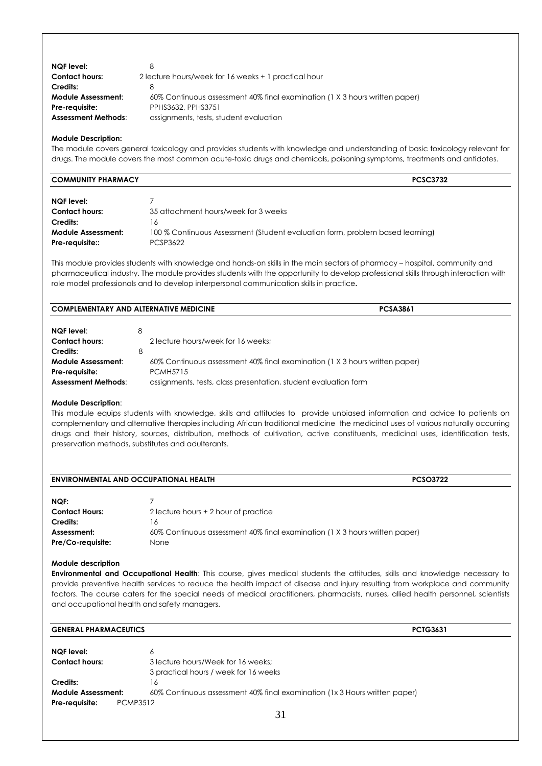| | |
|---|---|
| **NQF level:** | 8 |
| **Contact hours:** | 2 lecture hours/week for 16 weeks + 1 practical hour |
| **Credits:** | 8 |
| **Module Assessment**: | 60% Continuous assessment 40% final examination (1 X 3 hours written paper) |
| **Pre-requisite:** | PPHS3632, PPHS3751 |
| **Assessment Methods**: | assignments, tests, student evaluation |

**Module Description:**

The module covers general toxicology and provides students with knowledge and understanding of basic toxicology relevant for drugs. The module covers the most common acute-toxic drugs and chemicals, poisoning symptoms, treatments and antidotes.

### COMMUNITY PHARMACY — PCSC3732

| | |
|---|---|
| **NQF level:** | 7 |
| **Contact hours:** | 35 attachment hours/week for 3 weeks |
| **Credits:** | 16 |
| **Module Assessment:** | 100 % Continuous Assessment (Student evaluation form, problem based learning) |
| **Pre-requisite::** | PCSP3622 |

This module provides students with knowledge and hands-on skills in the main sectors of pharmacy – hospital, community and pharmaceutical industry. The module provides students with the opportunity to develop professional skills through interaction with role model professionals and to develop interpersonal communication skills in practice**.**

### COMPLEMENTARY AND ALTERNATIVE MEDICINE — PCSA3861

| | |
|---|---|
| **NQF level**: | 8 |
| **Contact hours**: | 2 lecture hours/week for 16 weeks; |
| **Credits**: | 8 |
| **Module Assessment**: | 60% Continuous assessment 40% final examination (1 X 3 hours written paper) |
| **Pre-requisite:** | PCMH5715 |
| **Assessment Methods**: | assignments, tests, class presentation, student evaluation form |

**Module Description**:

This module equips students with knowledge, skills and attitudes to provide unbiased information and advice to patients on complementary and alternative therapies including African traditional medicine the medicinal uses of various naturally occurring drugs and their history, sources, distribution, methods of cultivation, active constituents, medicinal uses, identification tests, preservation methods, substitutes and adulterants.

### ENVIRONMENTAL AND OCCUPATIONAL HEALTH — PCSO3722

| | |
|---|---|
| **NQF:** | 7 |
| **Contact Hours:** | 2 lecture hours + 2 hour of practice |
| **Credits:** | 16 |
| **Assessment:** | 60% Continuous assessment 40% final examination (1 X 3 hours written paper) |
| **Pre/Co-requisite:** | None |

**Module description**

**Environmental and Occupational Health**: This course, gives medical students the attitudes, skills and knowledge necessary to provide preventive health services to reduce the health impact of disease and injury resulting from workplace and community factors. The course caters for the special needs of medical practitioners, pharmacists, nurses, allied health personnel, scientists and occupational health and safety managers.

### GENERAL PHARMACEUTICS — PCTG3631

| | |
|---|---|
| **NQF level:** | 6 |
| **Contact hours:** | 3 lecture hours/Week for 16 weeks; 3 practical hours / week for 16 weeks |
| **Credits:** | 16 |
| **Module Assessment:** | 60% Continuous assessment 40% final examination (1x 3 Hours written paper) |
| **Pre-requisite:** | PCMP3512 |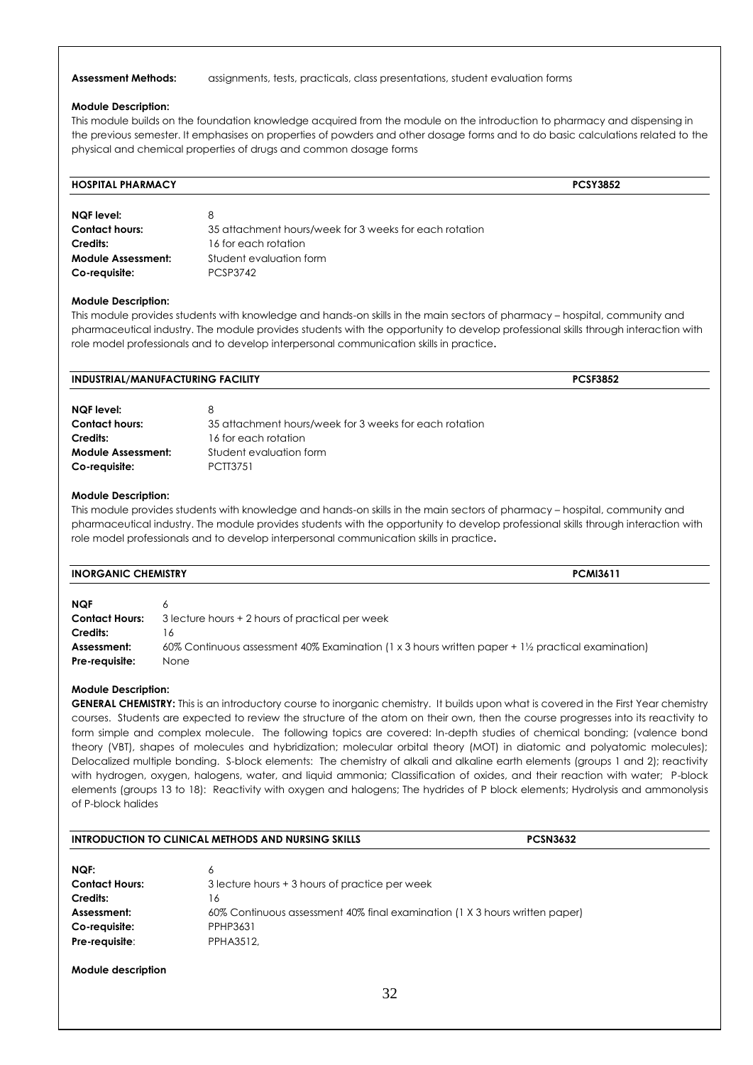**Assessment Methods:** assignments, tests, practicals, class presentations, student evaluation forms

**Module Description:**
This module builds on the foundation knowledge acquired from the module on the introduction to pharmacy and dispensing in the previous semester. It emphasises on properties of powders and other dosage forms and to do basic calculations related to the physical and chemical properties of drugs and common dosage forms

### HOSPITAL PHARMACY — PCSY3852

**NQF level:** 8
**Contact hours:** 35 attachment hours/week for 3 weeks for each rotation
**Credits:** 16 for each rotation
**Module Assessment:** Student evaluation form
**Co-requisite:** PCSP3742

**Module Description:**
This module provides students with knowledge and hands-on skills in the main sectors of pharmacy – hospital, community and pharmaceutical industry. The module provides students with the opportunity to develop professional skills through interaction with role model professionals and to develop interpersonal communication skills in practice**.**

### INDUSTRIAL/MANUFACTURING FACILITY — PCSF3852

**NQF level:** 8
**Contact hours:** 35 attachment hours/week for 3 weeks for each rotation
**Credits:** 16 for each rotation
**Module Assessment:** Student evaluation form
**Co-requisite:** PCTT3751

**Module Description:**
This module provides students with knowledge and hands-on skills in the main sectors of pharmacy – hospital, community and pharmaceutical industry. The module provides students with the opportunity to develop professional skills through interaction with role model professionals and to develop interpersonal communication skills in practice**.**

### INORGANIC CHEMISTRY — PCMI3611

**NQF** 6
**Contact Hours:** 3 lecture hours + 2 hours of practical per week
**Credits:** 16
**Assessment:** 60% Continuous assessment 40% Examination (1 x 3 hours written paper + 1½ practical examination)
**Pre-requisite:** None

**Module Description:**
**GENERAL CHEMISTRY:** This is an introductory course to inorganic chemistry. It builds upon what is covered in the First Year chemistry courses. Students are expected to review the structure of the atom on their own, then the course progresses into its reactivity to form simple and complex molecule. The following topics are covered: In-depth studies of chemical bonding; (valence bond theory (VBT), shapes of molecules and hybridization; molecular orbital theory (MOT) in diatomic and polyatomic molecules); Delocalized multiple bonding. S-block elements: The chemistry of alkali and alkaline earth elements (groups 1 and 2); reactivity with hydrogen, oxygen, halogens, water, and liquid ammonia; Classification of oxides, and their reaction with water; P-block elements (groups 13 to 18): Reactivity with oxygen and halogens; The hydrides of P block elements; Hydrolysis and ammonolysis of P-block halides

### INTRODUCTION TO CLINICAL METHODS AND NURSING SKILLS — PCSN3632

**NQF:** 6
**Contact Hours:** 3 lecture hours + 3 hours of practice per week
**Credits:** 16
**Assessment:** 60% Continuous assessment 40% final examination (1 X 3 hours written paper)
**Co-requisite:** PPHP3631
**Pre-requisite**: PPHA3512,

**Module description**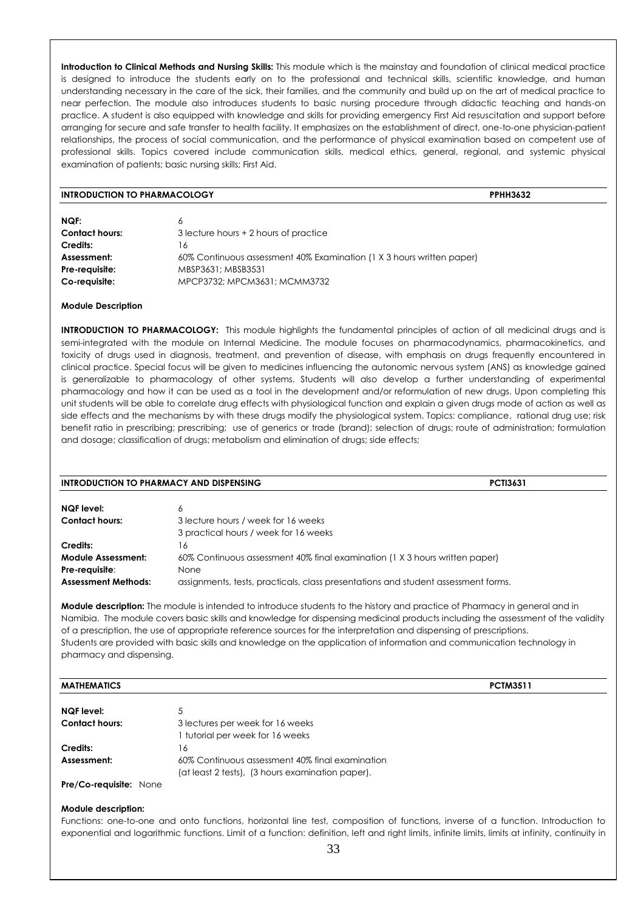**Introduction to Clinical Methods and Nursing Skills:** This module which is the mainstay and foundation of clinical medical practice is designed to introduce the students early on to the professional and technical skills, scientific knowledge, and human understanding necessary in the care of the sick, their families, and the community and build up on the art of medical practice to near perfection. The module also introduces students to basic nursing procedure through didactic teaching and hands-on practice. A student is also equipped with knowledge and skills for providing emergency First Aid resuscitation and support before arranging for secure and safe transfer to health facility. It emphasizes on the establishment of direct, one-to-one physician-patient relationships, the process of social communication, and the performance of physical examination based on competent use of professional skills. Topics covered include communication skills, medical ethics, general, regional, and systemic physical examination of patients; basic nursing skills; First Aid.

## INTRODUCTION TO PHARMACOLOGY — PPHH3632

| | |
|---|---|
| **NQF:** | 6 |
| **Contact hours:** | 3 lecture hours + 2 hours of practice |
| **Credits:** | 16 |
| **Assessment:** | 60% Continuous assessment 40% Examination (1 X 3 hours written paper) |
| **Pre-requisite:** | MBSP3631; MBSB3531 |
| **Co-requisite:** | MPCP3732; MPCM3631; MCMM3732 |

**Module Description**

**INTRODUCTION TO PHARMACOLOGY:** This module highlights the fundamental principles of action of all medicinal drugs and is semi-integrated with the module on Internal Medicine. The module focuses on pharmacodynamics, pharmacokinetics, and toxicity of drugs used in diagnosis, treatment, and prevention of disease, with emphasis on drugs frequently encountered in clinical practice. Special focus will be given to medicines influencing the autonomic nervous system (ANS) as knowledge gained is generalizable to pharmacology of other systems. Students will also develop a further understanding of experimental pharmacology and how it can be used as a tool in the development and/or reformulation of new drugs. Upon completing this unit students will be able to correlate drug effects with physiological function and explain a given drugs mode of action as well as side effects and the mechanisms by with these drugs modify the physiological system. Topics: compliance, rational drug use; risk benefit ratio in prescribing; prescribing; use of generics or trade (brand); selection of drugs; route of administration; formulation and dosage; classification of drugs; metabolism and elimination of drugs; side effects;

## INTRODUCTION TO PHARMACY AND DISPENSING — PCTI3631

| | |
|---|---|
| **NQF level:** | 6 |
| **Contact hours:** | 3 lecture hours / week for 16 weeks<br>3 practical hours / week for 16 weeks |
| **Credits:** | 16 |
| **Module Assessment:** | 60% Continuous assessment 40% final examination (1 X 3 hours written paper) |
| **Pre-requisite:** | None |
| **Assessment Methods:** | assignments, tests, practicals, class presentations and student assessment forms. |

**Module description:** The module is intended to introduce students to the history and practice of Pharmacy in general and in Namibia. The module covers basic skills and knowledge for dispensing medicinal products including the assessment of the validity of a prescription, the use of appropriate reference sources for the interpretation and dispensing of prescriptions.
Students are provided with basic skills and knowledge on the application of information and communication technology in pharmacy and dispensing.

## MATHEMATICS — PCTM3511

| | |
|---|---|
| **NQF level:** | 5 |
| **Contact hours:** | 3 lectures per week for 16 weeks<br>1 tutorial per week for 16 weeks |
| **Credits:** | 16 |
| **Assessment:** | 60% Continuous assessment 40% final examination<br>(at least 2 tests), (3 hours examination paper). |
| **Pre/Co-requisite:** | None |

**Module description:**

Functions: one-to-one and onto functions, horizontal line test, composition of functions, inverse of a function. Introduction to exponential and logarithmic functions. Limit of a function: definition, left and right limits, infinite limits, limits at infinity, continuity in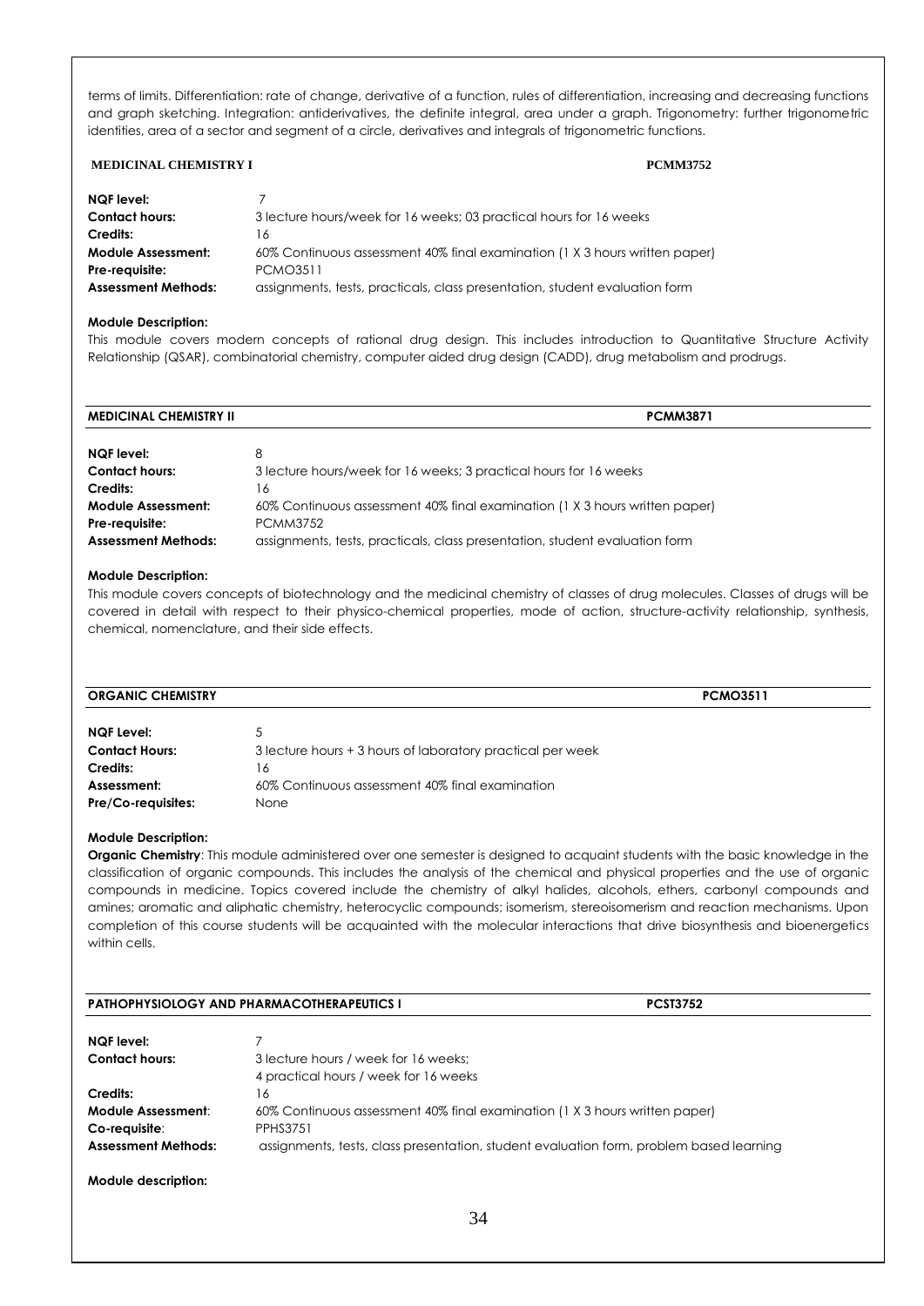terms of limits. Differentiation: rate of change, derivative of a function, rules of differentiation, increasing and decreasing functions and graph sketching. Integration: antiderivatives, the definite integral, area under a graph. Trigonometry: further trigonometric identities, area of a sector and segment of a circle, derivatives and integrals of trigonometric functions.

### MEDICINAL CHEMISTRY I — PCMM3752

| | |
|---|---|
| **NQF level:** | 7 |
| **Contact hours:** | 3 lecture hours/week for 16 weeks; 03 practical hours for 16 weeks |
| **Credits:** | 16 |
| **Module Assessment:** | 60% Continuous assessment 40% final examination (1 X 3 hours written paper) |
| **Pre-requisite:** | PCMO3511 |
| **Assessment Methods:** | assignments, tests, practicals, class presentation, student evaluation form |

**Module Description:**

This module covers modern concepts of rational drug design. This includes introduction to Quantitative Structure Activity Relationship (QSAR), combinatorial chemistry, computer aided drug design (CADD), drug metabolism and prodrugs.

### MEDICINAL CHEMISTRY II — PCMM3871

| | |
|---|---|
| **NQF level:** | 8 |
| **Contact hours:** | 3 lecture hours/week for 16 weeks; 3 practical hours for 16 weeks |
| **Credits:** | 16 |
| **Module Assessment:** | 60% Continuous assessment 40% final examination (1 X 3 hours written paper) |
| **Pre-requisite:** | PCMM3752 |
| **Assessment Methods:** | assignments, tests, practicals, class presentation, student evaluation form |

**Module Description:**

This module covers concepts of biotechnology and the medicinal chemistry of classes of drug molecules. Classes of drugs will be covered in detail with respect to their physico-chemical properties, mode of action, structure-activity relationship, synthesis, chemical, nomenclature, and their side effects.

### ORGANIC CHEMISTRY — PCMO3511

| | |
|---|---|
| **NQF Level:** | 5 |
| **Contact Hours:** | 3 lecture hours + 3 hours of laboratory practical per week |
| **Credits:** | 16 |
| **Assessment:** | 60% Continuous assessment 40% final examination |
| **Pre/Co-requisites:** | None |

**Module Description:**

**Organic Chemistry**: This module administered over one semester is designed to acquaint students with the basic knowledge in the classification of organic compounds. This includes the analysis of the chemical and physical properties and the use of organic compounds in medicine. Topics covered include the chemistry of alkyl halides, alcohols, ethers, carbonyl compounds and amines; aromatic and aliphatic chemistry, heterocyclic compounds; isomerism, stereoisomerism and reaction mechanisms. Upon completion of this course students will be acquainted with the molecular interactions that drive biosynthesis and bioenergetics within cells.

### PATHOPHYSIOLOGY AND PHARMACOTHERAPEUTICS I — PCST3752

| | |
|---|---|
| **NQF level:** | 7 |
| **Contact hours:** | 3 lecture hours / week for 16 weeks; 4 practical hours / week for 16 weeks |
| **Credits:** | 16 |
| **Module Assessment:** | 60% Continuous assessment 40% final examination (1 X 3 hours written paper) |
| **Co-requisite:** | PPHS3751 |
| **Assessment Methods:** | assignments, tests, class presentation, student evaluation form, problem based learning |

**Module description:**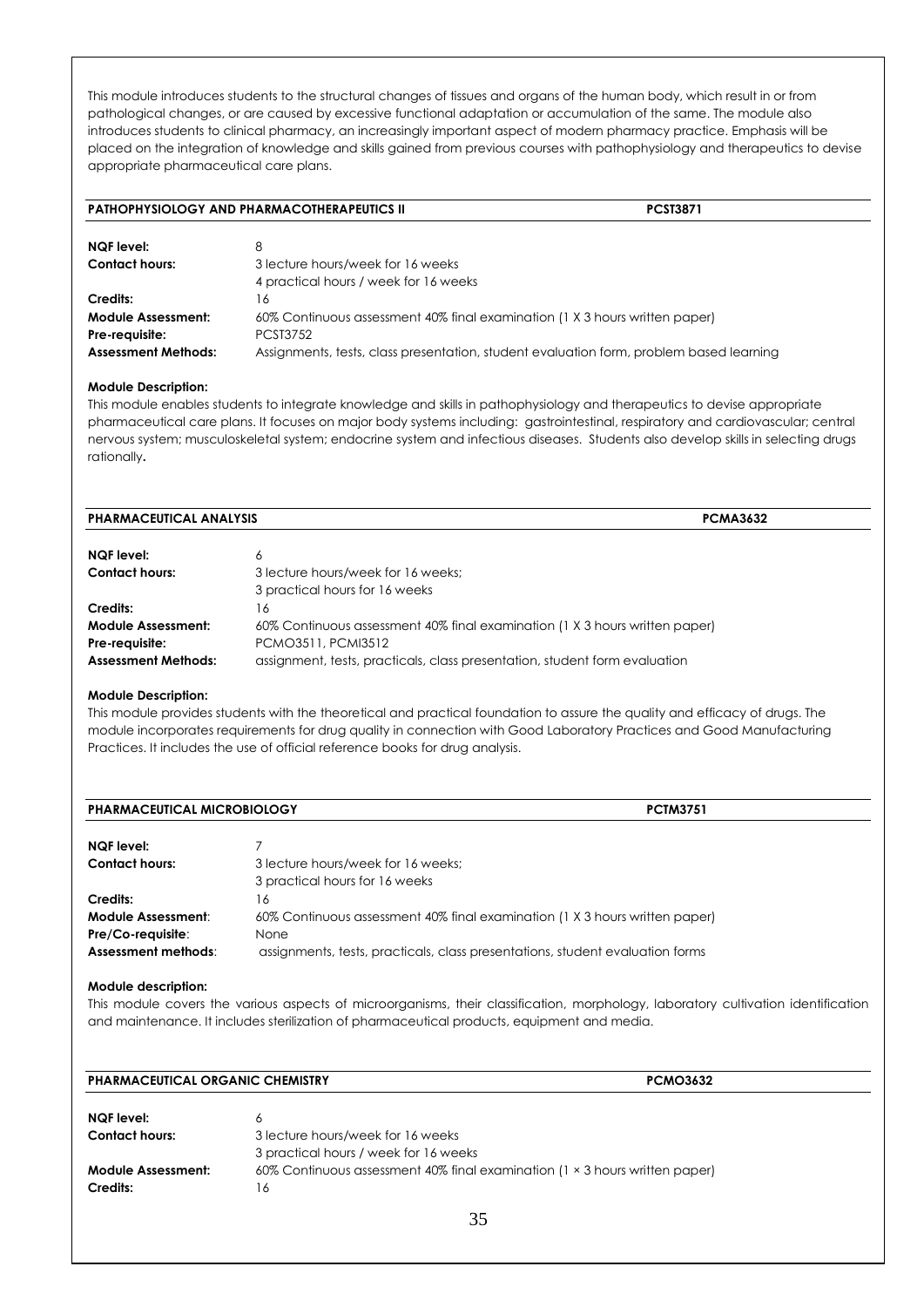This module introduces students to the structural changes of tissues and organs of the human body, which result in or from pathological changes, or are caused by excessive functional adaptation or accumulation of the same. The module also introduces students to clinical pharmacy, an increasingly important aspect of modern pharmacy practice. Emphasis will be placed on the integration of knowledge and skills gained from previous courses with pathophysiology and therapeutics to devise appropriate pharmaceutical care plans.

## PATHOPHYSIOLOGY AND PHARMACOTHERAPEUTICS II — PCST3871

**NQF level:** 8
**Contact hours:** 3 lecture hours/week for 16 weeks
4 practical hours / week for 16 weeks
**Credits:** 16
**Module Assessment:** 60% Continuous assessment 40% final examination (1 X 3 hours written paper)
**Pre-requisite:** PCST3752
**Assessment Methods:** Assignments, tests, class presentation, student evaluation form, problem based learning

**Module Description:**
This module enables students to integrate knowledge and skills in pathophysiology and therapeutics to devise appropriate pharmaceutical care plans. It focuses on major body systems including: gastrointestinal, respiratory and cardiovascular; central nervous system; musculoskeletal system; endocrine system and infectious diseases. Students also develop skills in selecting drugs rationally**.**

## PHARMACEUTICAL ANALYSIS — PCMA3632

**NQF level:** 6
**Contact hours:** 3 lecture hours/week for 16 weeks;
3 practical hours for 16 weeks
**Credits:** 16
**Module Assessment:** 60% Continuous assessment 40% final examination (1 X 3 hours written paper)
**Pre-requisite:** PCMO3511, PCMI3512
**Assessment Methods:** assignment, tests, practicals, class presentation, student form evaluation

**Module Description:**
This module provides students with the theoretical and practical foundation to assure the quality and efficacy of drugs. The module incorporates requirements for drug quality in connection with Good Laboratory Practices and Good Manufacturing Practices. It includes the use of official reference books for drug analysis.

## PHARMACEUTICAL MICROBIOLOGY — PCTM3751

**NQF level:** 7
**Contact hours:** 3 lecture hours/week for 16 weeks;
3 practical hours for 16 weeks
**Credits:** 16
**Module Assessment**: 60% Continuous assessment 40% final examination (1 X 3 hours written paper)
**Pre/Co-requisite**: None
**Assessment methods**: assignments, tests, practicals, class presentations, student evaluation forms

**Module description:**
This module covers the various aspects of microorganisms, their classification, morphology, laboratory cultivation identification and maintenance. It includes sterilization of pharmaceutical products, equipment and media.

## PHARMACEUTICAL ORGANIC CHEMISTRY — PCMO3632

**NQF level:** 6
**Contact hours:** 3 lecture hours/week for 16 weeks
3 practical hours / week for 16 weeks
**Module Assessment:** 60% Continuous assessment 40% final examination (1 × 3 hours written paper)
**Credits:** 16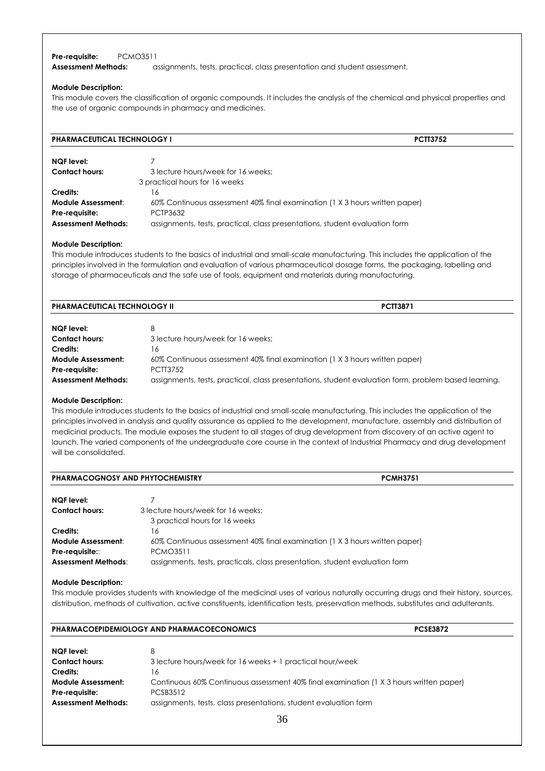**Pre-requisite:** PCMO3511
**Assessment Methods:** assignments, tests, practical, class presentation and student assessment.

**Module Description:**
This module covers the classification of organic compounds. It includes the analysis of the chemical and physical properties and the use of organic compounds in pharmacy and medicines.

### PHARMACEUTICAL TECHNOLOGY I — PCTT3752

| | |
|---|---|
| **NQF level:** | 7 |
| **Contact hours:** | 3 lecture hours/week for 16 weeks; 3 practical hours for 16 weeks |
| **Credits:** | 16 |
| **Module Assessment:** | 60% Continuous assessment 40% final examination (1 X 3 hours written paper) |
| **Pre-requisite:** | PCTP3632 |
| **Assessment Methods:** | assignments, tests, practical, class presentations, student evaluation form |

**Module Description:**
This module introduces students to the basics of industrial and small-scale manufacturing. This includes the application of the principles involved in the formulation and evaluation of various pharmaceutical dosage forms, the packaging, labelling and storage of pharmaceuticals and the safe use of tools, equipment and materials during manufacturing.

### PHARMACEUTICAL TECHNOLOGY II — PCTT3871

| | |
|---|---|
| **NQF level:** | 8 |
| **Contact hours:** | 3 lecture hours/week for 16 weeks; |
| **Credits:** | 16 |
| **Module Assessment:** | 60% Continuous assessment 40% final examination (1 X 3 hours written paper) |
| **Pre-requisite:** | PCTT3752 |
| **Assessment Methods:** | assignments, tests, practical, class presentations, student evaluation form, problem based learning. |

**Module Description:**
This module introduces students to the basics of industrial and small-scale manufacturing. This includes the application of the principles involved in analysis and quality assurance as applied to the development, manufacture, assembly and distribution of medicinal products. The module exposes the student to all stages of drug development from discovery of an active agent to launch. The varied components of the undergraduate core course in the context of Industrial Pharmacy and drug development will be consolidated.

### PHARMACOGNOSY AND PHYTOCHEMISTRY — PCMH3751

| | |
|---|---|
| **NQF level:** | 7 |
| **Contact hours:** | 3 lecture hours/week for 16 weeks; 3 practical hours for 16 weeks |
| **Credits:** | 16 |
| **Module Assessment:** | 60% Continuous assessment 40% final examination (1 X 3 hours written paper) |
| **Pre-requisite::** | PCMO3511 |
| **Assessment Methods:** | assignments, tests, practicals, class presentation, student evaluation form |

**Module Description:**
This module provides students with knowledge of the medicinal uses of various naturally occurring drugs and their history, sources, distribution, methods of cultivation, active constituents, identification tests, preservation methods, substitutes and adulterants.

### PHARMACOEPIDEMIOLOGY AND PHARMACOECONOMICS — PCSE3872

| | |
|---|---|
| **NQF level:** | 8 |
| **Contact hours:** | 3 lecture hours/week for 16 weeks + 1 practical hour/week |
| **Credits:** | 16 |
| **Module Assessment:** | Continuous 60% Continuous assessment 40% final examination (1 X 3 hours written paper) |
| **Pre-requisite:** | PCSB3512 |
| **Assessment Methods:** | assignments, tests, class presentations, student evaluation form |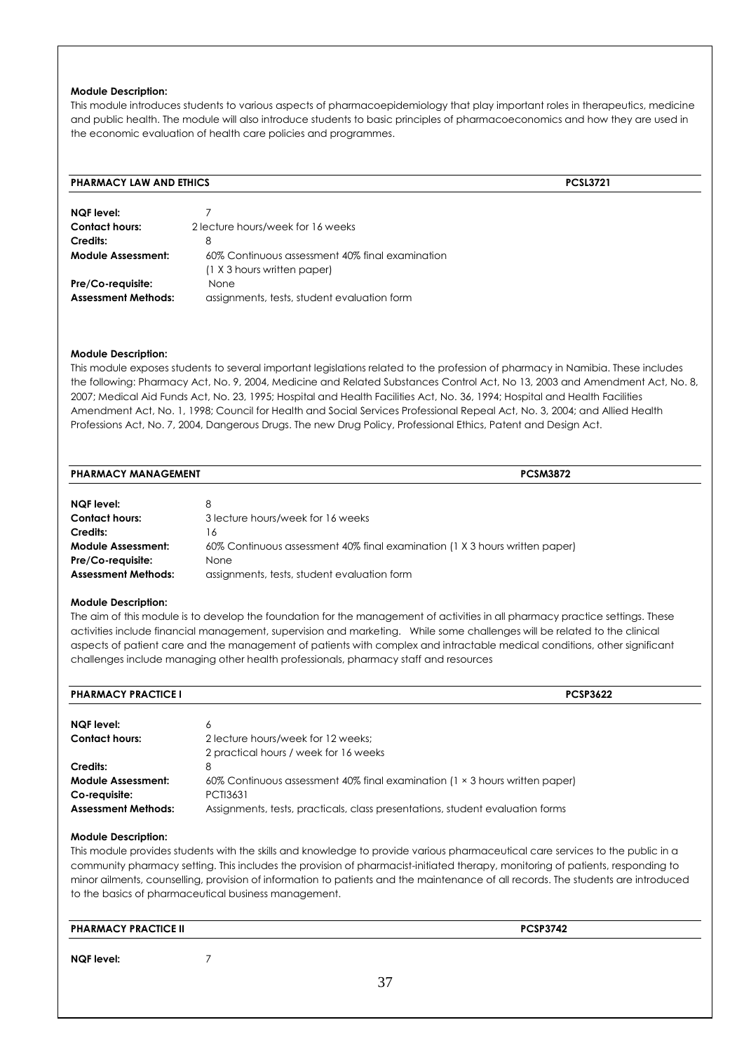**Module Description:**

This module introduces students to various aspects of pharmacoepidemiology that play important roles in therapeutics, medicine and public health. The module will also introduce students to basic principles of pharmacoeconomics and how they are used in the economic evaluation of health care policies and programmes.

| **PHARMACY LAW AND ETHICS** | **PCSL3721** |
|---|---|

| | |
|---|---|
| **NQF level:** | 7 |
| **Contact hours:** | 2 lecture hours/week for 16 weeks |
| **Credits:** | 8 |
| **Module Assessment:** | 60% Continuous assessment 40% final examination (1 X 3 hours written paper) |
| **Pre/Co-requisite:** | None |
| **Assessment Methods:** | assignments, tests, student evaluation form |

**Module Description:**

This module exposes students to several important legislations related to the profession of pharmacy in Namibia. These includes the following: Pharmacy Act, No. 9, 2004, Medicine and Related Substances Control Act, No 13, 2003 and Amendment Act, No. 8, 2007; Medical Aid Funds Act, No. 23, 1995; Hospital and Health Facilities Act, No. 36, 1994; Hospital and Health Facilities Amendment Act, No. 1, 1998; Council for Health and Social Services Professional Repeal Act, No. 3, 2004; and Allied Health Professions Act, No. 7, 2004, Dangerous Drugs. The new Drug Policy, Professional Ethics, Patent and Design Act.

| **PHARMACY MANAGEMENT** | **PCSM3872** |
|---|---|

| | |
|---|---|
| **NQF level:** | 8 |
| **Contact hours:** | 3 lecture hours/week for 16 weeks |
| **Credits:** | 16 |
| **Module Assessment:** | 60% Continuous assessment 40% final examination (1 X 3 hours written paper) |
| **Pre/Co-requisite:** | None |
| **Assessment Methods:** | assignments, tests, student evaluation form |

**Module Description:**

The aim of this module is to develop the foundation for the management of activities in all pharmacy practice settings. These activities include financial management, supervision and marketing. While some challenges will be related to the clinical aspects of patient care and the management of patients with complex and intractable medical conditions, other significant challenges include managing other health professionals, pharmacy staff and resources

| **PHARMACY PRACTICE I** | **PCSP3622** |
|---|---|

| | |
|---|---|
| **NQF level:** | 6 |
| **Contact hours:** | 2 lecture hours/week for 12 weeks; 2 practical hours / week for 16 weeks |
| **Credits:** | 8 |
| **Module Assessment:** | 60% Continuous assessment 40% final examination (1 × 3 hours written paper) |
| **Co-requisite:** | PCTI3631 |
| **Assessment Methods:** | Assignments, tests, practicals, class presentations, student evaluation forms |

**Module Description:**

This module provides students with the skills and knowledge to provide various pharmaceutical care services to the public in a community pharmacy setting. This includes the provision of pharmacist-initiated therapy, monitoring of patients, responding to minor ailments, counselling, provision of information to patients and the maintenance of all records. The students are introduced to the basics of pharmaceutical business management.

| **PHARMACY PRACTICE II** | **PCSP3742** |
|---|---|

| | |
|---|---|
| **NQF level:** | 7 |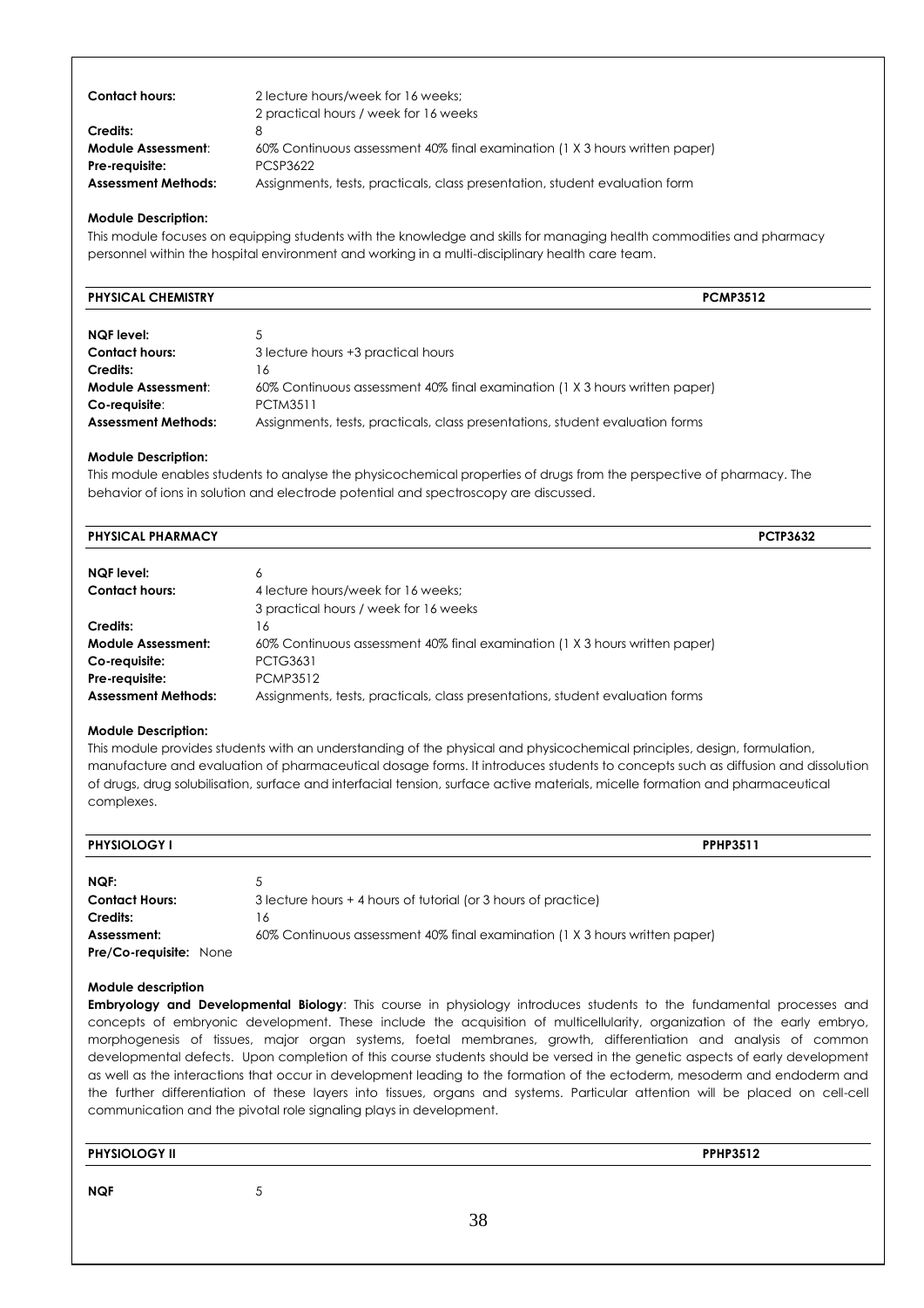| | |
|---|---|
| **Contact hours:** | 2 lecture hours/week for 16 weeks; 2 practical hours / week for 16 weeks |
| **Credits:** | 8 |
| **Module Assessment**: | 60% Continuous assessment 40% final examination (1 X 3 hours written paper) |
| **Pre-requisite:** | PCSP3622 |
| **Assessment Methods:** | Assignments, tests, practicals, class presentation, student evaluation form |

**Module Description:**

This module focuses on equipping students with the knowledge and skills for managing health commodities and pharmacy personnel within the hospital environment and working in a multi-disciplinary health care team.

## PHYSICAL CHEMISTRY — PCMP3512

| | |
|---|---|
| **NQF level:** | 5 |
| **Contact hours:** | 3 lecture hours +3 practical hours |
| **Credits:** | 16 |
| **Module Assessment**: | 60% Continuous assessment 40% final examination (1 X 3 hours written paper) |
| **Co-requisite**: | PCTM3511 |
| **Assessment Methods:** | Assignments, tests, practicals, class presentations, student evaluation forms |

**Module Description:**

This module enables students to analyse the physicochemical properties of drugs from the perspective of pharmacy. The behavior of ions in solution and electrode potential and spectroscopy are discussed.

## PHYSICAL PHARMACY — PCTP3632

| | |
|---|---|
| **NQF level:** | 6 |
| **Contact hours:** | 4 lecture hours/week for 16 weeks; 3 practical hours / week for 16 weeks |
| **Credits:** | 16 |
| **Module Assessment:** | 60% Continuous assessment 40% final examination (1 X 3 hours written paper) |
| **Co-requisite:** | PCTG3631 |
| **Pre-requisite:** | PCMP3512 |
| **Assessment Methods:** | Assignments, tests, practicals, class presentations, student evaluation forms |

**Module Description:**

This module provides students with an understanding of the physical and physicochemical principles, design, formulation, manufacture and evaluation of pharmaceutical dosage forms. It introduces students to concepts such as diffusion and dissolution of drugs, drug solubilisation, surface and interfacial tension, surface active materials, micelle formation and pharmaceutical complexes.

## PHYSIOLOGY I — PPHP3511

| | |
|---|---|
| **NQF:** | 5 |
| **Contact Hours:** | 3 lecture hours + 4 hours of tutorial (or 3 hours of practice) |
| **Credits:** | 16 |
| **Assessment:** | 60% Continuous assessment 40% final examination (1 X 3 hours written paper) |
| **Pre/Co-requisite:** | None |

**Module description**

**Embryology and Developmental Biology**: This course in physiology introduces students to the fundamental processes and concepts of embryonic development. These include the acquisition of multicellularity, organization of the early embryo, morphogenesis of tissues, major organ systems, foetal membranes, growth, differentiation and analysis of common developmental defects. Upon completion of this course students should be versed in the genetic aspects of early development as well as the interactions that occur in development leading to the formation of the ectoderm, mesoderm and endoderm and the further differentiation of these layers into tissues, organs and systems. Particular attention will be placed on cell-cell communication and the pivotal role signaling plays in development.

## PHYSIOLOGY II — PPHP3512

| | |
|---|---|
| **NQF** | 5 |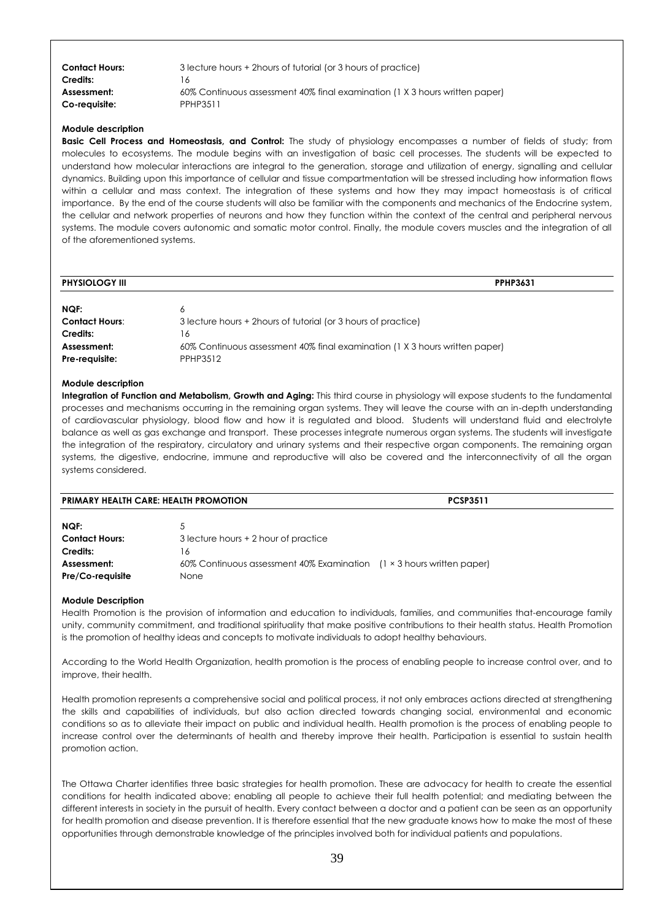| | |
|---|---|
| **Contact Hours:** | 3 lecture hours + 2hours of tutorial (or 3 hours of practice) |
| **Credits:** | 16 |
| **Assessment:** | 60% Continuous assessment 40% final examination (1 X 3 hours written paper) |
| **Co-requisite:** | PPHP3511 |

**Module description**

**Basic Cell Process and Homeostasis, and Control:** The study of physiology encompasses a number of fields of study; from molecules to ecosystems. The module begins with an investigation of basic cell processes. The students will be expected to understand how molecular interactions are integral to the generation, storage and utilization of energy, signalling and cellular dynamics. Building upon this importance of cellular and tissue compartmentation will be stressed including how information flows within a cellular and mass context. The integration of these systems and how they may impact homeostasis is of critical importance. By the end of the course students will also be familiar with the components and mechanics of the Endocrine system, the cellular and network properties of neurons and how they function within the context of the central and peripheral nervous systems. The module covers autonomic and somatic motor control. Finally, the module covers muscles and the integration of all of the aforementioned systems.

## PHYSIOLOGY III PPHP3631

| | |
|---|---|
| **NQF:** | 6 |
| **Contact Hours**: | 3 lecture hours + 2hours of tutorial (or 3 hours of practice) |
| **Credits:** | 16 |
| **Assessment:** | 60% Continuous assessment 40% final examination (1 X 3 hours written paper) |
| **Pre-requisite:** | PPHP3512 |

**Module description**

**Integration of Function and Metabolism, Growth and Aging:** This third course in physiology will expose students to the fundamental processes and mechanisms occurring in the remaining organ systems. They will leave the course with an in-depth understanding of cardiovascular physiology, blood flow and how it is regulated and blood. Students will understand fluid and electrolyte balance as well as gas exchange and transport. These processes integrate numerous organ systems. The students will investigate the integration of the respiratory, circulatory and urinary systems and their respective organ components. The remaining organ systems, the digestive, endocrine, immune and reproductive will also be covered and the interconnectivity of all the organ systems considered.

## PRIMARY HEALTH CARE: HEALTH PROMOTION PCSP3511

| | |
|---|---|
| **NQF:** | 5 |
| **Contact Hours:** | 3 lecture hours + 2 hour of practice |
| **Credits:** | 16 |
| **Assessment:** | 60% Continuous assessment 40% Examination (1 × 3 hours written paper) |
| **Pre/Co-requisite** | None |

**Module Description**

Health Promotion is the provision of information and education to individuals, families, and communities that-encourage family unity, community commitment, and traditional spirituality that make positive contributions to their health status. Health Promotion is the promotion of healthy ideas and concepts to motivate individuals to adopt healthy behaviours.

According to the World Health Organization, health promotion is the process of enabling people to increase control over, and to improve, their health.

Health promotion represents a comprehensive social and political process, it not only embraces actions directed at strengthening the skills and capabilities of individuals, but also action directed towards changing social, environmental and economic conditions so as to alleviate their impact on public and individual health. Health promotion is the process of enabling people to increase control over the determinants of health and thereby improve their health. Participation is essential to sustain health promotion action.

The Ottawa Charter identifies three basic strategies for health promotion. These are advocacy for health to create the essential conditions for health indicated above; enabling all people to achieve their full health potential; and mediating between the different interests in society in the pursuit of health. Every contact between a doctor and a patient can be seen as an opportunity for health promotion and disease prevention. It is therefore essential that the new graduate knows how to make the most of these opportunities through demonstrable knowledge of the principles involved both for individual patients and populations.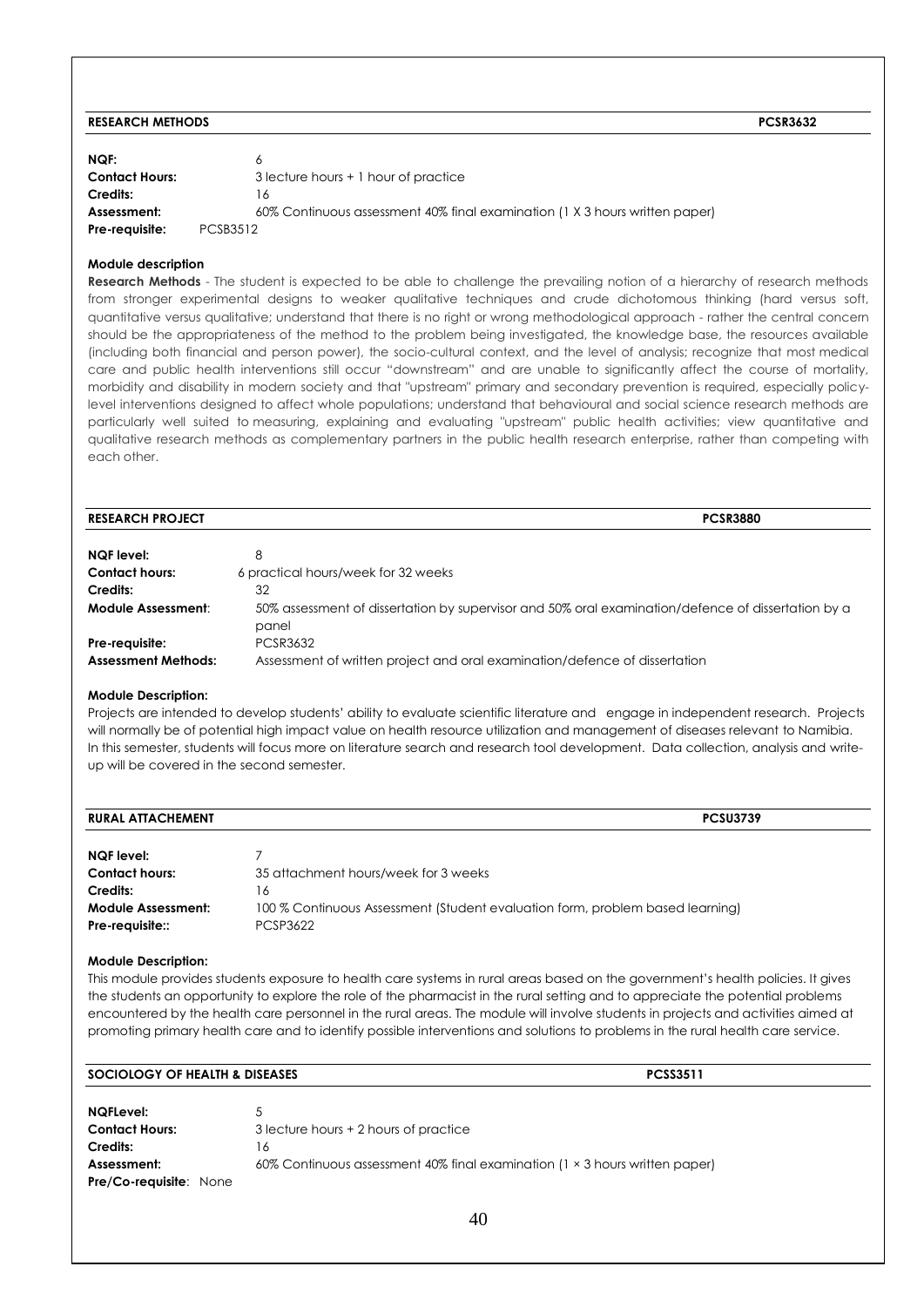## RESEARCH METHODS PCSR3632

**NQF:** 6
**Contact Hours:** 3 lecture hours + 1 hour of practice
**Credits:** 16
**Assessment:** 60% Continuous assessment 40% final examination (1 X 3 hours written paper)
**Pre-requisite:** PCSB3512

**Module description**

**Research Methods** - The student is expected to be able to challenge the prevailing notion of a hierarchy of research methods from stronger experimental designs to weaker qualitative techniques and crude dichotomous thinking (hard versus soft, quantitative versus qualitative; understand that there is no right or wrong methodological approach - rather the central concern should be the appropriateness of the method to the problem being investigated, the knowledge base, the resources available (including both financial and person power), the socio-cultural context, and the level of analysis; recognize that most medical care and public health interventions still occur "downstream" and are unable to significantly affect the course of mortality, morbidity and disability in modern society and that "upstream" primary and secondary prevention is required, especially policy-level interventions designed to affect whole populations; understand that behavioural and social science research methods are particularly well suited to measuring, explaining and evaluating "upstream" public health activities; view quantitative and qualitative research methods as complementary partners in the public health research enterprise, rather than competing with each other.

## RESEARCH PROJECT PCSR3880

**NQF level:** 8
**Contact hours:** 6 practical hours/week for 32 weeks
**Credits:** 32
**Module Assessment:** 50% assessment of dissertation by supervisor and 50% oral examination/defence of dissertation by a panel
**Pre-requisite:** PCSR3632
**Assessment Methods:** Assessment of written project and oral examination/defence of dissertation

**Module Description:**

Projects are intended to develop students' ability to evaluate scientific literature and engage in independent research. Projects will normally be of potential high impact value on health resource utilization and management of diseases relevant to Namibia. In this semester, students will focus more on literature search and research tool development. Data collection, analysis and write-up will be covered in the second semester.

## RURAL ATTACHEMENT PCSU3739

**NQF level:** 7
**Contact hours:** 35 attachment hours/week for 3 weeks
**Credits:** 16
**Module Assessment:** 100 % Continuous Assessment (Student evaluation form, problem based learning)
**Pre-requisite::** PCSP3622

**Module Description:**

This module provides students exposure to health care systems in rural areas based on the government's health policies. It gives the students an opportunity to explore the role of the pharmacist in the rural setting and to appreciate the potential problems encountered by the health care personnel in the rural areas. The module will involve students in projects and activities aimed at promoting primary health care and to identify possible interventions and solutions to problems in the rural health care service.

## SOCIOLOGY OF HEALTH & DISEASES PCSS3511

**NQFLevel:** 5
**Contact Hours:** 3 lecture hours + 2 hours of practice
**Credits:** 16
**Assessment:** 60% Continuous assessment 40% final examination (1 × 3 hours written paper)
**Pre/Co-requisite**: None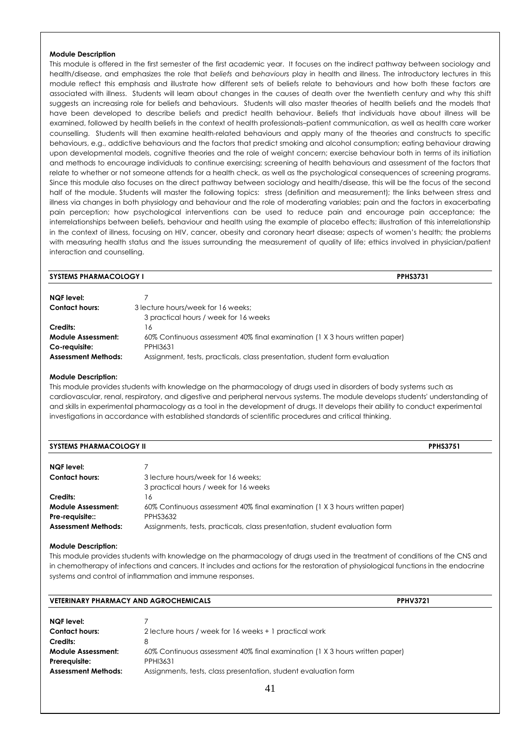**Module Description**

This module is offered in the first semester of the first academic year. It focuses on the indirect pathway between sociology and health/disease, and emphasizes the role that *beliefs* and *behaviours* play in health and illness. The introductory lectures in this module reflect this emphasis and illustrate how different sets of beliefs relate to behaviours and how both these factors are associated with illness. Students will learn about changes in the causes of death over the twentieth century and why this shift suggests an increasing role for beliefs and behaviours. Students will also master theories of health beliefs and the models that have been developed to describe beliefs and predict health behaviour. Beliefs that individuals have about illness will be examined, followed by health beliefs in the context of health professionals–patient communication, as well as health care worker counselling. Students will then examine health-related behaviours and apply many of the theories and constructs to specific behaviours, e.g., addictive behaviours and the factors that predict smoking and alcohol consumption; eating behaviour drawing upon developmental models, cognitive theories and the role of weight concern; exercise behaviour both in terms of its initiation and methods to encourage individuals to continue exercising; screening of health behaviours and assessment of the factors that relate to whether or not someone attends for a health check, as well as the psychological consequences of screening programs. Since this module also focuses on the direct pathway between sociology and health/disease, this will be the focus of the second half of the module. Students will master the following topics: stress (definition and measurement); the links between stress and illness via changes in both physiology and behaviour and the role of moderating variables; pain and the factors in exacerbating pain perception; how psychological interventions can be used to reduce pain and encourage pain acceptance; the interrelationships between beliefs, behaviour and health using the example of placebo effects; illustration of this interrelationship in the context of illness, focusing on HIV, cancer, obesity and coronary heart disease; aspects of women's health; the problems with measuring health status and the issues surrounding the measurement of quality of life; ethics involved in physician/patient interaction and counselling.

## SYSTEMS PHARMACOLOGY I — PPHS3731

| | |
|---|---|
| **NQF level:** | 7 |
| **Contact hours:** | 3 lecture hours/week for 16 weeks; 3 practical hours / week for 16 weeks |
| **Credits:** | 16 |
| **Module Assessment:** | 60% Continuous assessment 40% final examination (1 X 3 hours written paper) |
| **Co-requisite:** | PPHI3631 |
| **Assessment Methods:** | Assignment, tests, practicals, class presentation, student form evaluation |

**Module Description:**

This module provides students with knowledge on the pharmacology of drugs used in disorders of body systems such as cardiovascular, renal, respiratory, and digestive and peripheral nervous systems. The module develops students' understanding of and skills in experimental pharmacology as a tool in the development of drugs. It develops their ability to conduct experimental investigations in accordance with established standards of scientific procedures and critical thinking.

## SYSTEMS PHARMACOLOGY II — PPHS3751

| | |
|---|---|
| **NQF level:** | 7 |
| **Contact hours:** | 3 lecture hours/week for 16 weeks; 3 practical hours / week for 16 weeks |
| **Credits:** | 16 |
| **Module Assessment:** | 60% Continuous assessment 40% final examination (1 X 3 hours written paper) |
| **Pre-requisite::** | PPHS3632 |
| **Assessment Methods:** | Assignments, tests, practicals, class presentation, student evaluation form |

**Module Description:**

This module provides students with knowledge on the pharmacology of drugs used in the treatment of conditions of the CNS and in chemotherapy of infections and cancers. It includes and actions for the restoration of physiological functions in the endocrine systems and control of inflammation and immune responses.

## VETERINARY PHARMACY AND AGROCHEMICALS — PPHV3721

| | |
|---|---|
| **NQF level:** | 7 |
| **Contact hours:** | 2 lecture hours / week for 16 weeks + 1 practical work |
| **Credits:** | 8 |
| **Module Assessment:** | 60% Continuous assessment 40% final examination (1 X 3 hours written paper) |
| **Prerequisite:** | PPHI3631 |
| **Assessment Methods:** | Assignments, tests, class presentation, student evaluation form |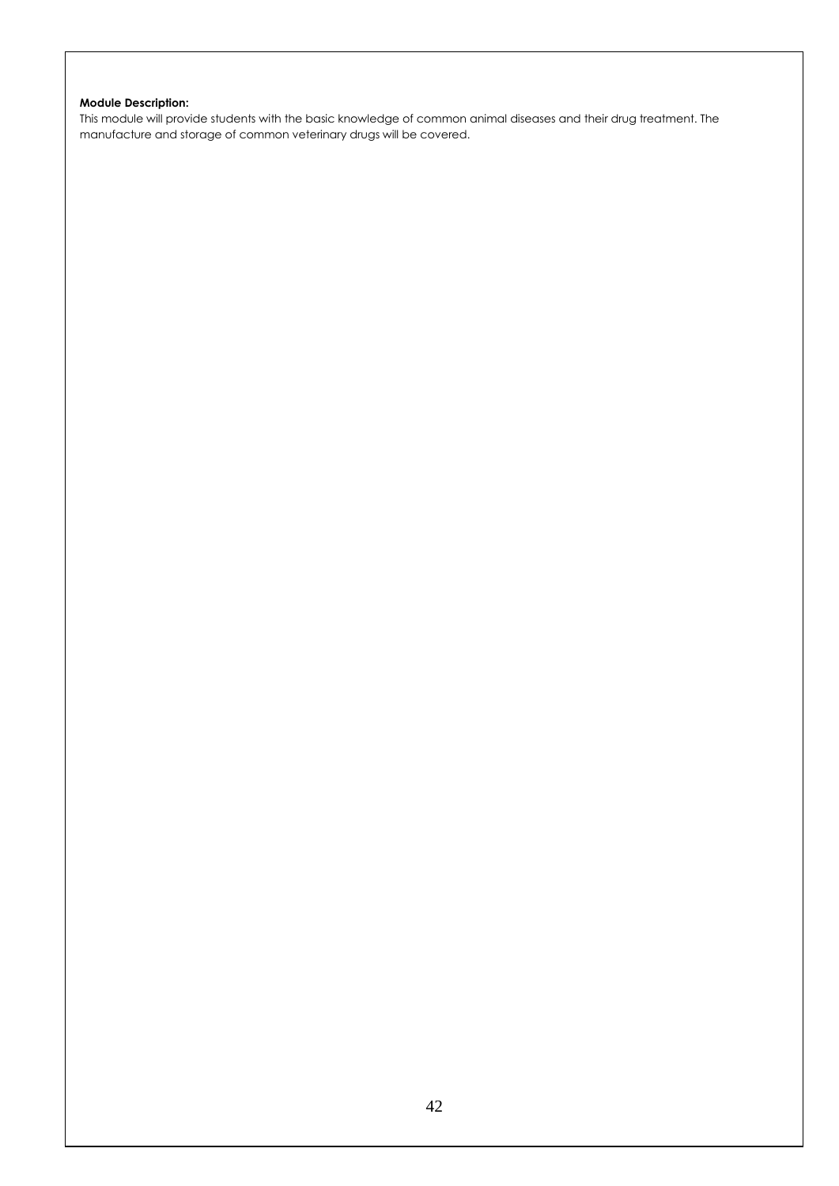**Module Description:**

This module will provide students with the basic knowledge of common animal diseases and their drug treatment. The manufacture and storage of common veterinary drugs will be covered.